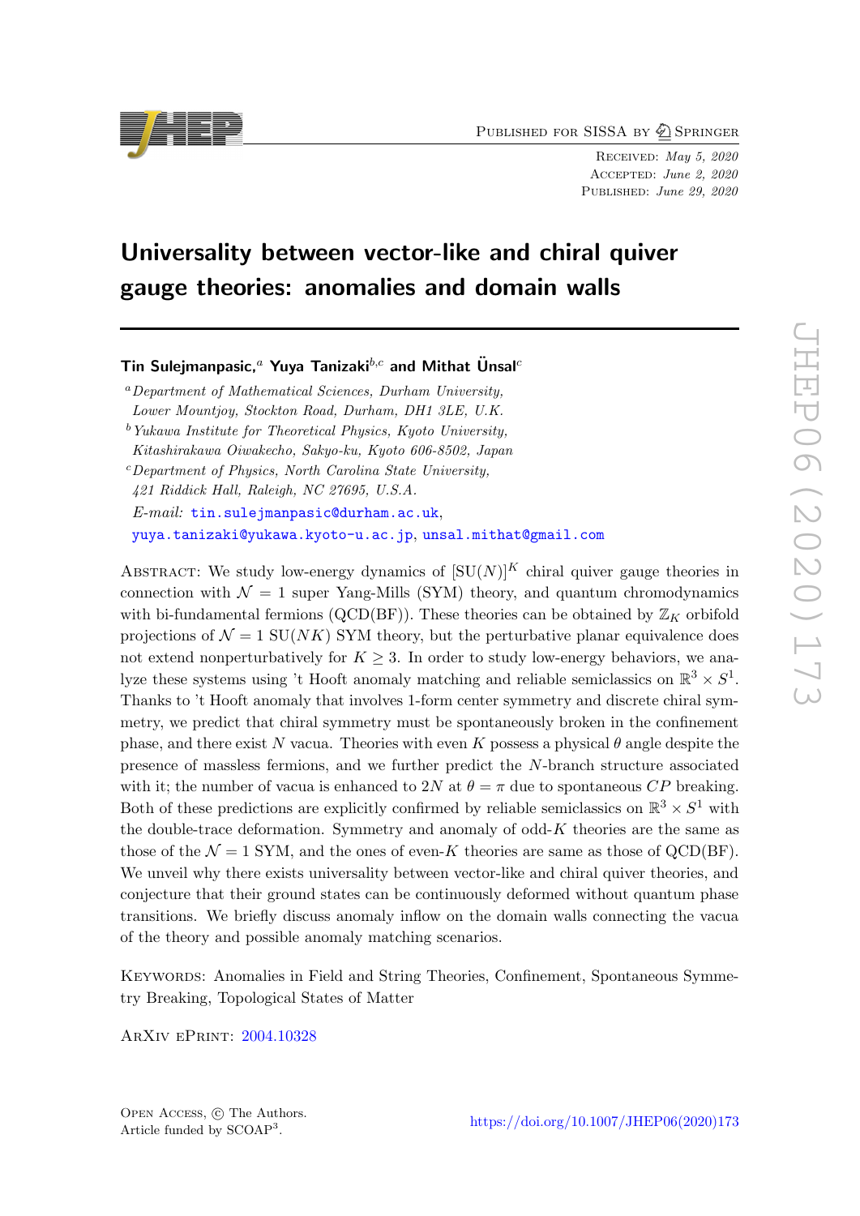Published for SISSA by Springer

Received: *May 5, 2020*
Accepted: *June 2, 2020*
Published: *June 29, 2020*

# Universality between vector-like and chiral quiver gauge theories: anomalies and domain walls

**Tin Sulejmanpasic,**[a] **Yuya Tanizaki**[b,c] **and Mithat Ünsal**[c]

[a] *Department of Mathematical Sciences, Durham University, Lower Mountjoy, Stockton Road, Durham, DH1 3LE, U.K.*

[b] *Yukawa Institute for Theoretical Physics, Kyoto University, Kitashirakawa Oiwakecho, Sakyo-ku, Kyoto 606-8502, Japan*

[c] *Department of Physics, North Carolina State University, 421 Riddick Hall, Raleigh, NC 27695, U.S.A.*

*E-mail:* tin.sulejmanpasic@durham.ac.uk, yuya.tanizaki@yukawa.kyoto-u.ac.jp, unsal.mithat@gmail.com

Abstract: We study low-energy dynamics of $[\mathrm{SU}(N)]^K$ chiral quiver gauge theories in connection with $\mathcal{N}=1$ super Yang-Mills (SYM) theory, and quantum chromodynamics with bi-fundamental fermions (QCD(BF)). These theories can be obtained by $\mathbb{Z}_K$ orbifold projections of $\mathcal{N}=1$ $\mathrm{SU}(NK)$ SYM theory, but the perturbative planar equivalence does not extend nonperturbatively for $K\geq 3$. In order to study low-energy behaviors, we analyze these systems using 't Hooft anomaly matching and reliable semiclassics on $\mathbb{R}^3\times S^1$. Thanks to 't Hooft anomaly that involves 1-form center symmetry and discrete chiral symmetry, we predict that chiral symmetry must be spontaneously broken in the confinement phase, and there exist $N$ vacua. Theories with even $K$ possess a physical $\theta$ angle despite the presence of massless fermions, and we further predict the $N$-branch structure associated with it; the number of vacua is enhanced to $2N$ at $\theta=\pi$ due to spontaneous $CP$ breaking. Both of these predictions are explicitly confirmed by reliable semiclassics on $\mathbb{R}^3\times S^1$ with the double-trace deformation. Symmetry and anomaly of odd-$K$ theories are the same as those of the $\mathcal{N}=1$ SYM, and the ones of even-$K$ theories are same as those of QCD(BF). We unveil why there exists universality between vector-like and chiral quiver theories, and conjecture that their ground states can be continuously deformed without quantum phase transitions. We briefly discuss anomaly inflow on the domain walls connecting the vacua of the theory and possible anomaly matching scenarios.

Keywords: Anomalies in Field and String Theories, Confinement, Spontaneous Symmetry Breaking, Topological States of Matter

ArXiv ePrint: 2004.10328

Open Access, © The Authors.
Article funded by SCOAP[3].

https://doi.org/10.1007/JHEP06(2020)173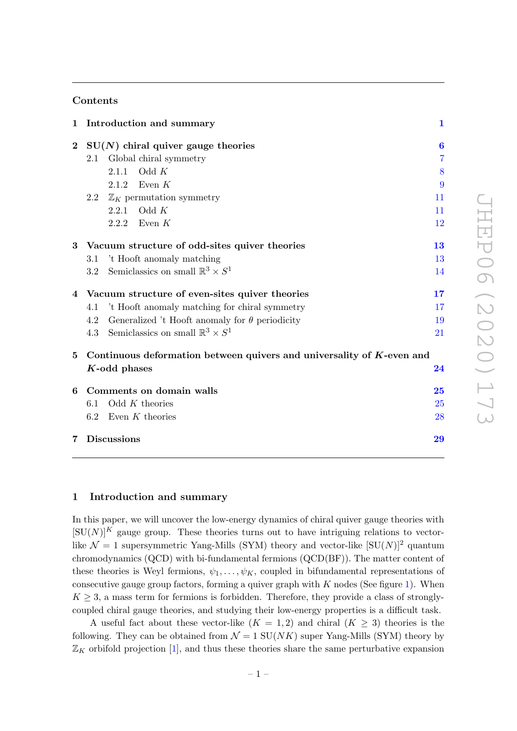## Contents

| | | |
|---|---|---|
| **1** | **Introduction and summary** | **1** |
| **2** | **SU($N$) chiral quiver gauge theories** | **6** |
| 2.1 | Global chiral symmetry | 7 |
| 2.1.1 | Odd $K$ | 8 |
| 2.1.2 | Even $K$ | 9 |
| 2.2 | $\mathbb{Z}_K$ permutation symmetry | 11 |
| 2.2.1 | Odd $K$ | 11 |
| 2.2.2 | Even $K$ | 12 |
| **3** | **Vacuum structure of odd-sites quiver theories** | **13** |
| 3.1 | 't Hooft anomaly matching | 13 |
| 3.2 | Semiclassics on small $\mathbb{R}^3 \times S^1$ | 14 |
| **4** | **Vacuum structure of even-sites quiver theories** | **17** |
| 4.1 | 't Hooft anomaly matching for chiral symmetry | 17 |
| 4.2 | Generalized 't Hooft anomaly for $\theta$ periodicity | 19 |
| 4.3 | Semiclassics on small $\mathbb{R}^3 \times S^1$ | 21 |
| **5** | **Continuous deformation between quivers and universality of $K$-even and $K$-odd phases** | **24** |
| **6** | **Comments on domain walls** | **25** |
| 6.1 | Odd $K$ theories | 25 |
| 6.2 | Even $K$ theories | 28 |
| **7** | **Discussions** | **29** |

## 1 Introduction and summary

In this paper, we will uncover the low-energy dynamics of chiral quiver gauge theories with $[\mathrm{SU}(N)]^K$ gauge group. These theories turns out to have intriguing relations to vector-like $\mathcal{N}=1$ supersymmetric Yang-Mills (SYM) theory and vector-like $[\mathrm{SU}(N)]^2$ quantum chromodynamics (QCD) with bi-fundamental fermions (QCD(BF)). The matter content of these theories is Weyl fermions, $\psi_1, \ldots, \psi_K$, coupled in bifundamental representations of consecutive gauge group factors, forming a quiver graph with $K$ nodes (See figure 1). When $K \geq 3$, a mass term for fermions is forbidden. Therefore, they provide a class of strongly-coupled chiral gauge theories, and studying their low-energy properties is a difficult task.

A useful fact about these vector-like ($K=1,2$) and chiral ($K \geq 3$) theories is the following. They can be obtained from $\mathcal{N}=1$ $\mathrm{SU}(NK)$ super Yang-Mills (SYM) theory by $\mathbb{Z}_K$ orbifold projection [1], and thus these theories share the same perturbative expansion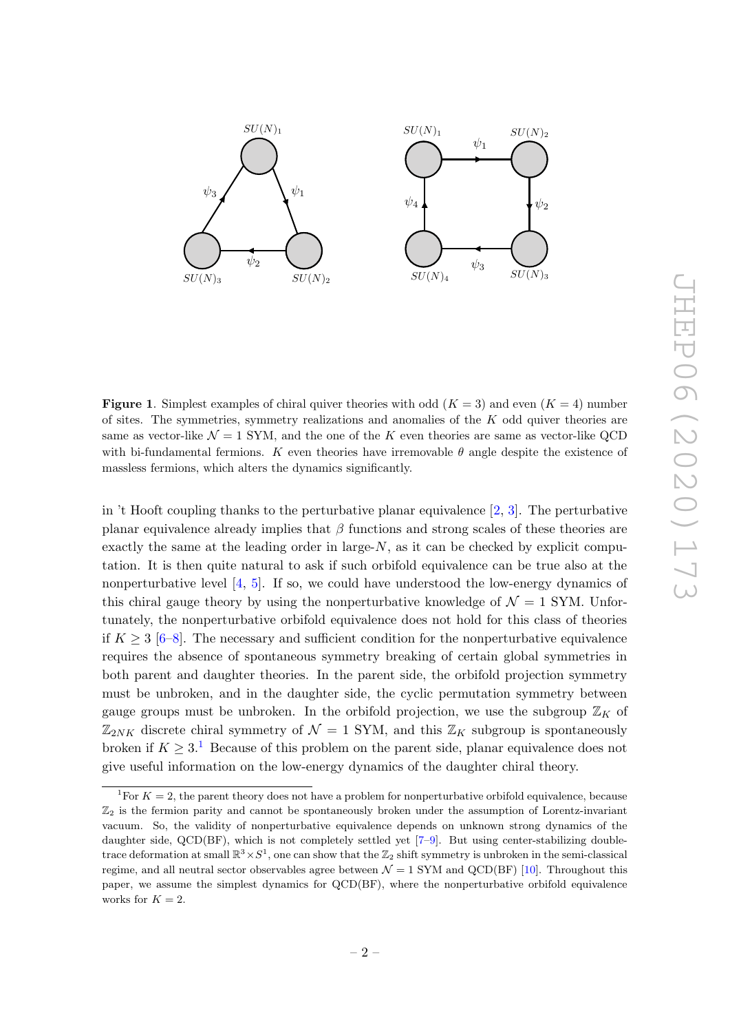**Figure 1**. Simplest examples of chiral quiver theories with odd ($K = 3$) and even ($K = 4$) number of sites. The symmetries, symmetry realizations and anomalies of the $K$ odd quiver theories are same as vector-like $\mathcal{N} = 1$ SYM, and the one of the $K$ even theories are same as vector-like QCD with bi-fundamental fermions. $K$ even theories have irremovable $\theta$ angle despite the existence of massless fermions, which alters the dynamics significantly.

in 't Hooft coupling thanks to the perturbative planar equivalence [2, 3]. The perturbative planar equivalence already implies that $\beta$ functions and strong scales of these theories are exactly the same at the leading order in large-$N$, as it can be checked by explicit computation. It is then quite natural to ask if such orbifold equivalence can be true also at the nonperturbative level [4, 5]. If so, we could have understood the low-energy dynamics of this chiral gauge theory by using the nonperturbative knowledge of $\mathcal{N} = 1$ SYM. Unfortunately, the nonperturbative orbifold equivalence does not hold for this class of theories if $K \geq 3$ [6–8]. The necessary and sufficient condition for the nonperturbative equivalence requires the absence of spontaneous symmetry breaking of certain global symmetries in both parent and daughter theories. In the parent side, the orbifold projection symmetry must be unbroken, and in the daughter side, the cyclic permutation symmetry between gauge groups must be unbroken. In the orbifold projection, we use the subgroup $\mathbb{Z}_K$ of $\mathbb{Z}_{2NK}$ discrete chiral symmetry of $\mathcal{N} = 1$ SYM, and this $\mathbb{Z}_K$ subgroup is spontaneously broken if $K \geq 3$.[1] Because of this problem on the parent side, planar equivalence does not give useful information on the low-energy dynamics of the daughter chiral theory.

[1]For $K = 2$, the parent theory does not have a problem for nonperturbative orbifold equivalence, because $\mathbb{Z}_2$ is the fermion parity and cannot be spontaneously broken under the assumption of Lorentz-invariant vacuum. So, the validity of nonperturbative equivalence depends on unknown strong dynamics of the daughter side, QCD(BF), which is not completely settled yet [7–9]. But using center-stabilizing double-trace deformation at small $\mathbb{R}^3 \times S^1$, one can show that the $\mathbb{Z}_2$ shift symmetry is unbroken in the semi-classical regime, and all neutral sector observables agree between $\mathcal{N} = 1$ SYM and QCD(BF) [10]. Throughout this paper, we assume the simplest dynamics for QCD(BF), where the nonperturbative orbifold equivalence works for $K = 2$.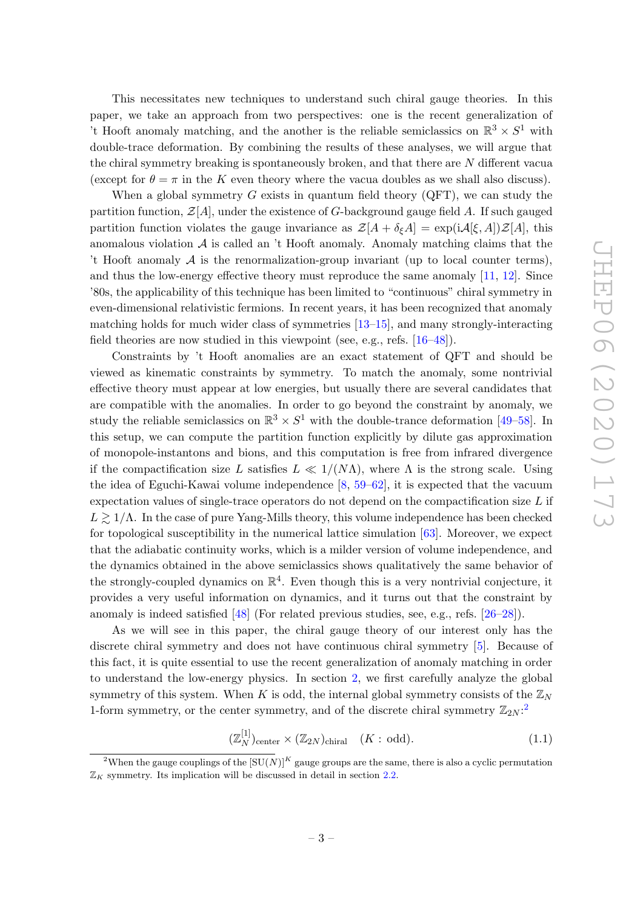This necessitates new techniques to understand such chiral gauge theories. In this paper, we take an approach from two perspectives: one is the recent generalization of 't Hooft anomaly matching, and the another is the reliable semiclassics on $\mathbb{R}^3 \times S^1$ with double-trace deformation. By combining the results of these analyses, we will argue that the chiral symmetry breaking is spontaneously broken, and that there are $N$ different vacua (except for $\theta = \pi$ in the $K$ even theory where the vacua doubles as we shall also discuss).

When a global symmetry $G$ exists in quantum field theory (QFT), we can study the partition function, $\mathcal{Z}[A]$, under the existence of $G$-background gauge field $A$. If such gauged partition function violates the gauge invariance as $\mathcal{Z}[A + \delta_\xi A] = \exp(\mathrm{i}\mathcal{A}[\xi, A])\mathcal{Z}[A]$, this anomalous violation $\mathcal{A}$ is called an 't Hooft anomaly. Anomaly matching claims that the 't Hooft anomaly $\mathcal{A}$ is the renormalization-group invariant (up to local counter terms), and thus the low-energy effective theory must reproduce the same anomaly [11, 12]. Since '80s, the applicability of this technique has been limited to "continuous" chiral symmetry in even-dimensional relativistic fermions. In recent years, it has been recognized that anomaly matching holds for much wider class of symmetries [13–15], and many strongly-interacting field theories are now studied in this viewpoint (see, e.g., refs. [16–48]).

Constraints by 't Hooft anomalies are an exact statement of QFT and should be viewed as kinematic constraints by symmetry. To match the anomaly, some nontrivial effective theory must appear at low energies, but usually there are several candidates that are compatible with the anomalies. In order to go beyond the constraint by anomaly, we study the reliable semiclassics on $\mathbb{R}^3 \times S^1$ with the double-trance deformation [49–58]. In this setup, we can compute the partition function explicitly by dilute gas approximation of monopole-instantons and bions, and this computation is free from infrared divergence if the compactification size $L$ satisfies $L \ll 1/(N\Lambda)$, where $\Lambda$ is the strong scale. Using the idea of Eguchi-Kawai volume independence [8, 59–62], it is expected that the vacuum expectation values of single-trace operators do not depend on the compactification size $L$ if $L \gtrsim 1/\Lambda$. In the case of pure Yang-Mills theory, this volume independence has been checked for topological susceptibility in the numerical lattice simulation [63]. Moreover, we expect that the adiabatic continuity works, which is a milder version of volume independence, and the dynamics obtained in the above semiclassics shows qualitatively the same behavior of the strongly-coupled dynamics on $\mathbb{R}^4$. Even though this is a very nontrivial conjecture, it provides a very useful information on dynamics, and it turns out that the constraint by anomaly is indeed satisfied [48] (For related previous studies, see, e.g., refs. [26–28]).

As we will see in this paper, the chiral gauge theory of our interest only has the discrete chiral symmetry and does not have continuous chiral symmetry [5]. Because of this fact, it is quite essential to use the recent generalization of anomaly matching in order to understand the low-energy physics. In section 2, we first carefully analyze the global symmetry of this system. When $K$ is odd, the internal global symmetry consists of the $\mathbb{Z}_N$ 1-form symmetry, or the center symmetry, and of the discrete chiral symmetry $\mathbb{Z}_{2N}$:[2]

$$(\mathbb{Z}_N^{[1]})_{\text{center}} \times (\mathbb{Z}_{2N})_{\text{chiral}} \quad (K : \text{odd}). \tag{1.1}$$

[2] When the gauge couplings of the $[\mathrm{SU}(N)]^K$ gauge groups are the same, there is also a cyclic permutation $\mathbb{Z}_K$ symmetry. Its implication will be discussed in detail in section 2.2.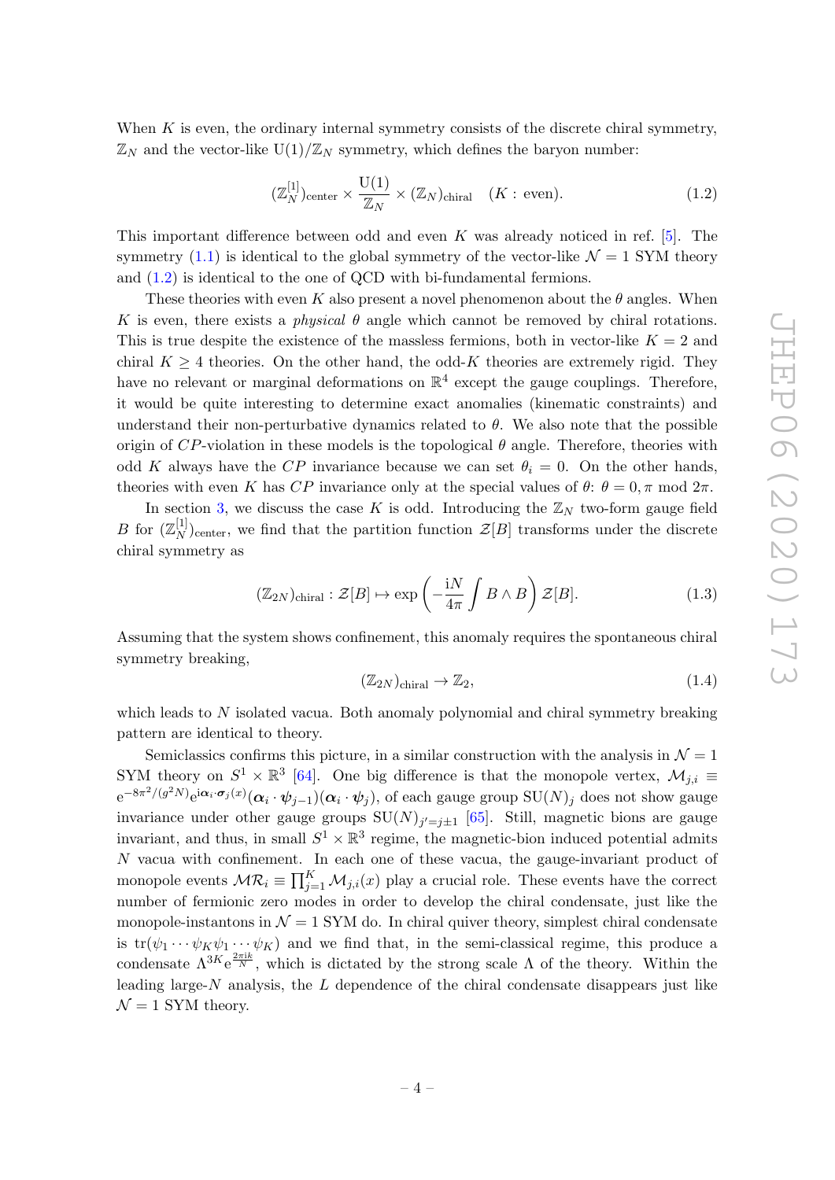When $K$ is even, the ordinary internal symmetry consists of the discrete chiral symmetry, $\mathbb{Z}_N$ and the vector-like $\mathrm{U}(1)/\mathbb{Z}_N$ symmetry, which defines the baryon number:

$$(\mathbb{Z}_N^{[1]})_{\text{center}} \times \frac{\mathrm{U}(1)}{\mathbb{Z}_N} \times (\mathbb{Z}_N)_{\text{chiral}} \quad (K: \text{ even}). \tag{1.2}$$

This important difference between odd and even $K$ was already noticed in ref. [5]. The symmetry (1.1) is identical to the global symmetry of the vector-like $\mathcal{N}=1$ SYM theory and (1.2) is identical to the one of QCD with bi-fundamental fermions.

These theories with even $K$ also present a novel phenomenon about the $\theta$ angles. When $K$ is even, there exists a *physical* $\theta$ angle which cannot be removed by chiral rotations. This is true despite the existence of the massless fermions, both in vector-like $K=2$ and chiral $K\geq 4$ theories. On the other hand, the odd-$K$ theories are extremely rigid. They have no relevant or marginal deformations on $\mathbb{R}^4$ except the gauge couplings. Therefore, it would be quite interesting to determine exact anomalies (kinematic constraints) and understand their non-perturbative dynamics related to $\theta$. We also note that the possible origin of $CP$-violation in these models is the topological $\theta$ angle. Therefore, theories with odd $K$ always have the $CP$ invariance because we can set $\theta_i = 0$. On the other hands, theories with even $K$ has $CP$ invariance only at the special values of $\theta$: $\theta = 0, \pi \bmod 2\pi$.

In section 3, we discuss the case $K$ is odd. Introducing the $\mathbb{Z}_N$ two-form gauge field $B$ for $(\mathbb{Z}_N^{[1]})_{\text{center}}$, we find that the partition function $\mathcal{Z}[B]$ transforms under the discrete chiral symmetry as

$$(\mathbb{Z}_{2N})_{\text{chiral}} : \mathcal{Z}[B] \mapsto \exp\left(-\frac{\mathrm{i}N}{4\pi}\int B\wedge B\right)\mathcal{Z}[B]. \tag{1.3}$$

Assuming that the system shows confinement, this anomaly requires the spontaneous chiral symmetry breaking,

$$(\mathbb{Z}_{2N})_{\text{chiral}} \to \mathbb{Z}_2, \tag{1.4}$$

which leads to $N$ isolated vacua. Both anomaly polynomial and chiral symmetry breaking pattern are identical to theory.

Semiclassics confirms this picture, in a similar construction with the analysis in $\mathcal{N}=1$ SYM theory on $S^1\times\mathbb{R}^3$ [64]. One big difference is that the monopole vertex, $\mathcal{M}_{j,i} \equiv \mathrm{e}^{-8\pi^2/(g^2N)}\mathrm{e}^{\mathrm{i}\boldsymbol{\alpha}_i\cdot\boldsymbol{\sigma}_j(x)}(\boldsymbol{\alpha}_i\cdot\boldsymbol{\psi}_{j-1})(\boldsymbol{\alpha}_i\cdot\boldsymbol{\psi}_j)$, of each gauge group $\mathrm{SU}(N)_j$ does not show gauge invariance under other gauge groups $\mathrm{SU}(N)_{j'=j\pm 1}$ [65]. Still, magnetic bions are gauge invariant, and thus, in small $S^1\times\mathbb{R}^3$ regime, the magnetic-bion induced potential admits $N$ vacua with confinement. In each one of these vacua, the gauge-invariant product of monopole events $\mathcal{MR}_i \equiv \prod_{j=1}^{K}\mathcal{M}_{j,i}(x)$ play a crucial role. These events have the correct number of fermionic zero modes in order to develop the chiral condensate, just like the monopole-instantons in $\mathcal{N}=1$ SYM do. In chiral quiver theory, simplest chiral condensate is $\mathrm{tr}(\psi_1\cdots\psi_K\psi_1\cdots\psi_K)$ and we find that, in the semi-classical regime, this produce a condensate $\Lambda^{3K}\mathrm{e}^{\frac{2\pi\mathrm{i}k}{N}}$, which is dictated by the strong scale $\Lambda$ of the theory. Within the leading large-$N$ analysis, the $L$ dependence of the chiral condensate disappears just like $\mathcal{N}=1$ SYM theory.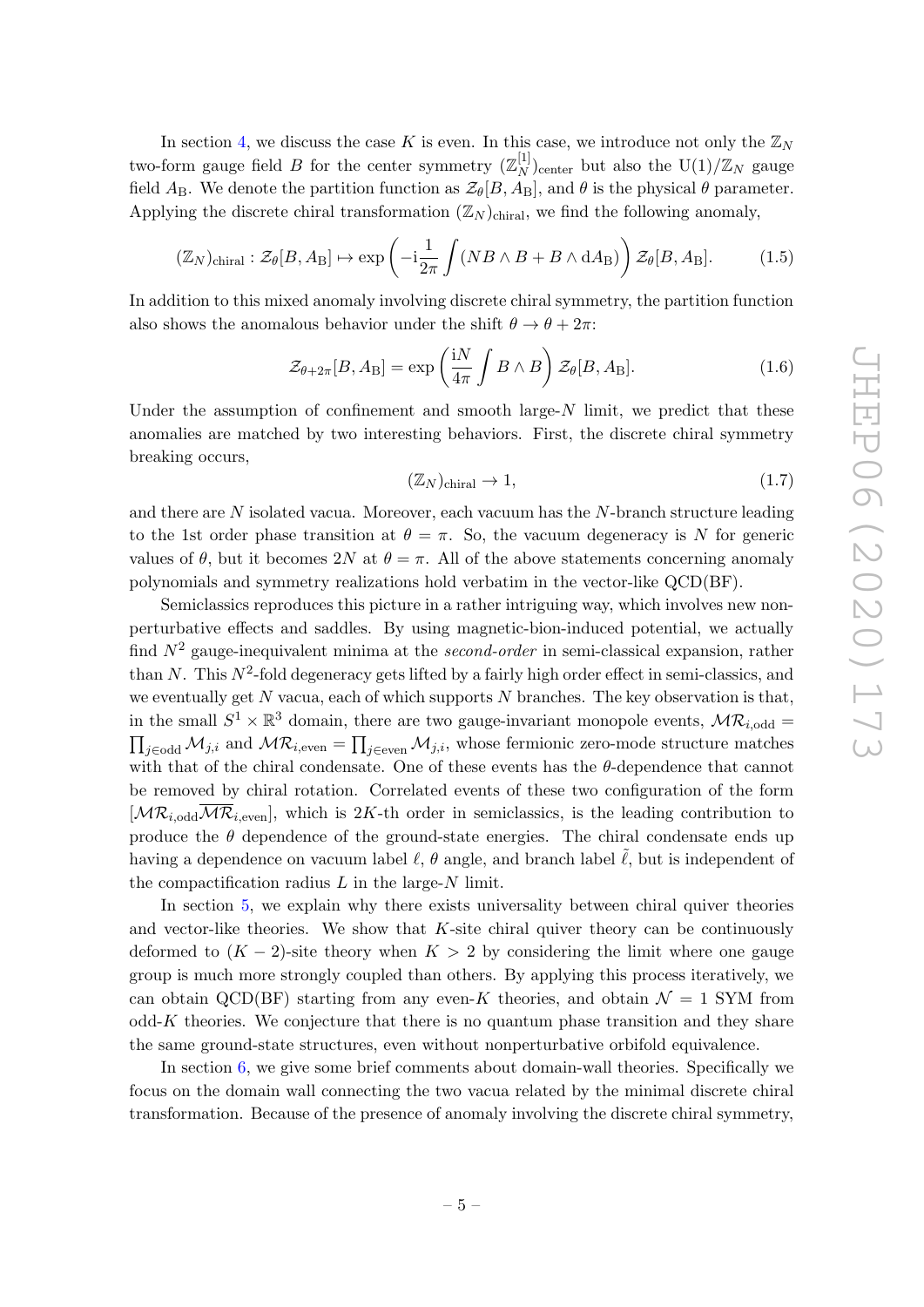In section 4, we discuss the case $K$ is even. In this case, we introduce not only the $\mathbb{Z}_N$ two-form gauge field $B$ for the center symmetry $(\mathbb{Z}_N^{[1]})_{\rm center}$ but also the $\mathrm{U}(1)/\mathbb{Z}_N$ gauge field $A_{\rm B}$. We denote the partition function as $\mathcal{Z}_\theta[B, A_{\rm B}]$, and $\theta$ is the physical $\theta$ parameter. Applying the discrete chiral transformation $(\mathbb{Z}_N)_{\rm chiral}$, we find the following anomaly,

$$(\mathbb{Z}_N)_{\rm chiral} : \mathcal{Z}_\theta[B, A_{\rm B}] \mapsto \exp\left(-\mathrm{i}\frac{1}{2\pi}\int (NB\wedge B + B\wedge \mathrm{d}A_{\rm B})\right)\mathcal{Z}_\theta[B, A_{\rm B}]. \tag{1.5}$$

In addition to this mixed anomaly involving discrete chiral symmetry, the partition function also shows the anomalous behavior under the shift $\theta \to \theta + 2\pi$:

$$\mathcal{Z}_{\theta+2\pi}[B, A_{\rm B}] = \exp\left(\frac{\mathrm{i}N}{4\pi}\int B\wedge B\right)\mathcal{Z}_\theta[B, A_{\rm B}]. \tag{1.6}$$

Under the assumption of confinement and smooth large-$N$ limit, we predict that these anomalies are matched by two interesting behaviors. First, the discrete chiral symmetry breaking occurs,

$$(\mathbb{Z}_N)_{\rm chiral} \to 1, \tag{1.7}$$

and there are $N$ isolated vacua. Moreover, each vacuum has the $N$-branch structure leading to the 1st order phase transition at $\theta = \pi$. So, the vacuum degeneracy is $N$ for generic values of $\theta$, but it becomes $2N$ at $\theta = \pi$. All of the above statements concerning anomaly polynomials and symmetry realizations hold verbatim in the vector-like QCD(BF).

Semiclassics reproduces this picture in a rather intriguing way, which involves new non-perturbative effects and saddles. By using magnetic-bion-induced potential, we actually find $N^2$ gauge-inequivalent minima at the *second-order* in semi-classical expansion, rather than $N$. This $N^2$-fold degeneracy gets lifted by a fairly high order effect in semi-classics, and we eventually get $N$ vacua, each of which supports $N$ branches. The key observation is that, in the small $S^1\times\mathbb{R}^3$ domain, there are two gauge-invariant monopole events, $\mathcal{MR}_{i,\rm odd} = \prod_{j\in \rm odd}\mathcal{M}_{j,i}$ and $\mathcal{MR}_{i,\rm even} = \prod_{j\in\rm even}\mathcal{M}_{j,i}$, whose fermionic zero-mode structure matches with that of the chiral condensate. One of these events has the $\theta$-dependence that cannot be removed by chiral rotation. Correlated events of these two configuration of the form $[\mathcal{MR}_{i,\rm odd}\overline{\mathcal{MR}}_{i,\rm even}]$, which is $2K$-th order in semiclassics, is the leading contribution to produce the $\theta$ dependence of the ground-state energies. The chiral condensate ends up having a dependence on vacuum label $\ell$, $\theta$ angle, and branch label $\tilde{\ell}$, but is independent of the compactification radius $L$ in the large-$N$ limit.

In section 5, we explain why there exists universality between chiral quiver theories and vector-like theories. We show that $K$-site chiral quiver theory can be continuously deformed to $(K-2)$-site theory when $K > 2$ by considering the limit where one gauge group is much more strongly coupled than others. By applying this process iteratively, we can obtain QCD(BF) starting from any even-$K$ theories, and obtain $\mathcal{N}=1$ SYM from odd-$K$ theories. We conjecture that there is no quantum phase transition and they share the same ground-state structures, even without nonperturbative orbifold equivalence.

In section 6, we give some brief comments about domain-wall theories. Specifically we focus on the domain wall connecting the two vacua related by the minimal discrete chiral transformation. Because of the presence of anomaly involving the discrete chiral symmetry,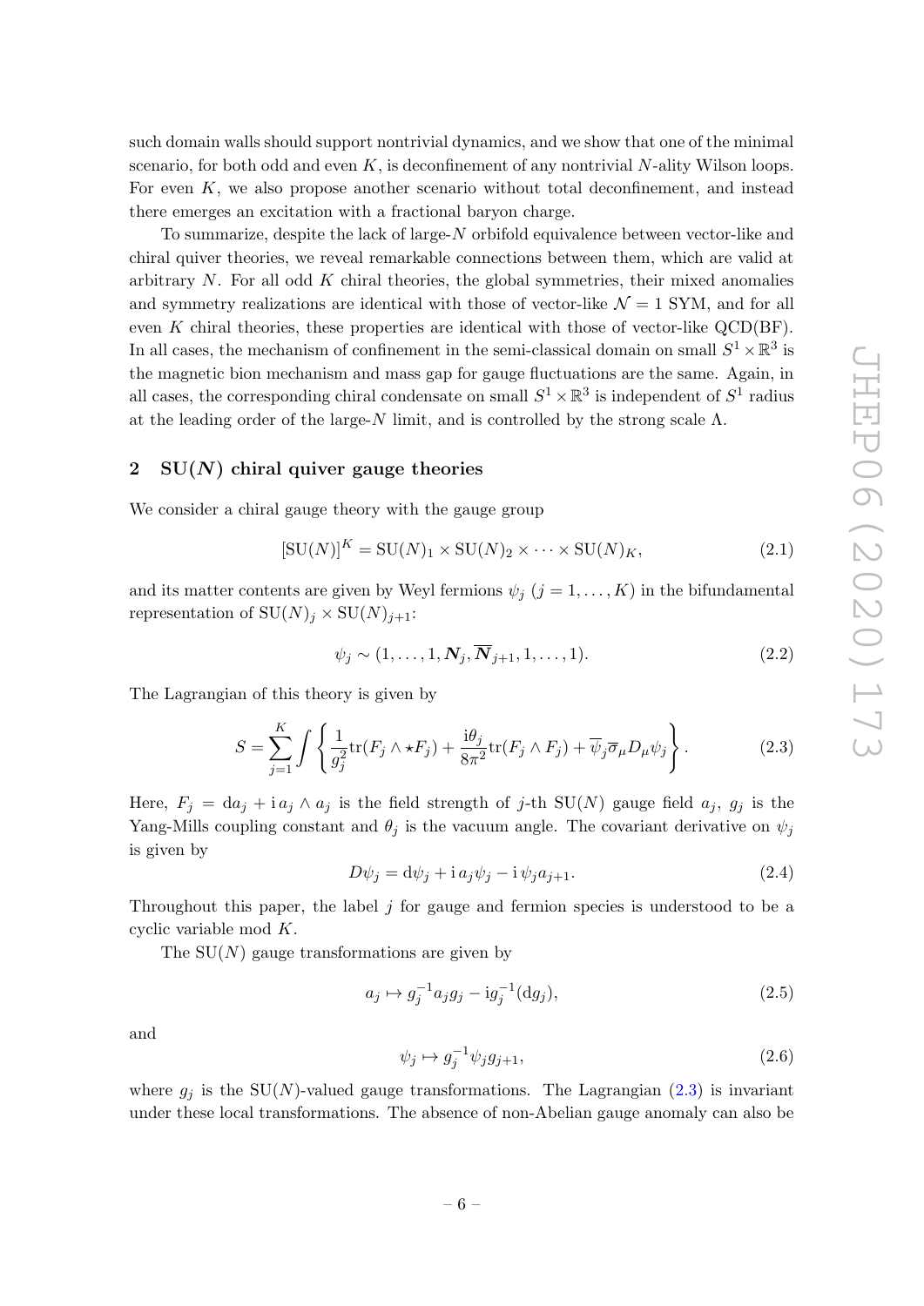such domain walls should support nontrivial dynamics, and we show that one of the minimal scenario, for both odd and even $K$, is deconfinement of any nontrivial $N$-ality Wilson loops. For even $K$, we also propose another scenario without total deconfinement, and instead there emerges an excitation with a fractional baryon charge.

To summarize, despite the lack of large-$N$ orbifold equivalence between vector-like and chiral quiver theories, we reveal remarkable connections between them, which are valid at arbitrary $N$. For all odd $K$ chiral theories, the global symmetries, their mixed anomalies and symmetry realizations are identical with those of vector-like $\mathcal{N}=1$ SYM, and for all even $K$ chiral theories, these properties are identical with those of vector-like QCD(BF). In all cases, the mechanism of confinement in the semi-classical domain on small $S^1\times\mathbb{R}^3$ is the magnetic bion mechanism and mass gap for gauge fluctuations are the same. Again, in all cases, the corresponding chiral condensate on small $S^1\times\mathbb{R}^3$ is independent of $S^1$ radius at the leading order of the large-$N$ limit, and is controlled by the strong scale $\Lambda$.

## 2 SU($N$) chiral quiver gauge theories

We consider a chiral gauge theory with the gauge group

$$[\mathrm{SU}(N)]^K=\mathrm{SU}(N)_1\times\mathrm{SU}(N)_2\times\cdots\times\mathrm{SU}(N)_K, \tag{2.1}$$

and its matter contents are given by Weyl fermions $\psi_j$ ($j=1,\ldots,K$) in the bifundamental representation of $\mathrm{SU}(N)_j\times\mathrm{SU}(N)_{j+1}$:

$$\psi_j\sim(1,\ldots,1,\boldsymbol{N}_j,\overline{\boldsymbol{N}}_{j+1},1,\ldots,1). \tag{2.2}$$

The Lagrangian of this theory is given by

$$S=\sum_{j=1}^{K}\int\left\{\frac{1}{g_j^2}\mathrm{tr}(F_j\wedge\star F_j)+\frac{\mathrm{i}\theta_j}{8\pi^2}\mathrm{tr}(F_j\wedge F_j)+\overline{\psi}_j\overline{\sigma}_\mu D_\mu\psi_j\right\}. \tag{2.3}$$

Here, $F_j=\mathrm{d}a_j+\mathrm{i}\,a_j\wedge a_j$ is the field strength of $j$-th SU($N$) gauge field $a_j$, $g_j$ is the Yang-Mills coupling constant and $\theta_j$ is the vacuum angle. The covariant derivative on $\psi_j$ is given by

$$D\psi_j=\mathrm{d}\psi_j+\mathrm{i}\,a_j\psi_j-\mathrm{i}\,\psi_j a_{j+1}. \tag{2.4}$$

Throughout this paper, the label $j$ for gauge and fermion species is understood to be a cyclic variable mod $K$.

The SU($N$) gauge transformations are given by

$$a_j\mapsto g_j^{-1}a_jg_j-\mathrm{i}g_j^{-1}(\mathrm{d}g_j), \tag{2.5}$$

and

$$\psi_j\mapsto g_j^{-1}\psi_jg_{j+1}, \tag{2.6}$$

where $g_j$ is the SU($N$)-valued gauge transformations. The Lagrangian (2.3) is invariant under these local transformations. The absence of non-Abelian gauge anomaly can also be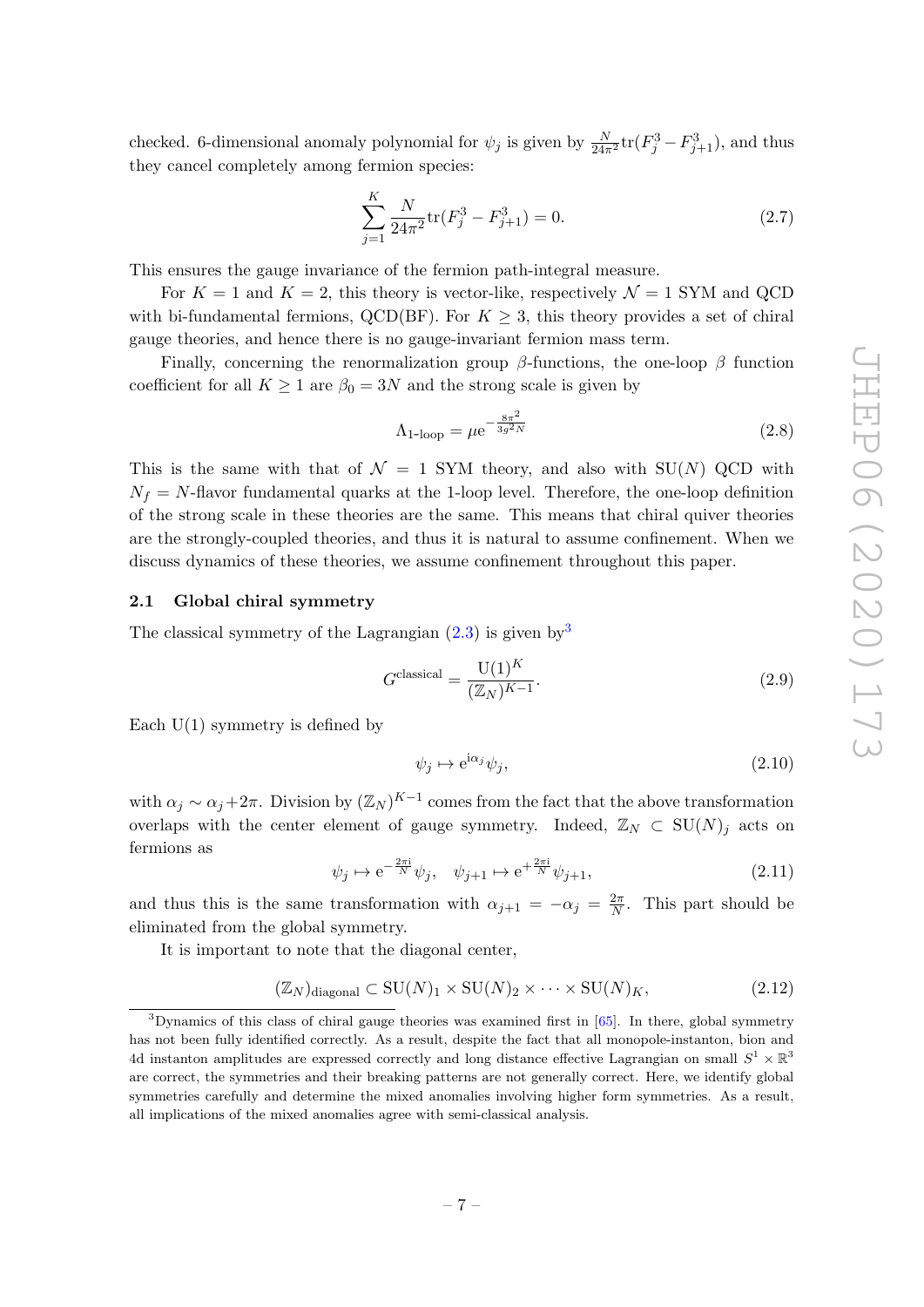checked. 6-dimensional anomaly polynomial for $\psi_j$ is given by $\frac{N}{24\pi^2}\mathrm{tr}(F_j^3 - F_{j+1}^3)$, and thus they cancel completely among fermion species:

$$\sum_{j=1}^{K} \frac{N}{24\pi^2}\mathrm{tr}(F_j^3 - F_{j+1}^3) = 0. \tag{2.7}$$

This ensures the gauge invariance of the fermion path-integral measure.

For $K = 1$ and $K = 2$, this theory is vector-like, respectively $\mathcal{N} = 1$ SYM and QCD with bi-fundamental fermions, QCD(BF). For $K \geq 3$, this theory provides a set of chiral gauge theories, and hence there is no gauge-invariant fermion mass term.

Finally, concerning the renormalization group $\beta$-functions, the one-loop $\beta$ function coefficient for all $K \geq 1$ are $\beta_0 = 3N$ and the strong scale is given by

$$\Lambda_{\text{1-loop}} = \mu \mathrm{e}^{-\frac{8\pi^2}{3g^2 N}} \tag{2.8}$$

This is the same with that of $\mathcal{N} = 1$ SYM theory, and also with SU($N$) QCD with $N_f = N$-flavor fundamental quarks at the 1-loop level. Therefore, the one-loop definition of the strong scale in these theories are the same. This means that chiral quiver theories are the strongly-coupled theories, and thus it is natural to assume confinement. When we discuss dynamics of these theories, we assume confinement throughout this paper.

### 2.1 Global chiral symmetry

The classical symmetry of the Lagrangian (2.3) is given by[3]

$$G^{\text{classical}} = \frac{\mathrm{U}(1)^K}{(\mathbb{Z}_N)^{K-1}}. \tag{2.9}$$

Each U(1) symmetry is defined by

$$\psi_j \mapsto \mathrm{e}^{\mathrm{i}\alpha_j}\psi_j, \tag{2.10}$$

with $\alpha_j \sim \alpha_j + 2\pi$. Division by $(\mathbb{Z}_N)^{K-1}$ comes from the fact that the above transformation overlaps with the center element of gauge symmetry. Indeed, $\mathbb{Z}_N \subset \mathrm{SU}(N)_j$ acts on fermions as

$$\psi_j \mapsto \mathrm{e}^{-\frac{2\pi\mathrm{i}}{N}}\psi_j, \quad \psi_{j+1} \mapsto \mathrm{e}^{+\frac{2\pi\mathrm{i}}{N}}\psi_{j+1}, \tag{2.11}$$

and thus this is the same transformation with $\alpha_{j+1} = -\alpha_j = \frac{2\pi}{N}$. This part should be eliminated from the global symmetry.

It is important to note that the diagonal center,

$$(\mathbb{Z}_N)_{\text{diagonal}} \subset \mathrm{SU}(N)_1 \times \mathrm{SU}(N)_2 \times \cdots \times \mathrm{SU}(N)_K, \tag{2.12}$$

---

[3] Dynamics of this class of chiral gauge theories was examined first in [65]. In there, global symmetry has not been fully identified correctly. As a result, despite the fact that all monopole-instanton, bion and 4d instanton amplitudes are expressed correctly and long distance effective Lagrangian on small $S^1 \times \mathbb{R}^3$ are correct, the symmetries and their breaking patterns are not generally correct. Here, we identify global symmetries carefully and determine the mixed anomalies involving higher form symmetries. As a result, all implications of the mixed anomalies agree with semi-classical analysis.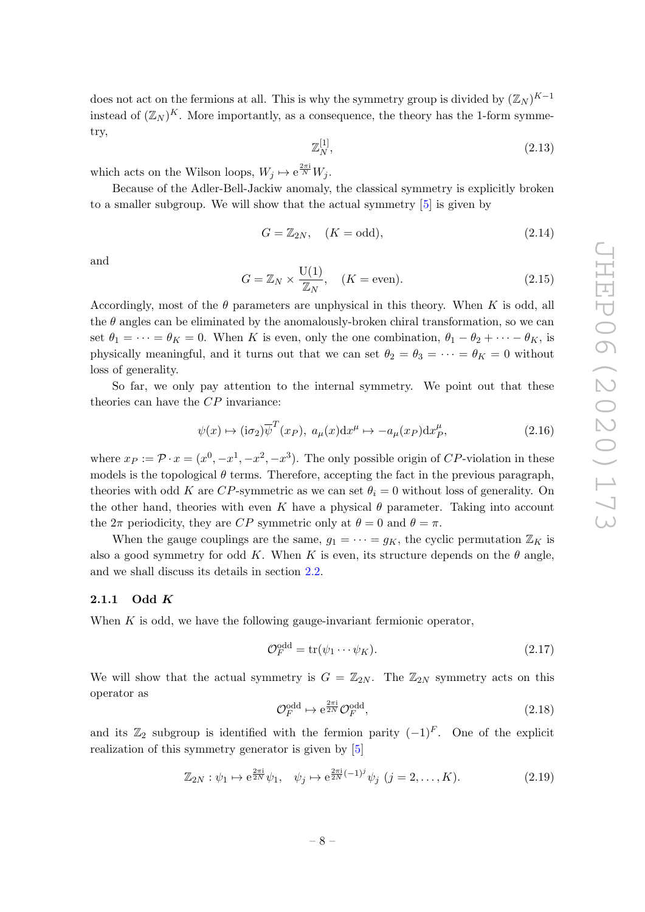does not act on the fermions at all. This is why the symmetry group is divided by $(\mathbb{Z}_N)^{K-1}$ instead of $(\mathbb{Z}_N)^K$. More importantly, as a consequence, the theory has the 1-form symmetry,

$$\mathbb{Z}_N^{[1]}, \tag{2.13}$$

which acts on the Wilson loops, $W_j \mapsto \mathrm{e}^{\frac{2\pi \mathrm{i}}{N}} W_j$.

Because of the Adler-Bell-Jackiw anomaly, the classical symmetry is explicitly broken to a smaller subgroup. We will show that the actual symmetry [5] is given by

$$G = \mathbb{Z}_{2N}, \quad (K = \text{odd}), \tag{2.14}$$

and

$$G = \mathbb{Z}_N \times \frac{\mathrm{U}(1)}{\mathbb{Z}_N}, \quad (K = \text{even}). \tag{2.15}$$

Accordingly, most of the $\theta$ parameters are unphysical in this theory. When $K$ is odd, all the $\theta$ angles can be eliminated by the anomalously-broken chiral transformation, so we can set $\theta_1 = \cdots = \theta_K = 0$. When $K$ is even, only the one combination, $\theta_1 - \theta_2 + \cdots - \theta_K$, is physically meaningful, and it turns out that we can set $\theta_2 = \theta_3 = \cdots = \theta_K = 0$ without loss of generality.

So far, we only pay attention to the internal symmetry. We point out that these theories can have the $CP$ invariance:

$$\psi(x) \mapsto (\mathrm{i}\sigma_2)\overline{\psi}^T(x_P), \; a_\mu(x)\mathrm{d}x^\mu \mapsto -a_\mu(x_P)\mathrm{d}x_P^\mu, \tag{2.16}$$

where $x_P := \mathcal{P} \cdot x = (x^0, -x^1, -x^2, -x^3)$. The only possible origin of $CP$-violation in these models is the topological $\theta$ terms. Therefore, accepting the fact in the previous paragraph, theories with odd $K$ are $CP$-symmetric as we can set $\theta_i = 0$ without loss of generality. On the other hand, theories with even $K$ have a physical $\theta$ parameter. Taking into account the $2\pi$ periodicity, they are $CP$ symmetric only at $\theta = 0$ and $\theta = \pi$.

When the gauge couplings are the same, $g_1 = \cdots = g_K$, the cyclic permutation $\mathbb{Z}_K$ is also a good symmetry for odd $K$. When $K$ is even, its structure depends on the $\theta$ angle, and we shall discuss its details in section 2.2.

### 2.1.1 Odd $K$

When $K$ is odd, we have the following gauge-invariant fermionic operator,

$$\mathcal{O}_F^{\text{odd}} = \mathrm{tr}(\psi_1 \cdots \psi_K). \tag{2.17}$$

We will show that the actual symmetry is $G = \mathbb{Z}_{2N}$. The $\mathbb{Z}_{2N}$ symmetry acts on this operator as

$$\mathcal{O}_F^{\text{odd}} \mapsto \mathrm{e}^{\frac{2\pi \mathrm{i}}{2N}} \mathcal{O}_F^{\text{odd}}, \tag{2.18}$$

and its $\mathbb{Z}_2$ subgroup is identified with the fermion parity $(-1)^F$. One of the explicit realization of this symmetry generator is given by [5]

$$\mathbb{Z}_{2N} : \psi_1 \mapsto \mathrm{e}^{\frac{2\pi \mathrm{i}}{2N}} \psi_1, \quad \psi_j \mapsto \mathrm{e}^{\frac{2\pi \mathrm{i}}{2N}(-1)^j} \psi_j \; (j = 2, \ldots, K). \tag{2.19}$$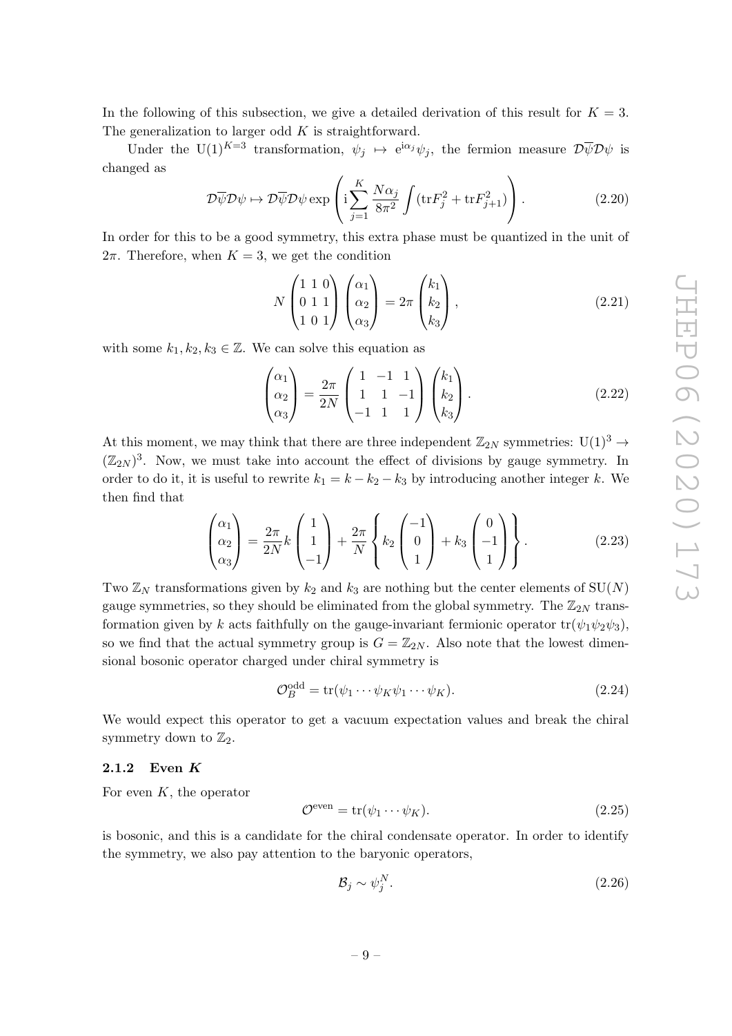In the following of this subsection, we give a detailed derivation of this result for $K = 3$. The generalization to larger odd $K$ is straightforward.

Under the $\mathrm{U}(1)^{K=3}$ transformation, $\psi_j \mapsto \mathrm{e}^{\mathrm{i}\alpha_j}\psi_j$, the fermion measure $\mathcal{D}\overline{\psi}\mathcal{D}\psi$ is changed as

$$\mathcal{D}\overline{\psi}\mathcal{D}\psi \mapsto \mathcal{D}\overline{\psi}\mathcal{D}\psi \exp\left(\mathrm{i}\sum_{j=1}^{K} \frac{N\alpha_j}{8\pi^2}\int (\mathrm{tr}F_j^2 + \mathrm{tr}F_{j+1}^2)\right). \tag{2.20}$$

In order for this to be a good symmetry, this extra phase must be quantized in the unit of $2\pi$. Therefore, when $K = 3$, we get the condition

$$N \begin{pmatrix} 1 & 1 & 0 \\ 0 & 1 & 1 \\ 1 & 0 & 1 \end{pmatrix} \begin{pmatrix} \alpha_1 \\ \alpha_2 \\ \alpha_3 \end{pmatrix} = 2\pi \begin{pmatrix} k_1 \\ k_2 \\ k_3 \end{pmatrix}, \tag{2.21}$$

with some $k_1, k_2, k_3 \in \mathbb{Z}$. We can solve this equation as

$$\begin{pmatrix} \alpha_1 \\ \alpha_2 \\ \alpha_3 \end{pmatrix} = \frac{2\pi}{2N} \begin{pmatrix} 1 & -1 & 1 \\ 1 & 1 & -1 \\ -1 & 1 & 1 \end{pmatrix} \begin{pmatrix} k_1 \\ k_2 \\ k_3 \end{pmatrix}. \tag{2.22}$$

At this moment, we may think that there are three independent $\mathbb{Z}_{2N}$ symmetries: $\mathrm{U}(1)^3 \to (\mathbb{Z}_{2N})^3$. Now, we must take into account the effect of divisions by gauge symmetry. In order to do it, it is useful to rewrite $k_1 = k - k_2 - k_3$ by introducing another integer $k$. We then find that

$$\begin{pmatrix} \alpha_1 \\ \alpha_2 \\ \alpha_3 \end{pmatrix} = \frac{2\pi}{2N} k \begin{pmatrix} 1 \\ 1 \\ -1 \end{pmatrix} + \frac{2\pi}{N} \left\{ k_2 \begin{pmatrix} -1 \\ 0 \\ 1 \end{pmatrix} + k_3 \begin{pmatrix} 0 \\ -1 \\ 1 \end{pmatrix} \right\}. \tag{2.23}$$

Two $\mathbb{Z}_N$ transformations given by $k_2$ and $k_3$ are nothing but the center elements of $\mathrm{SU}(N)$ gauge symmetries, so they should be eliminated from the global symmetry. The $\mathbb{Z}_{2N}$ transformation given by $k$ acts faithfully on the gauge-invariant fermionic operator $\mathrm{tr}(\psi_1\psi_2\psi_3)$, so we find that the actual symmetry group is $G = \mathbb{Z}_{2N}$. Also note that the lowest dimensional bosonic operator charged under chiral symmetry is

$$\mathcal{O}_B^{\mathrm{odd}} = \mathrm{tr}(\psi_1 \cdots \psi_K \psi_1 \cdots \psi_K). \tag{2.24}$$

We would expect this operator to get a vacuum expectation values and break the chiral symmetry down to $\mathbb{Z}_2$.

### 2.1.2 Even $K$

For even $K$, the operator

$$\mathcal{O}^{\mathrm{even}} = \mathrm{tr}(\psi_1 \cdots \psi_K). \tag{2.25}$$

is bosonic, and this is a candidate for the chiral condensate operator. In order to identify the symmetry, we also pay attention to the baryonic operators,

$$\mathcal{B}_j \sim \psi_j^N. \tag{2.26}$$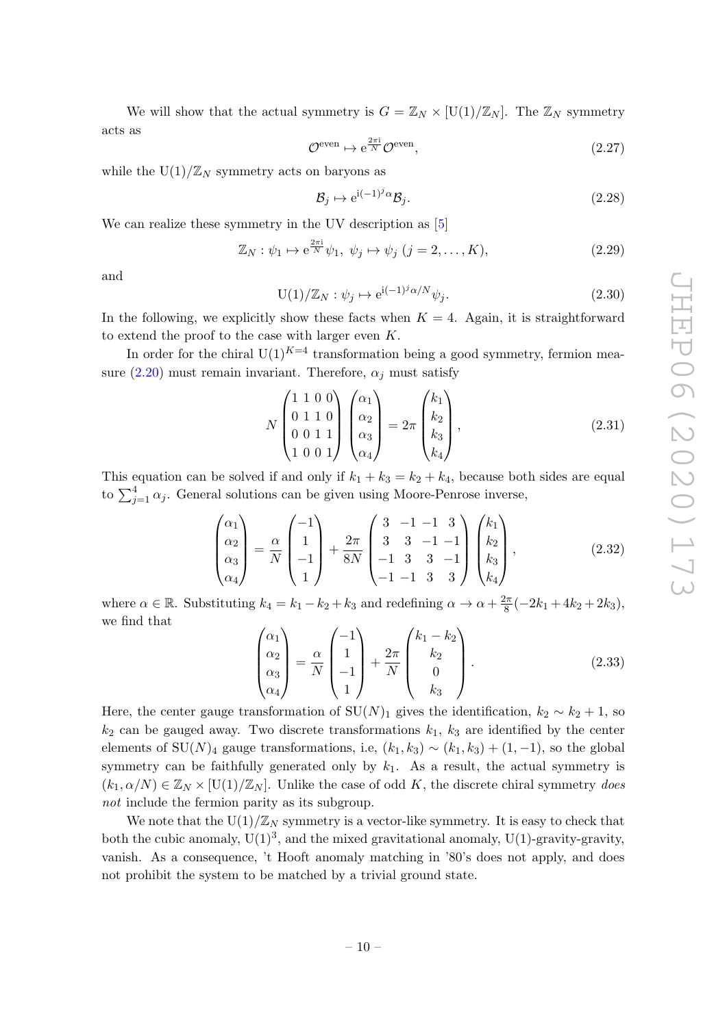We will show that the actual symmetry is $G = \mathbb{Z}_N \times [\mathrm{U}(1)/\mathbb{Z}_N]$. The $\mathbb{Z}_N$ symmetry acts as

$$\mathcal{O}^{\mathrm{even}} \mapsto \mathrm{e}^{\frac{2\pi\mathrm{i}}{N}} \mathcal{O}^{\mathrm{even}}, \tag{2.27}$$

while the $\mathrm{U}(1)/\mathbb{Z}_N$ symmetry acts on baryons as

$$\mathcal{B}_j \mapsto \mathrm{e}^{\mathrm{i}(-1)^j \alpha} \mathcal{B}_j. \tag{2.28}$$

We can realize these symmetry in the UV description as [5]

$$\mathbb{Z}_N : \psi_1 \mapsto \mathrm{e}^{\frac{2\pi\mathrm{i}}{N}} \psi_1,\ \psi_j \mapsto \psi_j\ (j = 2, \dots, K), \tag{2.29}$$

and

$$\mathrm{U}(1)/\mathbb{Z}_N : \psi_j \mapsto \mathrm{e}^{\mathrm{i}(-1)^j \alpha/N} \psi_j. \tag{2.30}$$

In the following, we explicitly show these facts when $K = 4$. Again, it is straightforward to extend the proof to the case with larger even $K$.

In order for the chiral $\mathrm{U}(1)^{K=4}$ transformation being a good symmetry, fermion measure (2.20) must remain invariant. Therefore, $\alpha_j$ must satisfy

$$N \begin{pmatrix} 1 & 1 & 0 & 0 \\ 0 & 1 & 1 & 0 \\ 0 & 0 & 1 & 1 \\ 1 & 0 & 0 & 1 \end{pmatrix} \begin{pmatrix} \alpha_1 \\ \alpha_2 \\ \alpha_3 \\ \alpha_4 \end{pmatrix} = 2\pi \begin{pmatrix} k_1 \\ k_2 \\ k_3 \\ k_4 \end{pmatrix}, \tag{2.31}$$

This equation can be solved if and only if $k_1 + k_3 = k_2 + k_4$, because both sides are equal to $\sum_{j=1}^{4} \alpha_j$. General solutions can be given using Moore-Penrose inverse,

$$\begin{pmatrix} \alpha_1 \\ \alpha_2 \\ \alpha_3 \\ \alpha_4 \end{pmatrix} = \frac{\alpha}{N} \begin{pmatrix} -1 \\ 1 \\ -1 \\ 1 \end{pmatrix} + \frac{2\pi}{8N} \begin{pmatrix} 3 & -1 & -1 & 3 \\ 3 & 3 & -1 & -1 \\ -1 & 3 & 3 & -1 \\ -1 & -1 & 3 & 3 \end{pmatrix} \begin{pmatrix} k_1 \\ k_2 \\ k_3 \\ k_4 \end{pmatrix}, \tag{2.32}$$

where $\alpha \in \mathbb{R}$. Substituting $k_4 = k_1 - k_2 + k_3$ and redefining $\alpha \to \alpha + \frac{2\pi}{8}(-2k_1 + 4k_2 + 2k_3)$, we find that

$$\begin{pmatrix} \alpha_1 \\ \alpha_2 \\ \alpha_3 \\ \alpha_4 \end{pmatrix} = \frac{\alpha}{N} \begin{pmatrix} -1 \\ 1 \\ -1 \\ 1 \end{pmatrix} + \frac{2\pi}{N} \begin{pmatrix} k_1 - k_2 \\ k_2 \\ 0 \\ k_3 \end{pmatrix}. \tag{2.33}$$

Here, the center gauge transformation of $\mathrm{SU}(N)_1$ gives the identification, $k_2 \sim k_2 + 1$, so $k_2$ can be gauged away. Two discrete transformations $k_1$, $k_3$ are identified by the center elements of $\mathrm{SU}(N)_4$ gauge transformations, i.e, $(k_1, k_3) \sim (k_1, k_3) + (1, -1)$, so the global symmetry can be faithfully generated only by $k_1$. As a result, the actual symmetry is $(k_1, \alpha/N) \in \mathbb{Z}_N \times [\mathrm{U}(1)/\mathbb{Z}_N]$. Unlike the case of odd $K$, the discrete chiral symmetry *does not* include the fermion parity as its subgroup.

We note that the $\mathrm{U}(1)/\mathbb{Z}_N$ symmetry is a vector-like symmetry. It is easy to check that both the cubic anomaly, $\mathrm{U}(1)^3$, and the mixed gravitational anomaly, $\mathrm{U}(1)$-gravity-gravity, vanish. As a consequence, 't Hooft anomaly matching in '80's does not apply, and does not prohibit the system to be matched by a trivial ground state.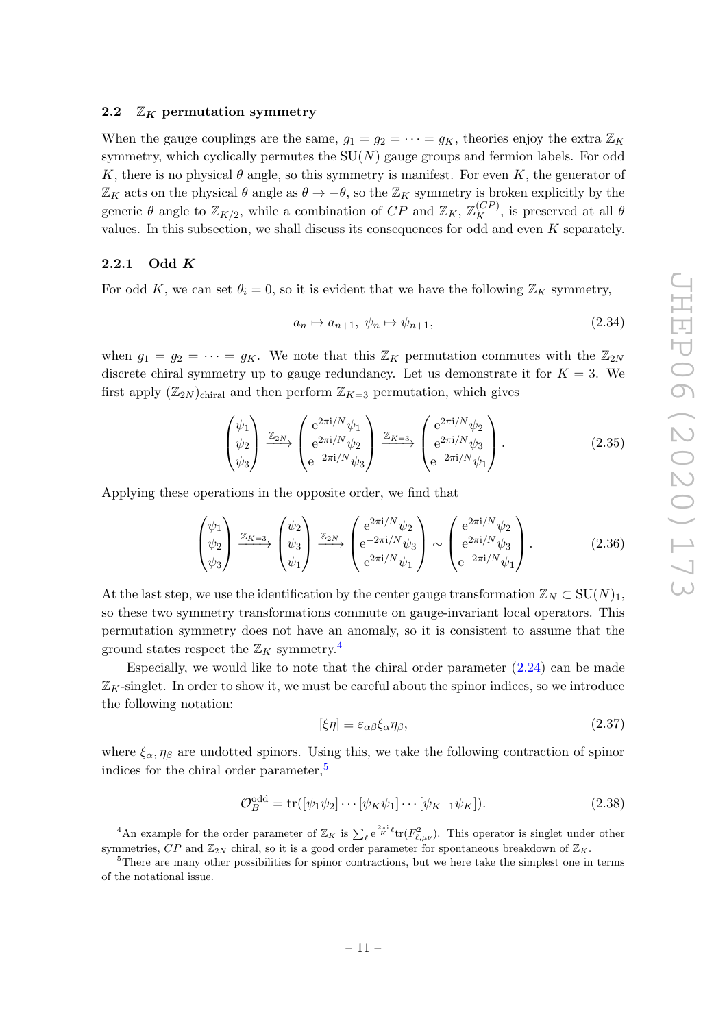### 2.2 $\mathbb{Z}_K$ permutation symmetry

When the gauge couplings are the same, $g_1 = g_2 = \cdots = g_K$, theories enjoy the extra $\mathbb{Z}_K$ symmetry, which cyclically permutes the $\mathrm{SU}(N)$ gauge groups and fermion labels. For odd $K$, there is no physical $\theta$ angle, so this symmetry is manifest. For even $K$, the generator of $\mathbb{Z}_K$ acts on the physical $\theta$ angle as $\theta \to -\theta$, so the $\mathbb{Z}_K$ symmetry is broken explicitly by the generic $\theta$ angle to $\mathbb{Z}_{K/2}$, while a combination of $CP$ and $\mathbb{Z}_K$, $\mathbb{Z}_K^{(CP)}$, is preserved at all $\theta$ values. In this subsection, we shall discuss its consequences for odd and even $K$ separately.

#### 2.2.1 Odd $K$

For odd $K$, we can set $\theta_i = 0$, so it is evident that we have the following $\mathbb{Z}_K$ symmetry,

$$a_n \mapsto a_{n+1},\ \psi_n \mapsto \psi_{n+1}, \tag{2.34}$$

when $g_1 = g_2 = \cdots = g_K$. We note that this $\mathbb{Z}_K$ permutation commutes with the $\mathbb{Z}_{2N}$ discrete chiral symmetry up to gauge redundancy. Let us demonstrate it for $K = 3$. We first apply $(\mathbb{Z}_{2N})_{\mathrm{chiral}}$ and then perform $\mathbb{Z}_{K=3}$ permutation, which gives

$$\begin{pmatrix}\psi_1\\ \psi_2\\ \psi_3\end{pmatrix} \xrightarrow{\mathbb{Z}_{2N}} \begin{pmatrix}\mathrm{e}^{2\pi\mathrm{i}/N}\psi_1\\ \mathrm{e}^{2\pi\mathrm{i}/N}\psi_2\\ \mathrm{e}^{-2\pi\mathrm{i}/N}\psi_3\end{pmatrix} \xrightarrow{\mathbb{Z}_{K=3}} \begin{pmatrix}\mathrm{e}^{2\pi\mathrm{i}/N}\psi_2\\ \mathrm{e}^{2\pi\mathrm{i}/N}\psi_3\\ \mathrm{e}^{-2\pi\mathrm{i}/N}\psi_1\end{pmatrix}. \tag{2.35}$$

Applying these operations in the opposite order, we find that

$$\begin{pmatrix}\psi_1\\ \psi_2\\ \psi_3\end{pmatrix} \xrightarrow{\mathbb{Z}_{K=3}} \begin{pmatrix}\psi_2\\ \psi_3\\ \psi_1\end{pmatrix} \xrightarrow{\mathbb{Z}_{2N}} \begin{pmatrix}\mathrm{e}^{2\pi\mathrm{i}/N}\psi_2\\ \mathrm{e}^{-2\pi\mathrm{i}/N}\psi_3\\ \mathrm{e}^{2\pi\mathrm{i}/N}\psi_1\end{pmatrix} \sim \begin{pmatrix}\mathrm{e}^{2\pi\mathrm{i}/N}\psi_2\\ \mathrm{e}^{2\pi\mathrm{i}/N}\psi_3\\ \mathrm{e}^{-2\pi\mathrm{i}/N}\psi_1\end{pmatrix}. \tag{2.36}$$

At the last step, we use the identification by the center gauge transformation $\mathbb{Z}_N \subset \mathrm{SU}(N)_1$, so these two symmetry transformations commute on gauge-invariant local operators. This permutation symmetry does not have an anomaly, so it is consistent to assume that the ground states respect the $\mathbb{Z}_K$ symmetry.[4]

Especially, we would like to note that the chiral order parameter (2.24) can be made $\mathbb{Z}_K$-singlet. In order to show it, we must be careful about the spinor indices, so we introduce the following notation:

$$[\xi\eta] \equiv \varepsilon_{\alpha\beta}\xi_\alpha\eta_\beta, \tag{2.37}$$

where $\xi_\alpha, \eta_\beta$ are undotted spinors. Using this, we take the following contraction of spinor indices for the chiral order parameter,[5]

$$\mathcal{O}_B^{\mathrm{odd}} = \mathrm{tr}([\psi_1\psi_2]\cdots[\psi_K\psi_1]\cdots[\psi_{K-1}\psi_K]). \tag{2.38}$$

---

[4] An example for the order parameter of $\mathbb{Z}_K$ is $\sum_\ell \mathrm{e}^{\frac{2\pi\mathrm{i}}{K}\ell}\mathrm{tr}(F^2_{\ell,\mu\nu})$. This operator is singlet under other symmetries, $CP$ and $\mathbb{Z}_{2N}$ chiral, so it is a good order parameter for spontaneous breakdown of $\mathbb{Z}_K$.

[5] There are many other possibilities for spinor contractions, but we here take the simplest one in terms of the notational issue.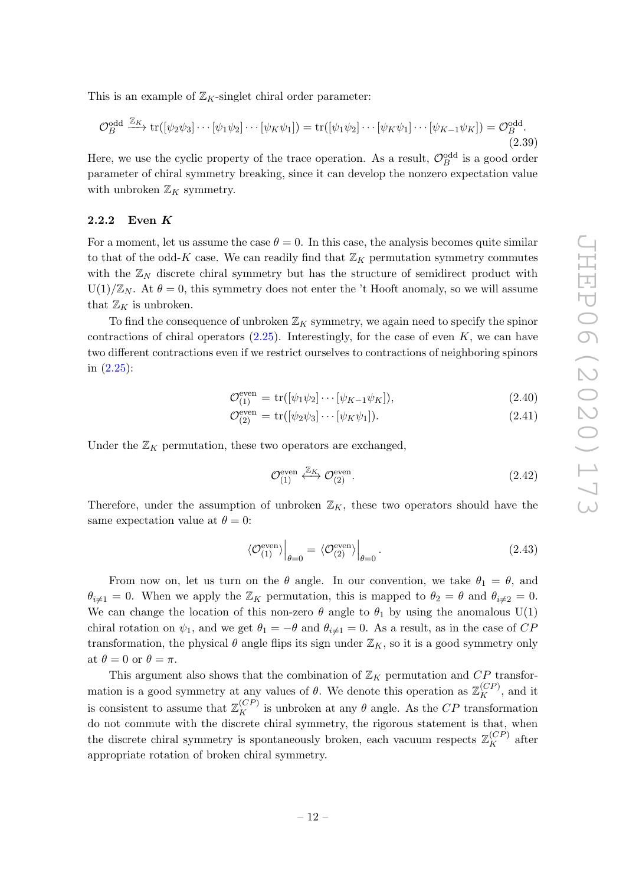This is an example of $\mathbb{Z}_K$-singlet chiral order parameter:

$$\mathcal{O}_B^{\mathrm{odd}} \xrightarrow{\mathbb{Z}_K} \mathrm{tr}([\psi_2\psi_3]\cdots[\psi_1\psi_2]\cdots[\psi_K\psi_1]) = \mathrm{tr}([\psi_1\psi_2]\cdots[\psi_K\psi_1]\cdots[\psi_{K-1}\psi_K]) = \mathcal{O}_B^{\mathrm{odd}}. \tag{2.39}$$

Here, we use the cyclic property of the trace operation. As a result, $\mathcal{O}_B^{\mathrm{odd}}$ is a good order parameter of chiral symmetry breaking, since it can develop the nonzero expectation value with unbroken $\mathbb{Z}_K$ symmetry.

### 2.2.2 Even $K$

For a moment, let us assume the case $\theta = 0$. In this case, the analysis becomes quite similar to that of the odd-$K$ case. We can readily find that $\mathbb{Z}_K$ permutation symmetry commutes with the $\mathbb{Z}_N$ discrete chiral symmetry but has the structure of semidirect product with $\mathrm{U}(1)/\mathbb{Z}_N$. At $\theta = 0$, this symmetry does not enter the 't Hooft anomaly, so we will assume that $\mathbb{Z}_K$ is unbroken.

To find the consequence of unbroken $\mathbb{Z}_K$ symmetry, we again need to specify the spinor contractions of chiral operators (2.25). Interestingly, for the case of even $K$, we can have two different contractions even if we restrict ourselves to contractions of neighboring spinors in (2.25):

$$\mathcal{O}_{(1)}^{\mathrm{even}} = \mathrm{tr}([\psi_1\psi_2]\cdots[\psi_{K-1}\psi_K]), \tag{2.40}$$

$$\mathcal{O}_{(2)}^{\mathrm{even}} = \mathrm{tr}([\psi_2\psi_3]\cdots[\psi_K\psi_1]). \tag{2.41}$$

Under the $\mathbb{Z}_K$ permutation, these two operators are exchanged,

$$\mathcal{O}_{(1)}^{\mathrm{even}} \xleftrightarrow{\mathbb{Z}_K} \mathcal{O}_{(2)}^{\mathrm{even}}. \tag{2.42}$$

Therefore, under the assumption of unbroken $\mathbb{Z}_K$, these two operators should have the same expectation value at $\theta = 0$:

$$\left.\langle \mathcal{O}_{(1)}^{\mathrm{even}} \rangle\right|_{\theta=0} = \left.\langle \mathcal{O}_{(2)}^{\mathrm{even}} \rangle\right|_{\theta=0}. \tag{2.43}$$

From now on, let us turn on the $\theta$ angle. In our convention, we take $\theta_1 = \theta$, and $\theta_{i\neq 1} = 0$. When we apply the $\mathbb{Z}_K$ permutation, this is mapped to $\theta_2 = \theta$ and $\theta_{i\neq 2} = 0$. We can change the location of this non-zero $\theta$ angle to $\theta_1$ by using the anomalous $\mathrm{U}(1)$ chiral rotation on $\psi_1$, and we get $\theta_1 = -\theta$ and $\theta_{i\neq 1} = 0$. As a result, as in the case of $CP$ transformation, the physical $\theta$ angle flips its sign under $\mathbb{Z}_K$, so it is a good symmetry only at $\theta = 0$ or $\theta = \pi$.

This argument also shows that the combination of $\mathbb{Z}_K$ permutation and $CP$ transformation is a good symmetry at any values of $\theta$. We denote this operation as $\mathbb{Z}_K^{(CP)}$, and it is consistent to assume that $\mathbb{Z}_K^{(CP)}$ is unbroken at any $\theta$ angle. As the $CP$ transformation do not commute with the discrete chiral symmetry, the rigorous statement is that, when the discrete chiral symmetry is spontaneously broken, each vacuum respects $\mathbb{Z}_K^{(CP)}$ after appropriate rotation of broken chiral symmetry.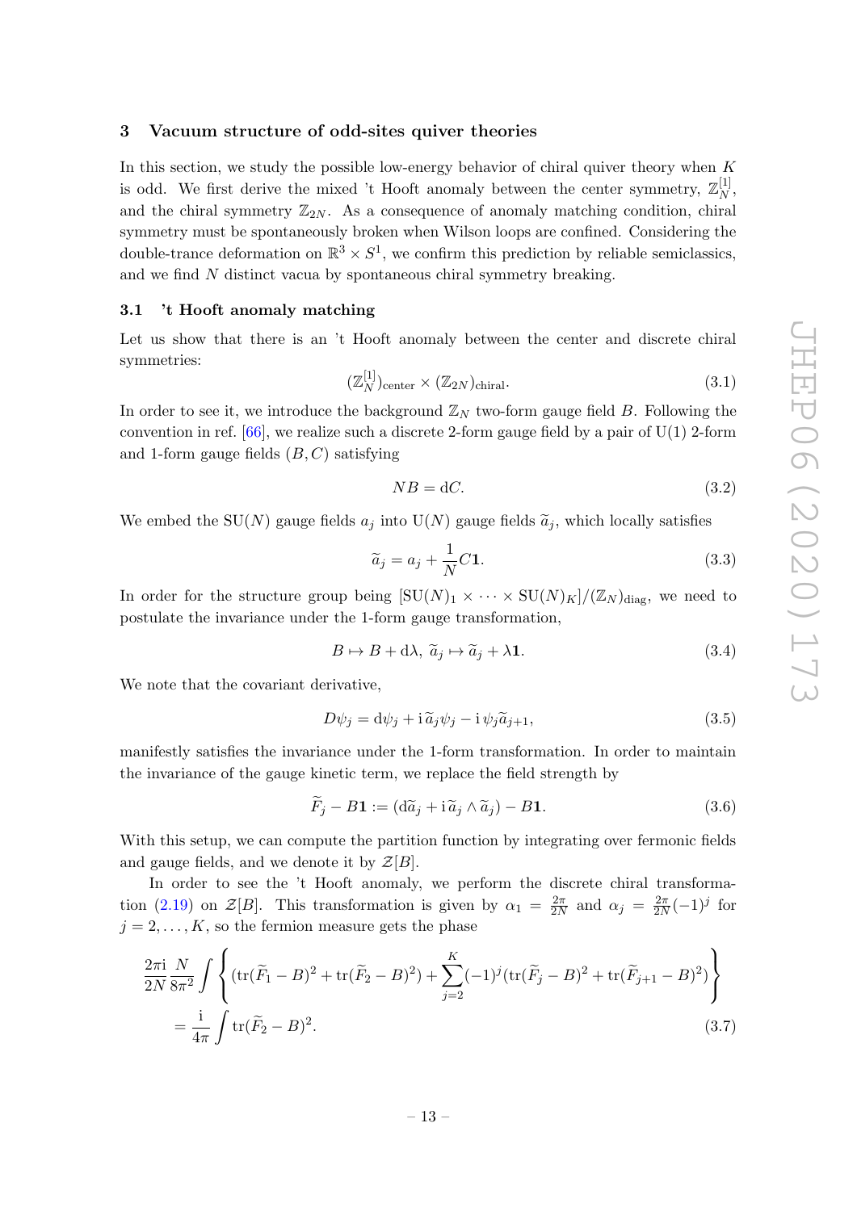## 3 Vacuum structure of odd-sites quiver theories

In this section, we study the possible low-energy behavior of chiral quiver theory when $K$ is odd. We first derive the mixed 't Hooft anomaly between the center symmetry, $\mathbb{Z}_N^{[1]}$, and the chiral symmetry $\mathbb{Z}_{2N}$. As a consequence of anomaly matching condition, chiral symmetry must be spontaneously broken when Wilson loops are confined. Considering the double-trance deformation on $\mathbb{R}^3\times S^1$, we confirm this prediction by reliable semiclassics, and we find $N$ distinct vacua by spontaneous chiral symmetry breaking.

### 3.1 't Hooft anomaly matching

Let us show that there is an 't Hooft anomaly between the center and discrete chiral symmetries:

$$
(\mathbb{Z}_N^{[1]})_{\text{center}}\times(\mathbb{Z}_{2N})_{\text{chiral}}. \tag{3.1}
$$

In order to see it, we introduce the background $\mathbb{Z}_N$ two-form gauge field $B$. Following the convention in ref. [66], we realize such a discrete 2-form gauge field by a pair of U(1) 2-form and 1-form gauge fields $(B,C)$ satisfying

$$
NB=\mathrm{d}C. \tag{3.2}
$$

We embed the SU($N$) gauge fields $a_j$ into U($N$) gauge fields $\widetilde{a}_j$, which locally satisfies

$$
\widetilde{a}_j=a_j+\frac{1}{N}C\mathbf{1}. \tag{3.3}
$$

In order for the structure group being $[\mathrm{SU}(N)_1\times\cdots\times\mathrm{SU}(N)_K]/(\mathbb{Z}_N)_{\text{diag}}$, we need to postulate the invariance under the 1-form gauge transformation,

$$
B\mapsto B+\mathrm{d}\lambda,\ \widetilde{a}_j\mapsto\widetilde{a}_j+\lambda\mathbf{1}. \tag{3.4}
$$

We note that the covariant derivative,

$$
D\psi_j=\mathrm{d}\psi_j+\mathrm{i}\,\widetilde{a}_j\psi_j-\mathrm{i}\,\psi_j\widetilde{a}_{j+1}, \tag{3.5}
$$

manifestly satisfies the invariance under the 1-form transformation. In order to maintain the invariance of the gauge kinetic term, we replace the field strength by

$$
\widetilde{F}_j-B\mathbf{1}:=(\mathrm{d}\widetilde{a}_j+\mathrm{i}\,\widetilde{a}_j\wedge\widetilde{a}_j)-B\mathbf{1}. \tag{3.6}
$$

With this setup, we can compute the partition function by integrating over fermonic fields and gauge fields, and we denote it by $\mathcal{Z}[B]$.

In order to see the 't Hooft anomaly, we perform the discrete chiral transformation (2.19) on $\mathcal{Z}[B]$. This transformation is given by $\alpha_1=\frac{2\pi}{2N}$ and $\alpha_j=\frac{2\pi}{2N}(-1)^j$ for $j=2,\ldots,K$, so the fermion measure gets the phase

$$
\begin{aligned}
\frac{2\pi\mathrm{i}}{2N}\frac{N}{8\pi^2}\int\left\{(\mathrm{tr}(\widetilde{F}_1-B)^2+\mathrm{tr}(\widetilde{F}_2-B)^2)+\sum_{j=2}^{K}(-1)^j(\mathrm{tr}(\widetilde{F}_j-B)^2+\mathrm{tr}(\widetilde{F}_{j+1}-B)^2)\right\}\\
=\frac{\mathrm{i}}{4\pi}\int\mathrm{tr}(\widetilde{F}_2-B)^2.
\end{aligned} \tag{3.7}
$$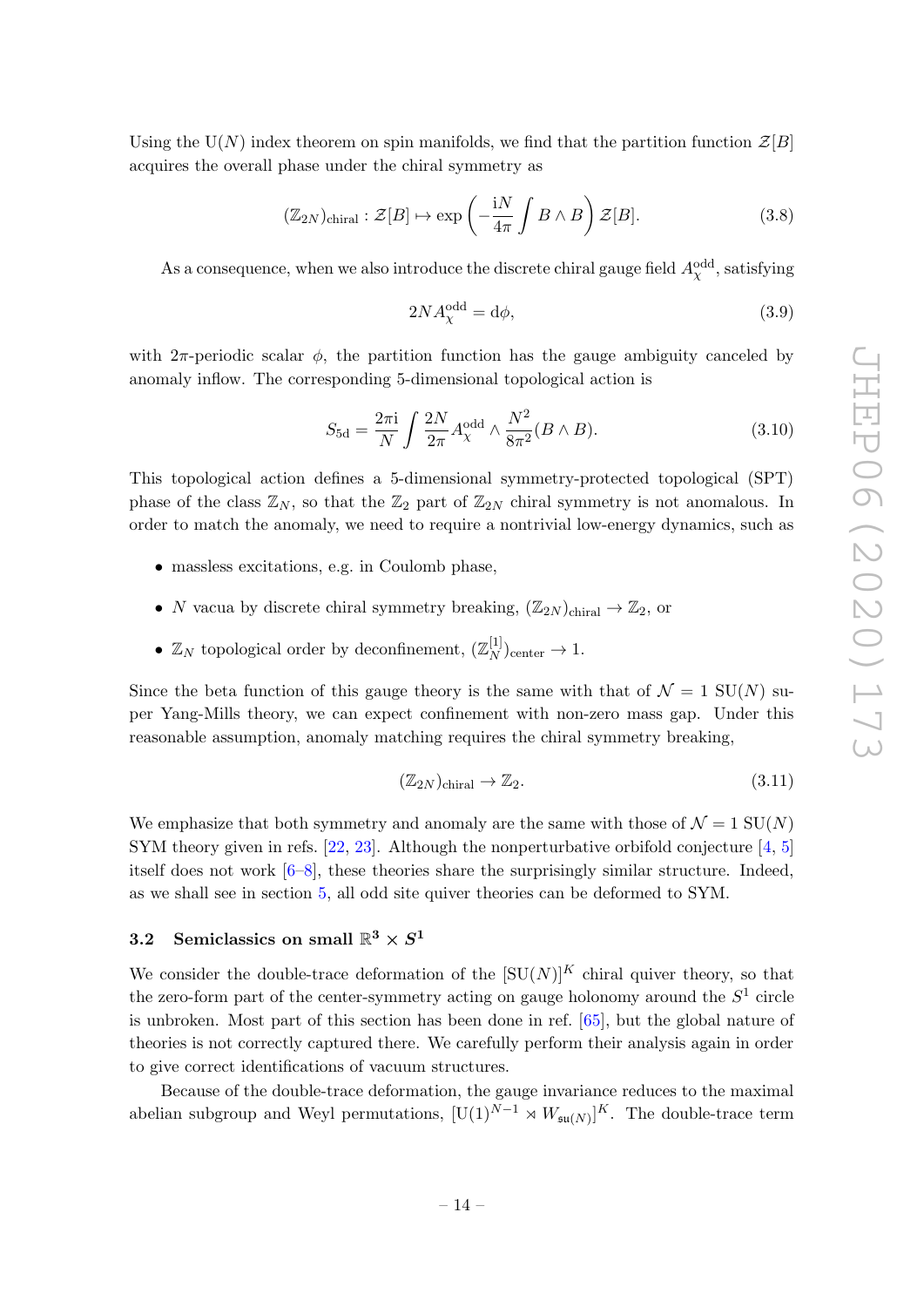Using the U($N$) index theorem on spin manifolds, we find that the partition function $\mathcal{Z}[B]$ acquires the overall phase under the chiral symmetry as

$$(\mathbb{Z}_{2N})_{\mathrm{chiral}} : \mathcal{Z}[B] \mapsto \exp\left(-\frac{\mathrm{i}N}{4\pi}\int B\wedge B\right)\mathcal{Z}[B]. \tag{3.8}$$

As a consequence, when we also introduce the discrete chiral gauge field $A_\chi^{\mathrm{odd}}$, satisfying

$$2N A_\chi^{\mathrm{odd}} = \mathrm{d}\phi, \tag{3.9}$$

with $2\pi$-periodic scalar $\phi$, the partition function has the gauge ambiguity canceled by anomaly inflow. The corresponding 5-dimensional topological action is

$$S_{5\mathrm{d}} = \frac{2\pi\mathrm{i}}{N}\int \frac{2N}{2\pi}A_\chi^{\mathrm{odd}} \wedge \frac{N^2}{8\pi^2}(B\wedge B). \tag{3.10}$$

This topological action defines a 5-dimensional symmetry-protected topological (SPT) phase of the class $\mathbb{Z}_N$, so that the $\mathbb{Z}_2$ part of $\mathbb{Z}_{2N}$ chiral symmetry is not anomalous. In order to match the anomaly, we need to require a nontrivial low-energy dynamics, such as

- massless excitations, e.g. in Coulomb phase,
- $N$ vacua by discrete chiral symmetry breaking, $(\mathbb{Z}_{2N})_{\mathrm{chiral}} \to \mathbb{Z}_2$, or
- $\mathbb{Z}_N$ topological order by deconfinement, $(\mathbb{Z}_N^{[1]})_{\mathrm{center}} \to 1$.

Since the beta function of this gauge theory is the same with that of $\mathcal{N}=1$ SU($N$) super Yang-Mills theory, we can expect confinement with non-zero mass gap. Under this reasonable assumption, anomaly matching requires the chiral symmetry breaking,

$$(\mathbb{Z}_{2N})_{\mathrm{chiral}} \to \mathbb{Z}_2. \tag{3.11}$$

We emphasize that both symmetry and anomaly are the same with those of $\mathcal{N}=1$ SU($N$) SYM theory given in refs. [22, 23]. Although the nonperturbative orbifold conjecture [4, 5] itself does not work [6–8], these theories share the surprisingly similar structure. Indeed, as we shall see in section 5, all odd site quiver theories can be deformed to SYM.

### 3.2 Semiclassics on small $\mathbb{R}^3 \times S^1$

We consider the double-trace deformation of the $[\mathrm{SU}(N)]^K$ chiral quiver theory, so that the zero-form part of the center-symmetry acting on gauge holonomy around the $S^1$ circle is unbroken. Most part of this section has been done in ref. [65], but the global nature of theories is not correctly captured there. We carefully perform their analysis again in order to give correct identifications of vacuum structures.

Because of the double-trace deformation, the gauge invariance reduces to the maximal abelian subgroup and Weyl permutations, $[\mathrm{U}(1)^{N-1} \rtimes W_{\mathfrak{su}(N)}]^K$. The double-trace term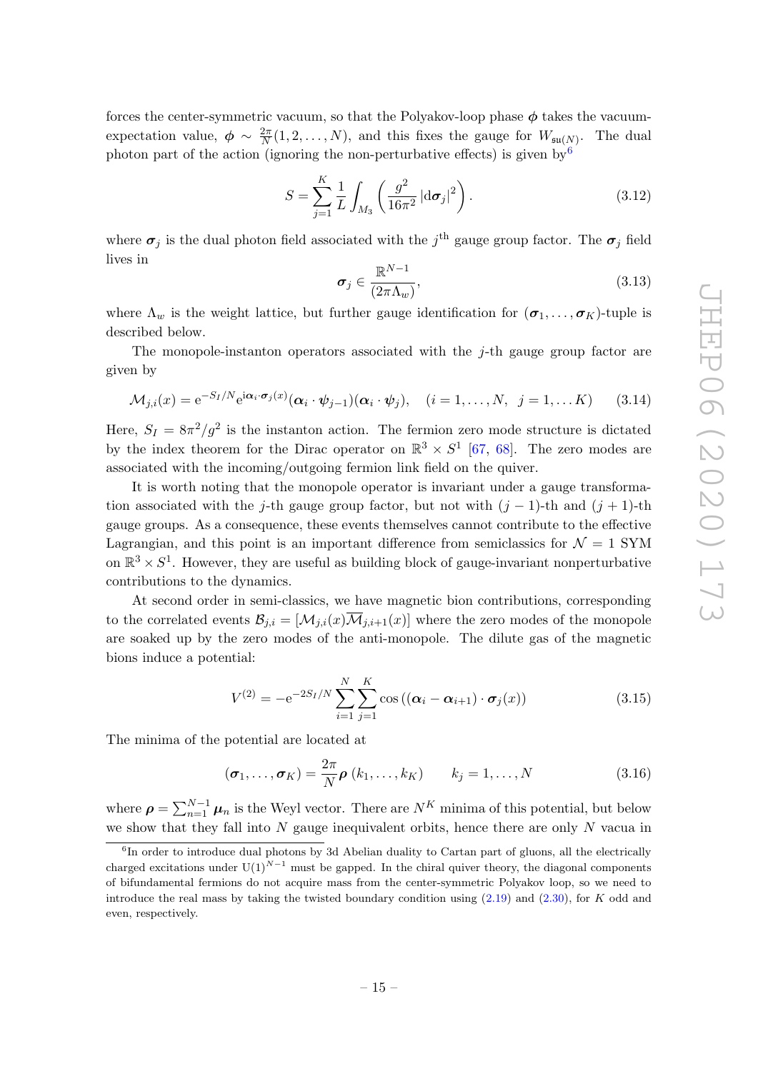forces the center-symmetric vacuum, so that the Polyakov-loop phase $\boldsymbol{\phi}$ takes the vacuum-expectation value, $\boldsymbol{\phi} \sim \frac{2\pi}{N}(1, 2, \ldots, N)$, and this fixes the gauge for $W_{\mathfrak{su}(N)}$. The dual photon part of the action (ignoring the non-perturbative effects) is given by[6]

$$S = \sum_{j=1}^{K} \frac{1}{L} \int_{M_3} \left( \frac{g^2}{16\pi^2} |\mathrm{d}\boldsymbol{\sigma}_j|^2 \right). \tag{3.12}$$

where $\boldsymbol{\sigma}_j$ is the dual photon field associated with the $j^{\text{th}}$ gauge group factor. The $\boldsymbol{\sigma}_j$ field lives in

$$\boldsymbol{\sigma}_j \in \frac{\mathbb{R}^{N-1}}{(2\pi\Lambda_w)}, \tag{3.13}$$

where $\Lambda_w$ is the weight lattice, but further gauge identification for $(\boldsymbol{\sigma}_1, \ldots, \boldsymbol{\sigma}_K)$-tuple is described below.

The monopole-instanton operators associated with the $j$-th gauge group factor are given by

$$\mathcal{M}_{j,i}(x) = \mathrm{e}^{-S_I/N} \mathrm{e}^{\mathrm{i}\boldsymbol{\alpha}_i \cdot \boldsymbol{\sigma}_j(x)} (\boldsymbol{\alpha}_i \cdot \boldsymbol{\psi}_{j-1})(\boldsymbol{\alpha}_i \cdot \boldsymbol{\psi}_j), \quad (i = 1, \ldots, N, \ \ j = 1, \ldots K) \tag{3.14}$$

Here, $S_I = 8\pi^2/g^2$ is the instanton action. The fermion zero mode structure is dictated by the index theorem for the Dirac operator on $\mathbb{R}^3 \times S^1$ [67, 68]. The zero modes are associated with the incoming/outgoing fermion link field on the quiver.

It is worth noting that the monopole operator is invariant under a gauge transformation associated with the $j$-th gauge group factor, but not with $(j-1)$-th and $(j+1)$-th gauge groups. As a consequence, these events themselves cannot contribute to the effective Lagrangian, and this point is an important difference from semiclassics for $\mathcal{N} = 1$ SYM on $\mathbb{R}^3 \times S^1$. However, they are useful as building block of gauge-invariant nonperturbative contributions to the dynamics.

At second order in semi-classics, we have magnetic bion contributions, corresponding to the correlated events $\mathcal{B}_{j,i} = [\mathcal{M}_{j,i}(x)\overline{\mathcal{M}}_{j,i+1}(x)]$ where the zero modes of the monopole are soaked up by the zero modes of the anti-monopole. The dilute gas of the magnetic bions induce a potential:

$$V^{(2)} = -\mathrm{e}^{-2S_I/N} \sum_{i=1}^{N} \sum_{j=1}^{K} \cos\left((\boldsymbol{\alpha}_i - \boldsymbol{\alpha}_{i+1}) \cdot \boldsymbol{\sigma}_j(x)\right) \tag{3.15}$$

The minima of the potential are located at

$$(\boldsymbol{\sigma}_1, \ldots, \boldsymbol{\sigma}_K) = \frac{2\pi}{N} \boldsymbol{\rho}\,(k_1, \ldots, k_K) \qquad k_j = 1, \ldots, N \tag{3.16}$$

where $\boldsymbol{\rho} = \sum_{n=1}^{N-1} \boldsymbol{\mu}_n$ is the Weyl vector. There are $N^K$ minima of this potential, but below we show that they fall into $N$ gauge inequivalent orbits, hence there are only $N$ vacua in

[6] In order to introduce dual photons by 3d Abelian duality to Cartan part of gluons, all the electrically charged excitations under $\mathrm{U}(1)^{N-1}$ must be gapped. In the chiral quiver theory, the diagonal components of bifundamental fermions do not acquire mass from the center-symmetric Polyakov loop, so we need to introduce the real mass by taking the twisted boundary condition using (2.19) and (2.30), for $K$ odd and even, respectively.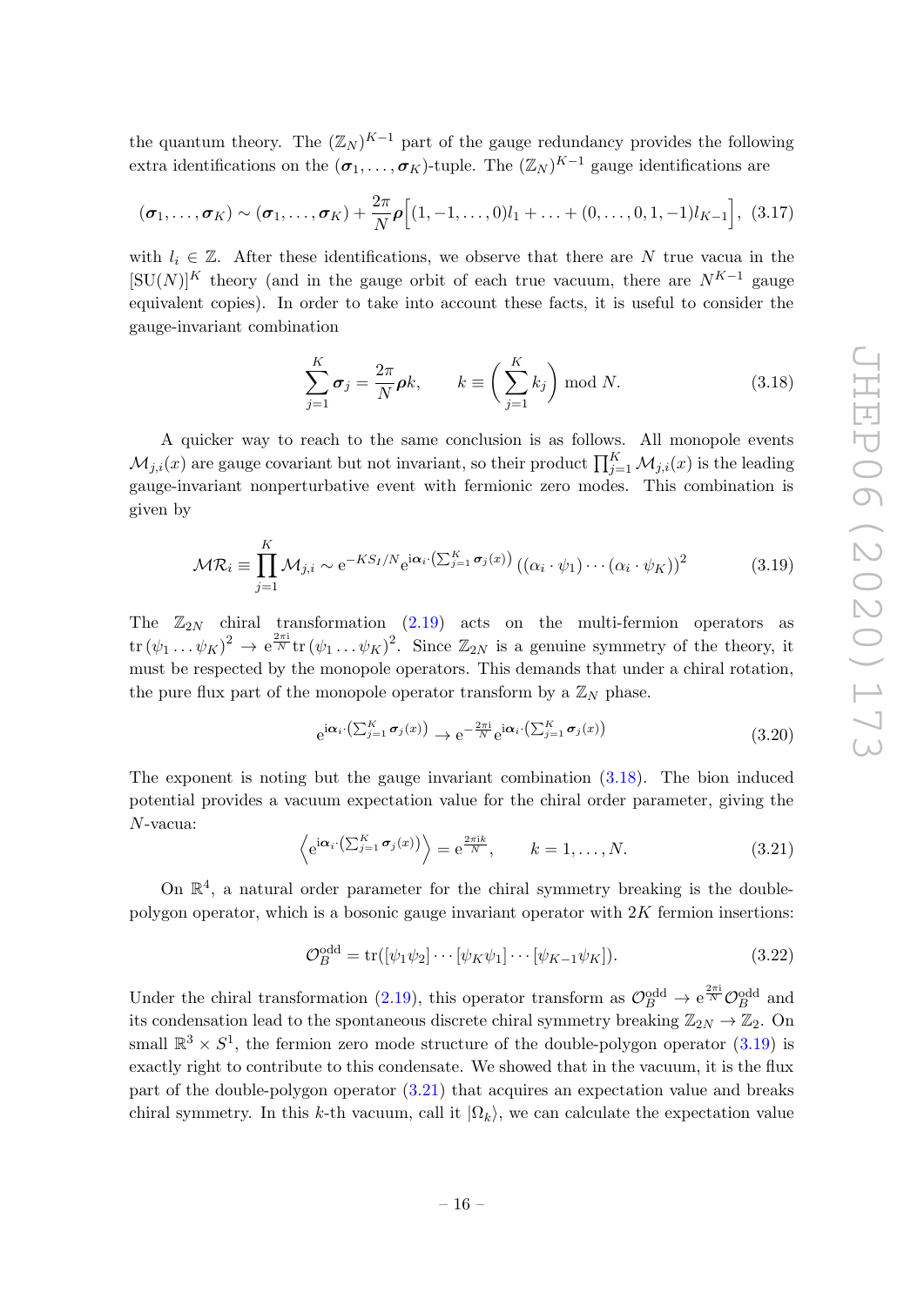the quantum theory. The $(\mathbb{Z}_N)^{K-1}$ part of the gauge redundancy provides the following extra identifications on the $(\boldsymbol{\sigma}_1, \ldots, \boldsymbol{\sigma}_K)$-tuple. The $(\mathbb{Z}_N)^{K-1}$ gauge identifications are

$$(\boldsymbol{\sigma}_1, \ldots, \boldsymbol{\sigma}_K) \sim (\boldsymbol{\sigma}_1, \ldots, \boldsymbol{\sigma}_K) + \frac{2\pi}{N}\boldsymbol{\rho}\Big[(1, -1, \ldots, 0)l_1 + \ldots + (0, \ldots, 0, 1, -1)l_{K-1}\Big], \quad (3.17)$$

with $l_i \in \mathbb{Z}$. After these identifications, we observe that there are $N$ true vacua in the $[\mathrm{SU}(N)]^K$ theory (and in the gauge orbit of each true vacuum, there are $N^{K-1}$ gauge equivalent copies). In order to take into account these facts, it is useful to consider the gauge-invariant combination

$$\sum_{j=1}^{K} \boldsymbol{\sigma}_j = \frac{2\pi}{N}\boldsymbol{\rho} k, \qquad k \equiv \left(\sum_{j=1}^{K} k_j\right) \bmod N. \quad (3.18)$$

A quicker way to reach to the same conclusion is as follows. All monopole events $\mathcal{M}_{j,i}(x)$ are gauge covariant but not invariant, so their product $\prod_{j=1}^{K} \mathcal{M}_{j,i}(x)$ is the leading gauge-invariant nonperturbative event with fermionic zero modes. This combination is given by

$$\mathcal{MR}_i \equiv \prod_{j=1}^{K} \mathcal{M}_{j,i} \sim \mathrm{e}^{-KS_I/N} \mathrm{e}^{\mathrm{i}\boldsymbol{\alpha}_i \cdot \left(\sum_{j=1}^{K} \boldsymbol{\sigma}_j(x)\right)} \left((\alpha_i \cdot \psi_1) \cdots (\alpha_i \cdot \psi_K)\right)^2 \quad (3.19)$$

The $\mathbb{Z}_{2N}$ chiral transformation (2.19) acts on the multi-fermion operators as $\mathrm{tr}\,(\psi_1 \ldots \psi_K)^2 \to \mathrm{e}^{\frac{2\pi\mathrm{i}}{N}} \mathrm{tr}\,(\psi_1 \ldots \psi_K)^2$. Since $\mathbb{Z}_{2N}$ is a genuine symmetry of the theory, it must be respected by the monopole operators. This demands that under a chiral rotation, the pure flux part of the monopole operator transform by a $\mathbb{Z}_N$ phase.

$$\mathrm{e}^{\mathrm{i}\boldsymbol{\alpha}_i \cdot \left(\sum_{j=1}^{K} \boldsymbol{\sigma}_j(x)\right)} \to \mathrm{e}^{-\frac{2\pi\mathrm{i}}{N}} \mathrm{e}^{\mathrm{i}\boldsymbol{\alpha}_i \cdot \left(\sum_{j=1}^{K} \boldsymbol{\sigma}_j(x)\right)} \quad (3.20)$$

The exponent is noting but the gauge invariant combination (3.18). The bion induced potential provides a vacuum expectation value for the chiral order parameter, giving the $N$-vacua:

$$\left\langle \mathrm{e}^{\mathrm{i}\boldsymbol{\alpha}_i \cdot \left(\sum_{j=1}^{K} \boldsymbol{\sigma}_j(x)\right)} \right\rangle = \mathrm{e}^{\frac{2\pi\mathrm{i}k}{N}}, \qquad k = 1, \ldots, N. \quad (3.21)$$

On $\mathbb{R}^4$, a natural order parameter for the chiral symmetry breaking is the double-polygon operator, which is a bosonic gauge invariant operator with $2K$ fermion insertions:

$$\mathcal{O}_B^{\mathrm{odd}} = \mathrm{tr}([\psi_1 \psi_2] \cdots [\psi_K \psi_1] \cdots [\psi_{K-1} \psi_K]). \quad (3.22)$$

Under the chiral transformation (2.19), this operator transform as $\mathcal{O}_B^{\mathrm{odd}} \to \mathrm{e}^{\frac{2\pi\mathrm{i}}{N}} \mathcal{O}_B^{\mathrm{odd}}$ and its condensation lead to the spontaneous discrete chiral symmetry breaking $\mathbb{Z}_{2N} \to \mathbb{Z}_2$. On small $\mathbb{R}^3 \times S^1$, the fermion zero mode structure of the double-polygon operator (3.19) is exactly right to contribute to this condensate. We showed that in the vacuum, it is the flux part of the double-polygon operator (3.21) that acquires an expectation value and breaks chiral symmetry. In this $k$-th vacuum, call it $|\Omega_k\rangle$, we can calculate the expectation value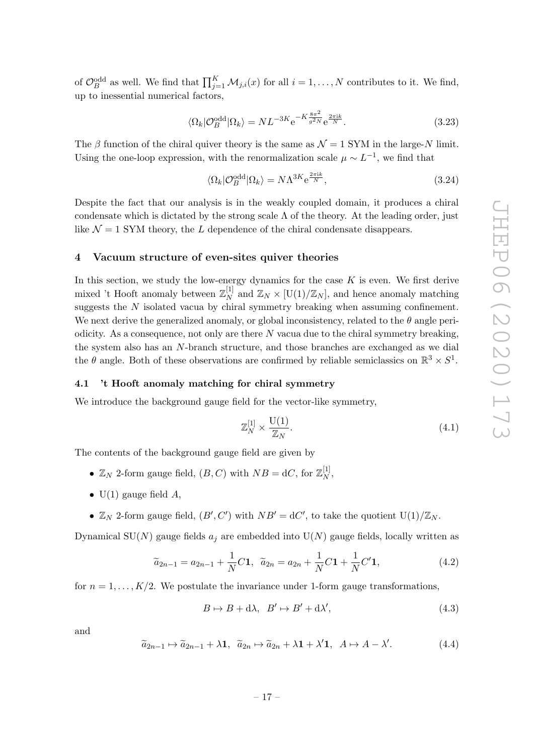of $\mathcal{O}_B^{\rm odd}$ as well. We find that $\prod_{j=1}^K \mathcal{M}_{j,i}(x)$ for all $i=1,\dots,N$ contributes to it. We find, up to inessential numerical factors,

$$\langle \Omega_k | \mathcal{O}_B^{\rm odd} | \Omega_k \rangle = N L^{-3K} \mathrm{e}^{-K\frac{8\pi^2}{g^2 N}} \mathrm{e}^{\frac{2\pi \mathrm{i} k}{N}}. \tag{3.23}$$

The $\beta$ function of the chiral quiver theory is the same as $\mathcal{N}=1$ SYM in the large-$N$ limit. Using the one-loop expression, with the renormalization scale $\mu \sim L^{-1}$, we find that

$$\langle \Omega_k | \mathcal{O}_B^{\rm odd} | \Omega_k \rangle = N \Lambda^{3K} \mathrm{e}^{\frac{2\pi \mathrm{i} k}{N}}, \tag{3.24}$$

Despite the fact that our analysis is in the weakly coupled domain, it produces a chiral condensate which is dictated by the strong scale $\Lambda$ of the theory. At the leading order, just like $\mathcal{N}=1$ SYM theory, the $L$ dependence of the chiral condensate disappears.

## 4 Vacuum structure of even-sites quiver theories

In this section, we study the low-energy dynamics for the case $K$ is even. We first derive mixed 't Hooft anomaly between $\mathbb{Z}_N^{[1]}$ and $\mathbb{Z}_N \times [\mathrm{U}(1)/\mathbb{Z}_N]$, and hence anomaly matching suggests the $N$ isolated vacua by chiral symmetry breaking when assuming confinement. We next derive the generalized anomaly, or global inconsistency, related to the $\theta$ angle periodicity. As a consequence, not only are there $N$ vacua due to the chiral symmetry breaking, the system also has an $N$-branch structure, and those branches are exchanged as we dial the $\theta$ angle. Both of these observations are confirmed by reliable semiclassics on $\mathbb{R}^3 \times S^1$.

### 4.1 't Hooft anomaly matching for chiral symmetry

We introduce the background gauge field for the vector-like symmetry,

$$\mathbb{Z}_N^{[1]} \times \frac{\mathrm{U}(1)}{\mathbb{Z}_N}. \tag{4.1}$$

The contents of the background gauge field are given by

- $\mathbb{Z}_N$ 2-form gauge field, $(B, C)$ with $NB = \mathrm{d}C$, for $\mathbb{Z}_N^{[1]}$,
- $\mathrm{U}(1)$ gauge field $A$,
- $\mathbb{Z}_N$ 2-form gauge field, $(B', C')$ with $NB' = \mathrm{d}C'$, to take the quotient $\mathrm{U}(1)/\mathbb{Z}_N$.

Dynamical $\mathrm{SU}(N)$ gauge fields $a_j$ are embedded into $\mathrm{U}(N)$ gauge fields, locally written as

$$\widetilde{a}_{2n-1} = a_{2n-1} + \frac{1}{N} C \mathbf{1}, \;\; \widetilde{a}_{2n} = a_{2n} + \frac{1}{N} C \mathbf{1} + \frac{1}{N} C' \mathbf{1}, \tag{4.2}$$

for $n = 1, \dots, K/2$. We postulate the invariance under 1-form gauge transformations,

$$B \mapsto B + \mathrm{d}\lambda, \;\; B' \mapsto B' + \mathrm{d}\lambda', \tag{4.3}$$

and

$$\widetilde{a}_{2n-1} \mapsto \widetilde{a}_{2n-1} + \lambda \mathbf{1}, \;\; \widetilde{a}_{2n} \mapsto \widetilde{a}_{2n} + \lambda \mathbf{1} + \lambda' \mathbf{1}, \;\; A \mapsto A - \lambda'. \tag{4.4}$$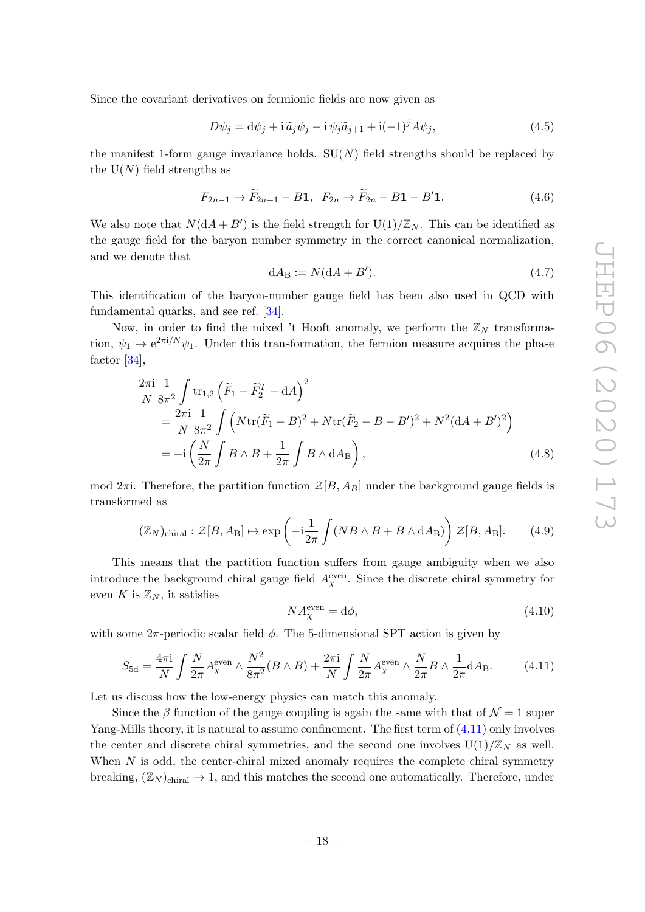Since the covariant derivatives on fermionic fields are now given as

$$D\psi_j = \mathrm{d}\psi_j + \mathrm{i}\,\widetilde{a}_j\psi_j - \mathrm{i}\,\psi_j\widetilde{a}_{j+1} + \mathrm{i}(-1)^j A\psi_j, \tag{4.5}$$

the manifest 1-form gauge invariance holds. $\mathrm{SU}(N)$ field strengths should be replaced by the $\mathrm{U}(N)$ field strengths as

$$F_{2n-1} \to \widetilde{F}_{2n-1} - B\mathbf{1}, \quad F_{2n} \to \widetilde{F}_{2n} - B\mathbf{1} - B'\mathbf{1}. \tag{4.6}$$

We also note that $N(\mathrm{d}A + B')$ is the field strength for $\mathrm{U}(1)/\mathbb{Z}_N$. This can be identified as the gauge field for the baryon number symmetry in the correct canonical normalization, and we denote that

$$\mathrm{d}A_{\mathrm{B}} := N(\mathrm{d}A + B'). \tag{4.7}$$

This identification of the baryon-number gauge field has been also used in QCD with fundamental quarks, and see ref. [34].

Now, in order to find the mixed 't Hooft anomaly, we perform the $\mathbb{Z}_N$ transformation, $\psi_1 \mapsto \mathrm{e}^{2\pi\mathrm{i}/N}\psi_1$. Under this transformation, the fermion measure acquires the phase factor [34],

$$\begin{aligned}
&\frac{2\pi\mathrm{i}}{N}\frac{1}{8\pi^2}\int \mathrm{tr}_{1,2}\left(\widetilde{F}_1 - \widetilde{F}_2^T - \mathrm{d}A\right)^2 \\
&\quad = \frac{2\pi\mathrm{i}}{N}\frac{1}{8\pi^2}\int \left(N\mathrm{tr}(\widetilde{F}_1 - B)^2 + N\mathrm{tr}(\widetilde{F}_2 - B - B')^2 + N^2(\mathrm{d}A + B')^2\right) \\
&\quad = -\mathrm{i}\left(\frac{N}{2\pi}\int B\wedge B + \frac{1}{2\pi}\int B\wedge \mathrm{d}A_{\mathrm{B}}\right),
\end{aligned} \tag{4.8}$$

mod $2\pi\mathrm{i}$. Therefore, the partition function $\mathcal{Z}[B, A_B]$ under the background gauge fields is transformed as

$$(\mathbb{Z}_N)_{\mathrm{chiral}} : \mathcal{Z}[B, A_{\mathrm{B}}] \mapsto \exp\left(-\mathrm{i}\frac{1}{2\pi}\int (NB\wedge B + B\wedge \mathrm{d}A_{\mathrm{B}})\right)\mathcal{Z}[B, A_{\mathrm{B}}]. \tag{4.9}$$

This means that the partition function suffers from gauge ambiguity when we also introduce the background chiral gauge field $A_\chi^{\mathrm{even}}$. Since the discrete chiral symmetry for even $K$ is $\mathbb{Z}_N$, it satisfies

$$NA_\chi^{\mathrm{even}} = \mathrm{d}\phi, \tag{4.10}$$

with some $2\pi$-periodic scalar field $\phi$. The 5-dimensional SPT action is given by

$$S_{5\mathrm{d}} = \frac{4\pi\mathrm{i}}{N}\int \frac{N}{2\pi}A_\chi^{\mathrm{even}} \wedge \frac{N^2}{8\pi^2}(B\wedge B) + \frac{2\pi\mathrm{i}}{N}\int \frac{N}{2\pi}A_\chi^{\mathrm{even}}\wedge \frac{N}{2\pi}B\wedge\frac{1}{2\pi}\mathrm{d}A_{\mathrm{B}}. \tag{4.11}$$

Let us discuss how the low-energy physics can match this anomaly.

Since the $\beta$ function of the gauge coupling is again the same with that of $\mathcal{N}=1$ super Yang-Mills theory, it is natural to assume confinement. The first term of (4.11) only involves the center and discrete chiral symmetries, and the second one involves $\mathrm{U}(1)/\mathbb{Z}_N$ as well. When $N$ is odd, the center-chiral mixed anomaly requires the complete chiral symmetry breaking, $(\mathbb{Z}_N)_{\mathrm{chiral}} \to 1$, and this matches the second one automatically. Therefore, under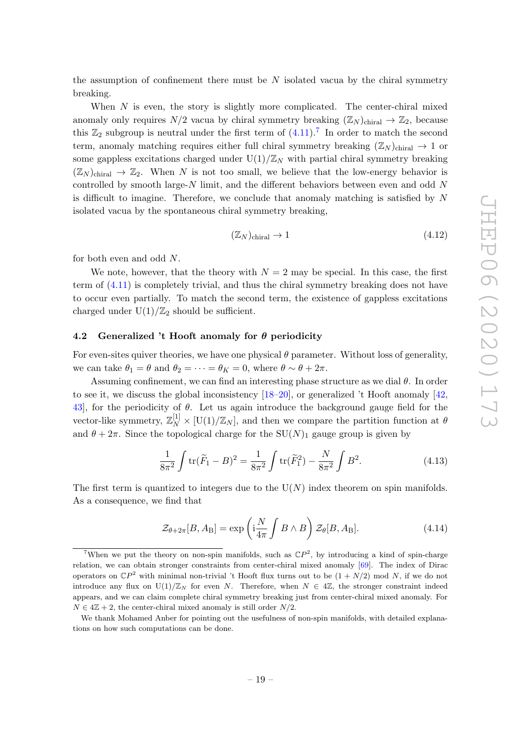the assumption of confinement there must be $N$ isolated vacua by the chiral symmetry breaking.

When $N$ is even, the story is slightly more complicated. The center-chiral mixed anomaly only requires $N/2$ vacua by chiral symmetry breaking $(\mathbb{Z}_N)_{\rm chiral} \to \mathbb{Z}_2$, because this $\mathbb{Z}_2$ subgroup is neutral under the first term of (4.11).[7] In order to match the second term, anomaly matching requires either full chiral symmetry breaking $(\mathbb{Z}_N)_{\rm chiral} \to 1$ or some gappless excitations charged under $\mathrm{U}(1)/\mathbb{Z}_N$ with partial chiral symmetry breaking $(\mathbb{Z}_N)_{\rm chiral} \to \mathbb{Z}_2$. When $N$ is not too small, we believe that the low-energy behavior is controlled by smooth large-$N$ limit, and the different behaviors between even and odd $N$ is difficult to imagine. Therefore, we conclude that anomaly matching is satisfied by $N$ isolated vacua by the spontaneous chiral symmetry breaking,

$$(\mathbb{Z}_N)_{\rm chiral} \to 1 \tag{4.12}$$

for both even and odd $N$.

We note, however, that the theory with $N = 2$ may be special. In this case, the first term of (4.11) is completely trivial, and thus the chiral symmetry breaking does not have to occur even partially. To match the second term, the existence of gappless excitations charged under $\mathrm{U}(1)/\mathbb{Z}_2$ should be sufficient.

### 4.2 Generalized 't Hooft anomaly for $\theta$ periodicity

For even-sites quiver theories, we have one physical $\theta$ parameter. Without loss of generality, we can take $\theta_1 = \theta$ and $\theta_2 = \cdots = \theta_K = 0$, where $\theta \sim \theta + 2\pi$.

Assuming confinement, we can find an interesting phase structure as we dial $\theta$. In order to see it, we discuss the global inconsistency [18–20], or generalized 't Hooft anomaly [42, 43], for the periodicity of $\theta$. Let us again introduce the background gauge field for the vector-like symmetry, $\mathbb{Z}_N^{[1]} \times [\mathrm{U}(1)/\mathbb{Z}_N]$, and then we compare the partition function at $\theta$ and $\theta + 2\pi$. Since the topological charge for the $SU(N)_1$ gauge group is given by

$$\frac{1}{8\pi^2}\int \mathrm{tr}(\widetilde{F}_1 - B)^2 = \frac{1}{8\pi^2}\int \mathrm{tr}(\widetilde{F}_1^2) - \frac{N}{8\pi^2}\int B^2. \tag{4.13}$$

The first term is quantized to integers due to the $\mathrm{U}(N)$ index theorem on spin manifolds. As a consequence, we find that

$$\mathcal{Z}_{\theta+2\pi}[B, A_{\rm B}] = \exp\left(\mathrm{i}\frac{N}{4\pi}\int B \wedge B\right)\mathcal{Z}_\theta[B, A_{\rm B}]. \tag{4.14}$$

---

[7] When we put the theory on non-spin manifolds, such as $\mathbb{C}P^2$, by introducing a kind of spin-charge relation, we can obtain stronger constraints from center-chiral mixed anomaly [69]. The index of Dirac operators on $\mathbb{C}P^2$ with minimal non-trivial 't Hooft flux turns out to be $(1 + N/2)$ mod $N$, if we do not introduce any flux on $\mathrm{U}(1)/\mathbb{Z}_N$ for even $N$. Therefore, when $N \in 4\mathbb{Z}$, the stronger constraint indeed appears, and we can claim complete chiral symmetry breaking just from center-chiral mixed anomaly. For $N \in 4\mathbb{Z} + 2$, the center-chiral mixed anomaly is still order $N/2$.

We thank Mohamed Anber for pointing out the usefulness of non-spin manifolds, with detailed explanations on how such computations can be done.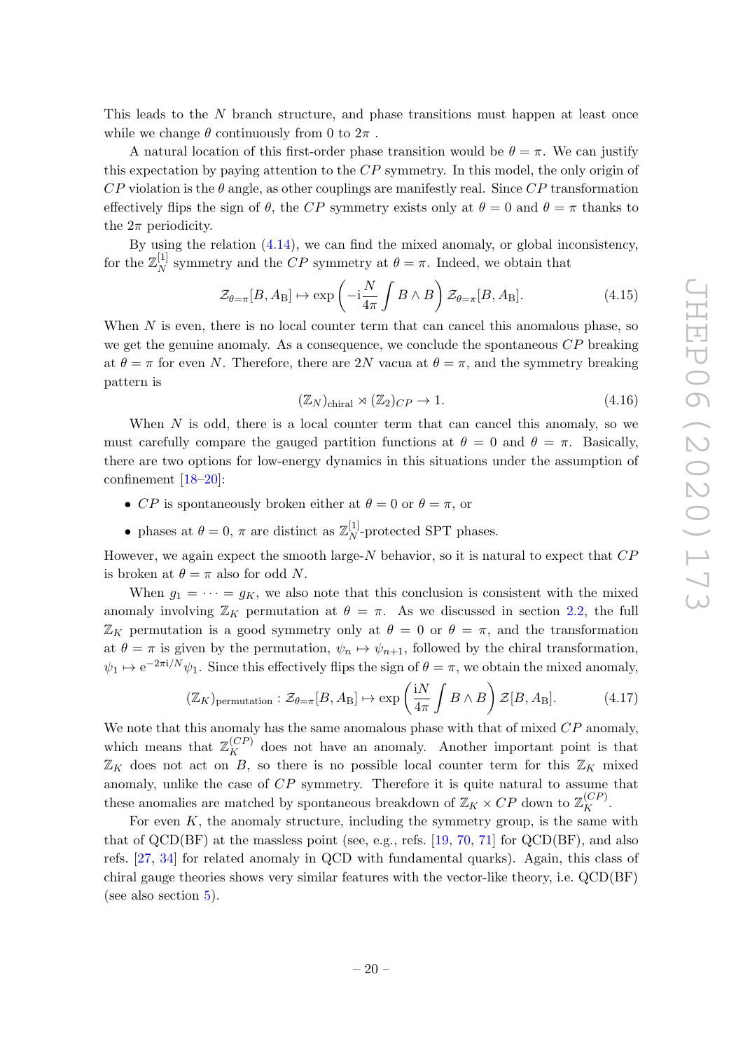This leads to the $N$ branch structure, and phase transitions must happen at least once while we change $\theta$ continuously from 0 to $2\pi$ .

A natural location of this first-order phase transition would be $\theta = \pi$. We can justify this expectation by paying attention to the $CP$ symmetry. In this model, the only origin of $CP$ violation is the $\theta$ angle, as other couplings are manifestly real. Since $CP$ transformation effectively flips the sign of $\theta$, the $CP$ symmetry exists only at $\theta = 0$ and $\theta = \pi$ thanks to the $2\pi$ periodicity.

By using the relation (4.14), we can find the mixed anomaly, or global inconsistency, for the $\mathbb{Z}_N^{[1]}$ symmetry and the $CP$ symmetry at $\theta = \pi$. Indeed, we obtain that

$$\mathcal{Z}_{\theta=\pi}[B, A_{\mathrm{B}}] \mapsto \exp\left(-\mathrm{i}\frac{N}{4\pi}\int B \wedge B\right) \mathcal{Z}_{\theta=\pi}[B, A_{\mathrm{B}}]. \tag{4.15}$$

When $N$ is even, there is no local counter term that can cancel this anomalous phase, so we get the genuine anomaly. As a consequence, we conclude the spontaneous $CP$ breaking at $\theta = \pi$ for even $N$. Therefore, there are $2N$ vacua at $\theta = \pi$, and the symmetry breaking pattern is

$$(\mathbb{Z}_N)_{\text{chiral}} \rtimes (\mathbb{Z}_2)_{CP} \to 1. \tag{4.16}$$

When $N$ is odd, there is a local counter term that can cancel this anomaly, so we must carefully compare the gauged partition functions at $\theta = 0$ and $\theta = \pi$. Basically, there are two options for low-energy dynamics in this situations under the assumption of confinement [18–20]:

- $CP$ is spontaneously broken either at $\theta = 0$ or $\theta = \pi$, or
- phases at $\theta = 0$, $\pi$ are distinct as $\mathbb{Z}_N^{[1]}$-protected SPT phases.

However, we again expect the smooth large-$N$ behavior, so it is natural to expect that $CP$ is broken at $\theta = \pi$ also for odd $N$.

When $g_1 = \cdots = g_K$, we also note that this conclusion is consistent with the mixed anomaly involving $\mathbb{Z}_K$ permutation at $\theta = \pi$. As we discussed in section 2.2, the full $\mathbb{Z}_K$ permutation is a good symmetry only at $\theta = 0$ or $\theta = \pi$, and the transformation at $\theta = \pi$ is given by the permutation, $\psi_n \mapsto \psi_{n+1}$, followed by the chiral transformation, $\psi_1 \mapsto \mathrm{e}^{-2\pi \mathrm{i}/N}\psi_1$. Since this effectively flips the sign of $\theta = \pi$, we obtain the mixed anomaly,

$$(\mathbb{Z}_K)_{\text{permutation}} : \mathcal{Z}_{\theta=\pi}[B, A_{\mathrm{B}}] \mapsto \exp\left(\frac{\mathrm{i}N}{4\pi}\int B \wedge B\right) \mathcal{Z}[B, A_{\mathrm{B}}]. \tag{4.17}$$

We note that this anomaly has the same anomalous phase with that of mixed $CP$ anomaly, which means that $\mathbb{Z}_K^{(CP)}$ does not have an anomaly. Another important point is that $\mathbb{Z}_K$ does not act on $B$, so there is no possible local counter term for this $\mathbb{Z}_K$ mixed anomaly, unlike the case of $CP$ symmetry. Therefore it is quite natural to assume that these anomalies are matched by spontaneous breakdown of $\mathbb{Z}_K \times CP$ down to $\mathbb{Z}_K^{(CP)}$.

For even $K$, the anomaly structure, including the symmetry group, is the same with that of QCD(BF) at the massless point (see, e.g., refs. [19, 70, 71] for QCD(BF), and also refs. [27, 34] for related anomaly in QCD with fundamental quarks). Again, this class of chiral gauge theories shows very similar features with the vector-like theory, i.e. QCD(BF) (see also section 5).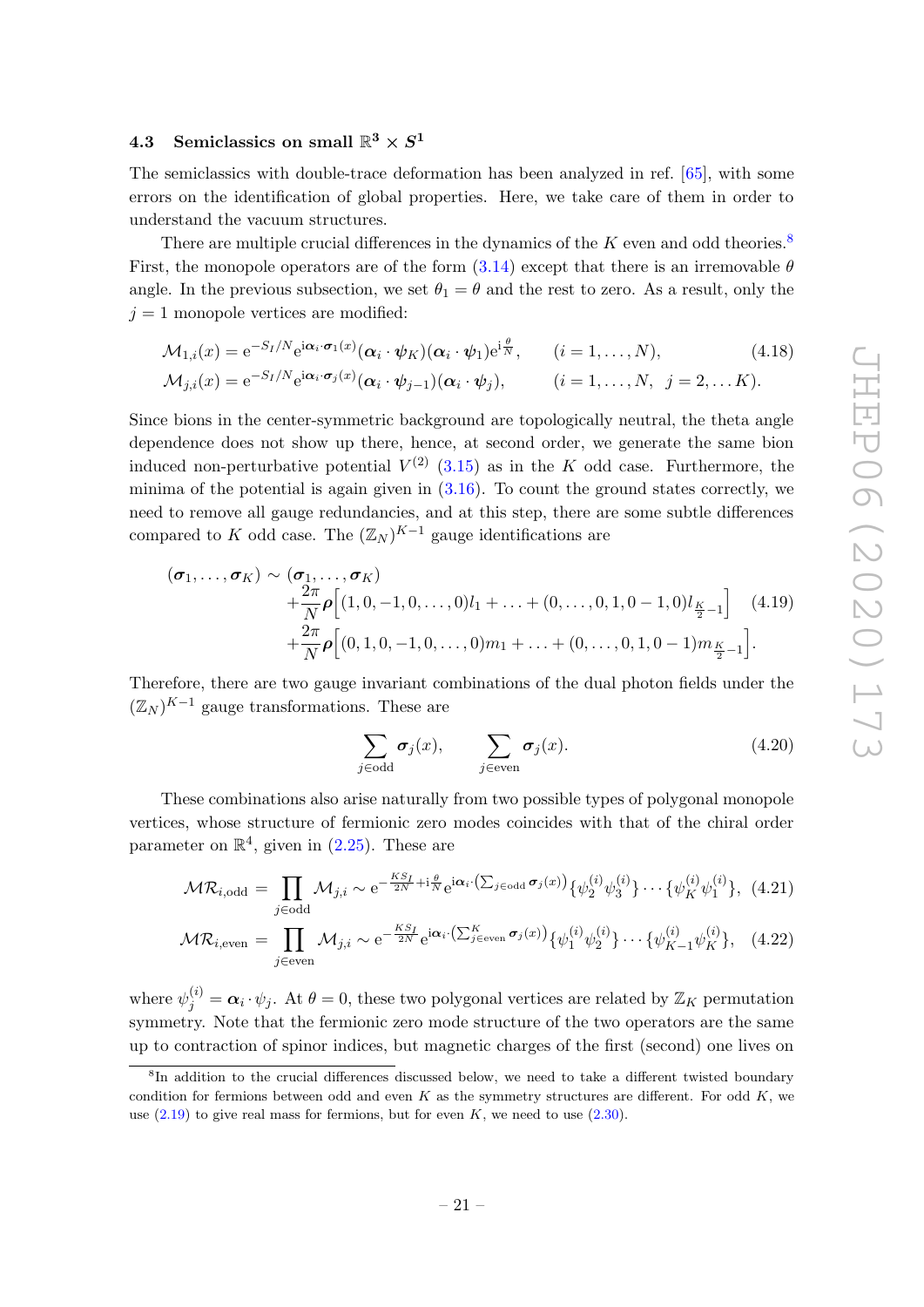### 4.3 Semiclassics on small $\mathbb{R}^3 \times S^1$

The semiclassics with double-trace deformation has been analyzed in ref. [65], with some errors on the identification of global properties. Here, we take care of them in order to understand the vacuum structures.

There are multiple crucial differences in the dynamics of the $K$ even and odd theories.[8] First, the monopole operators are of the form (3.14) except that there is an irremovable $\theta$ angle. In the previous subsection, we set $\theta_1 = \theta$ and the rest to zero. As a result, only the $j = 1$ monopole vertices are modified:

$$
\begin{aligned}
\mathcal{M}_{1,i}(x) &= \mathrm{e}^{-S_I/N}\mathrm{e}^{\mathrm{i}\boldsymbol{\alpha}_i\cdot\boldsymbol{\sigma}_1(x)}(\boldsymbol{\alpha}_i\cdot\boldsymbol{\psi}_K)(\boldsymbol{\alpha}_i\cdot\boldsymbol{\psi}_1)\mathrm{e}^{\mathrm{i}\frac{\theta}{N}}, \qquad (i=1,\ldots,N), \\
\mathcal{M}_{j,i}(x) &= \mathrm{e}^{-S_I/N}\mathrm{e}^{\mathrm{i}\boldsymbol{\alpha}_i\cdot\boldsymbol{\sigma}_j(x)}(\boldsymbol{\alpha}_i\cdot\boldsymbol{\psi}_{j-1})(\boldsymbol{\alpha}_i\cdot\boldsymbol{\psi}_j), \qquad (i=1,\ldots,N,\ \ j=2,\ldots K).
\end{aligned}
\tag{4.18}
$$

Since bions in the center-symmetric background are topologically neutral, the theta angle dependence does not show up there, hence, at second order, we generate the same bion induced non-perturbative potential $V^{(2)}$ (3.15) as in the $K$ odd case. Furthermore, the minima of the potential is again given in (3.16). To count the ground states correctly, we need to remove all gauge redundancies, and at this step, there are some subtle differences compared to $K$ odd case. The $(\mathbb{Z}_N)^{K-1}$ gauge identifications are

$$
\begin{aligned}
(\boldsymbol{\sigma}_1,\ldots,\boldsymbol{\sigma}_K) \sim (\boldsymbol{\sigma}_1,\ldots,\boldsymbol{\sigma}_K)& \\
+\frac{2\pi}{N}\boldsymbol{\rho}\Big[&(1,0,-1,0,\ldots,0)l_1+\ldots+(0,\ldots,0,1,0-1,0)l_{\frac{K}{2}-1}\Big] \\
+\frac{2\pi}{N}\boldsymbol{\rho}\Big[&(0,1,0,-1,0,\ldots,0)m_1+\ldots+(0,\ldots,0,1,0-1)m_{\frac{K}{2}-1}\Big].
\end{aligned}
\tag{4.19}
$$

Therefore, there are two gauge invariant combinations of the dual photon fields under the $(\mathbb{Z}_N)^{K-1}$ gauge transformations. These are

$$
\sum_{j\in\text{odd}}\boldsymbol{\sigma}_j(x), \qquad \sum_{j\in\text{even}}\boldsymbol{\sigma}_j(x). \tag{4.20}
$$

These combinations also arise naturally from two possible types of polygonal monopole vertices, whose structure of fermionic zero modes coincides with that of the chiral order parameter on $\mathbb{R}^4$, given in (2.25). These are

$$
\mathcal{MR}_{i,\text{odd}} = \prod_{j\in\text{odd}}\mathcal{M}_{j,i} \sim \mathrm{e}^{-\frac{KS_I}{2N}+\mathrm{i}\frac{\theta}{N}}\mathrm{e}^{\mathrm{i}\boldsymbol{\alpha}_i\cdot\left(\sum_{j\in\text{odd}}\boldsymbol{\sigma}_j(x)\right)}\{\psi_2^{(i)}\psi_3^{(i)}\}\cdots\{\psi_K^{(i)}\psi_1^{(i)}\}, \tag{4.21}
$$

$$
\mathcal{MR}_{i,\text{even}} = \prod_{j\in\text{even}}\mathcal{M}_{j,i} \sim \mathrm{e}^{-\frac{KS_I}{2N}}\mathrm{e}^{\mathrm{i}\boldsymbol{\alpha}_i\cdot\left(\sum_{j\in\text{even}}^K\boldsymbol{\sigma}_j(x)\right)}\{\psi_1^{(i)}\psi_2^{(i)}\}\cdots\{\psi_{K-1}^{(i)}\psi_K^{(i)}\}, \tag{4.22}
$$

where $\psi_j^{(i)} = \boldsymbol{\alpha}_i\cdot\psi_j$. At $\theta = 0$, these two polygonal vertices are related by $\mathbb{Z}_K$ permutation symmetry. Note that the fermionic zero mode structure of the two operators are the same up to contraction of spinor indices, but magnetic charges of the first (second) one lives on

---

[8] In addition to the crucial differences discussed below, we need to take a different twisted boundary condition for fermions between odd and even $K$ as the symmetry structures are different. For odd $K$, we use (2.19) to give real mass for fermions, but for even $K$, we need to use (2.30).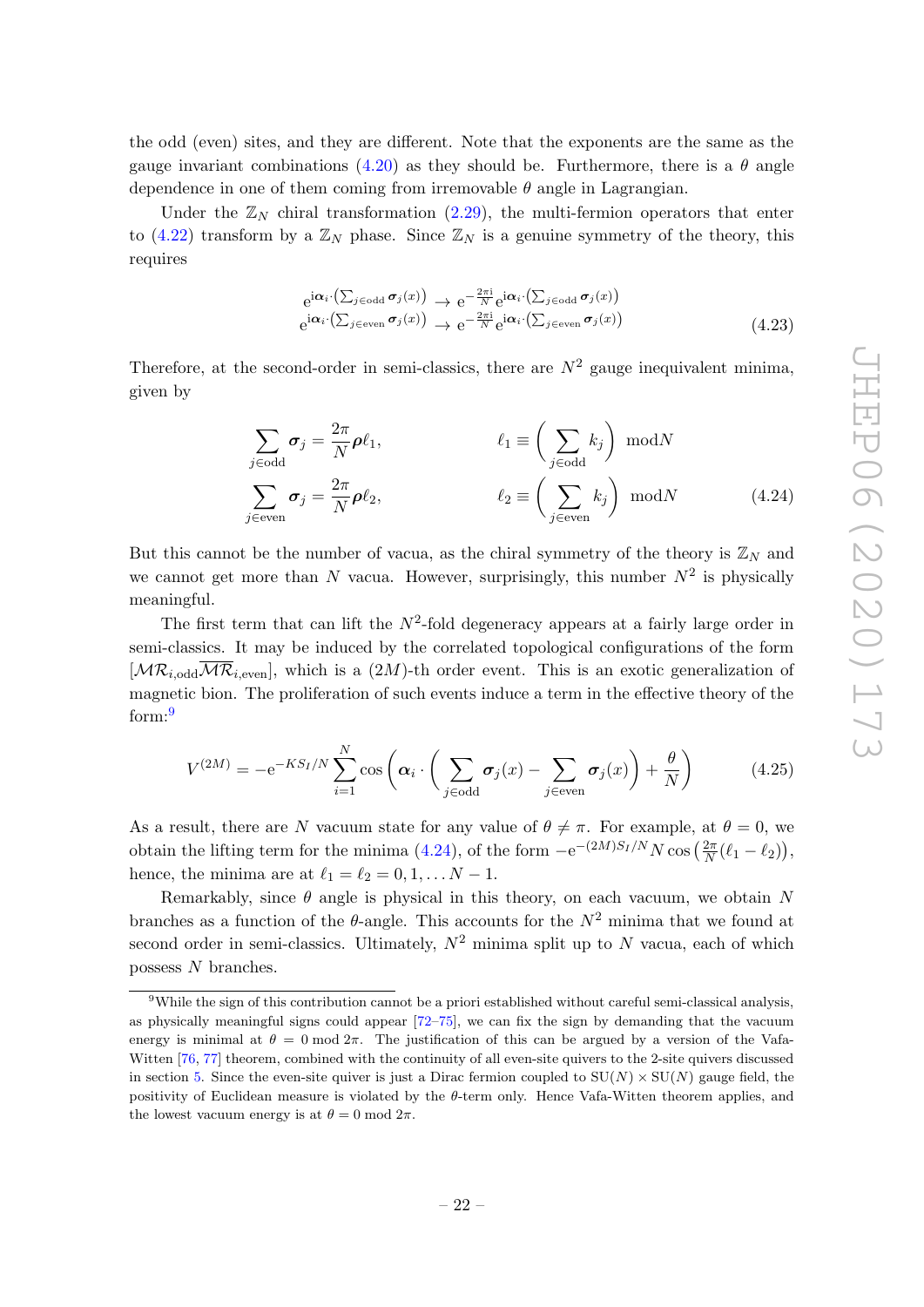the odd (even) sites, and they are different. Note that the exponents are the same as the gauge invariant combinations (4.20) as they should be. Furthermore, there is a $\theta$ angle dependence in one of them coming from irremovable $\theta$ angle in Lagrangian.

Under the $\mathbb{Z}_N$ chiral transformation (2.29), the multi-fermion operators that enter to (4.22) transform by a $\mathbb{Z}_N$ phase. Since $\mathbb{Z}_N$ is a genuine symmetry of the theory, this requires

$$
\begin{aligned}
\mathrm{e}^{\mathrm{i}\boldsymbol{\alpha}_i\cdot\left(\sum_{j\in\mathrm{odd}}\boldsymbol{\sigma}_j(x)\right)} &\to \mathrm{e}^{-\frac{2\pi\mathrm{i}}{N}}\mathrm{e}^{\mathrm{i}\boldsymbol{\alpha}_i\cdot\left(\sum_{j\in\mathrm{odd}}\boldsymbol{\sigma}_j(x)\right)} \\
\mathrm{e}^{\mathrm{i}\boldsymbol{\alpha}_i\cdot\left(\sum_{j\in\mathrm{even}}\boldsymbol{\sigma}_j(x)\right)} &\to \mathrm{e}^{-\frac{2\pi\mathrm{i}}{N}}\mathrm{e}^{\mathrm{i}\boldsymbol{\alpha}_i\cdot\left(\sum_{j\in\mathrm{even}}\boldsymbol{\sigma}_j(x)\right)}
\end{aligned}
\tag{4.23}
$$

Therefore, at the second-order in semi-classics, there are $N^2$ gauge inequivalent minima, given by

$$
\begin{aligned}
\sum_{j\in\mathrm{odd}}\boldsymbol{\sigma}_j &= \frac{2\pi}{N}\boldsymbol{\rho}\ell_1, \qquad & \ell_1 &\equiv \left(\sum_{j\in\mathrm{odd}} k_j\right) \bmod N \\
\sum_{j\in\mathrm{even}}\boldsymbol{\sigma}_j &= \frac{2\pi}{N}\boldsymbol{\rho}\ell_2, \qquad & \ell_2 &\equiv \left(\sum_{j\in\mathrm{even}} k_j\right) \bmod N
\end{aligned}
\tag{4.24}
$$

But this cannot be the number of vacua, as the chiral symmetry of the theory is $\mathbb{Z}_N$ and we cannot get more than $N$ vacua. However, surprisingly, this number $N^2$ is physically meaningful.

The first term that can lift the $N^2$-fold degeneracy appears at a fairly large order in semi-classics. It may be induced by the correlated topological configurations of the form $[\mathcal{MR}_{i,\mathrm{odd}}\overline{\mathcal{MR}}_{i,\mathrm{even}}]$, which is a $(2M)$-th order event. This is an exotic generalization of magnetic bion. The proliferation of such events induce a term in the effective theory of the form:[9]

$$
V^{(2M)} = -\mathrm{e}^{-KS_I/N}\sum_{i=1}^{N}\cos\left(\boldsymbol{\alpha}_i\cdot\left(\sum_{j\in\mathrm{odd}}\boldsymbol{\sigma}_j(x) - \sum_{j\in\mathrm{even}}\boldsymbol{\sigma}_j(x)\right) + \frac{\theta}{N}\right) \tag{4.25}
$$

As a result, there are $N$ vacuum state for any value of $\theta \neq \pi$. For example, at $\theta = 0$, we obtain the lifting term for the minima (4.24), of the form $-\mathrm{e}^{-(2M)S_I/N}N\cos\left(\frac{2\pi}{N}(\ell_1-\ell_2)\right)$, hence, the minima are at $\ell_1 = \ell_2 = 0, 1, \ldots N-1$.

Remarkably, since $\theta$ angle is physical in this theory, on each vacuum, we obtain $N$ branches as a function of the $\theta$-angle. This accounts for the $N^2$ minima that we found at second order in semi-classics. Ultimately, $N^2$ minima split up to $N$ vacua, each of which possess $N$ branches.

---

[9] While the sign of this contribution cannot be a priori established without careful semi-classical analysis, as physically meaningful signs could appear [72–75], we can fix the sign by demanding that the vacuum energy is minimal at $\theta = 0 \bmod 2\pi$. The justification of this can be argued by a version of the Vafa-Witten [76, 77] theorem, combined with the continuity of all even-site quivers to the 2-site quivers discussed in section 5. Since the even-site quiver is just a Dirac fermion coupled to $\mathrm{SU}(N)\times\mathrm{SU}(N)$ gauge field, the positivity of Euclidean measure is violated by the $\theta$-term only. Hence Vafa-Witten theorem applies, and the lowest vacuum energy is at $\theta = 0 \bmod 2\pi$.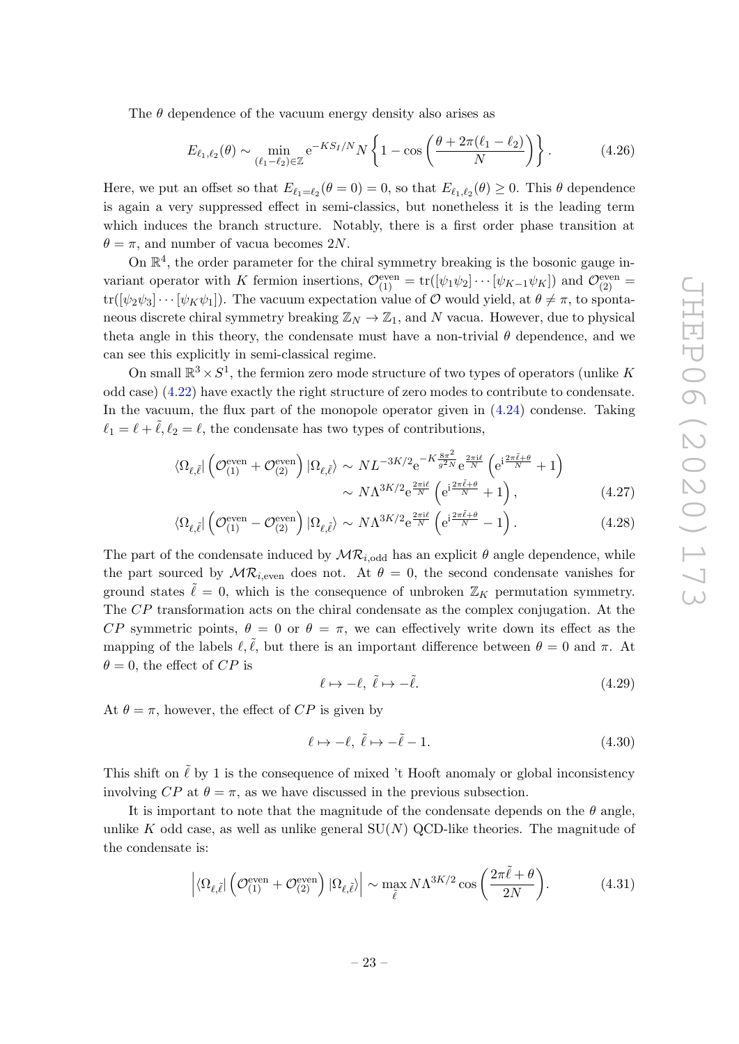The $\theta$ dependence of the vacuum energy density also arises as

$$E_{\ell_1,\ell_2}(\theta) \sim \min_{(\ell_1-\ell_2)\in\mathbb{Z}} \mathrm{e}^{-KS_I/N} N \left\{1 - \cos\left(\frac{\theta + 2\pi(\ell_1-\ell_2)}{N}\right)\right\}. \tag{4.26}$$

Here, we put an offset so that $E_{\ell_1=\ell_2}(\theta=0)=0$, so that $E_{\ell_1,\ell_2}(\theta)\geq 0$. This $\theta$ dependence is again a very suppressed effect in semi-classics, but nonetheless it is the leading term which induces the branch structure. Notably, there is a first order phase transition at $\theta=\pi$, and number of vacua becomes $2N$.

On $\mathbb{R}^4$, the order parameter for the chiral symmetry breaking is the bosonic gauge invariant operator with $K$ fermion insertions, $\mathcal{O}^{\mathrm{even}}_{(1)} = \mathrm{tr}([\psi_1\psi_2]\cdots[\psi_{K-1}\psi_K])$ and $\mathcal{O}^{\mathrm{even}}_{(2)} = \mathrm{tr}([\psi_2\psi_3]\cdots[\psi_K\psi_1])$. The vacuum expectation value of $\mathcal{O}$ would yield, at $\theta\neq\pi$, to spontaneous discrete chiral symmetry breaking $\mathbb{Z}_N\to\mathbb{Z}_1$, and $N$ vacua. However, due to physical theta angle in this theory, the condensate must have a non-trivial $\theta$ dependence, and we can see this explicitly in semi-classical regime.

On small $\mathbb{R}^3\times S^1$, the fermion zero mode structure of two types of operators (unlike $K$ odd case) (4.22) have exactly the right structure of zero modes to contribute to condensate. In the vacuum, the flux part of the monopole operator given in (4.24) condense. Taking $\ell_1=\ell+\tilde{\ell}, \ell_2=\ell$, the condensate has two types of contributions,

$$\begin{aligned}\langle\Omega_{\ell,\tilde{\ell}}|\left(\mathcal{O}^{\mathrm{even}}_{(1)}+\mathcal{O}^{\mathrm{even}}_{(2)}\right)|\Omega_{\ell,\tilde{\ell}}\rangle &\sim NL^{-3K/2}\mathrm{e}^{-K\frac{8\pi^2}{g^2N}}\mathrm{e}^{\frac{2\pi\mathrm{i}\ell}{N}}\left(\mathrm{e}^{\mathrm{i}\frac{2\pi\tilde{\ell}+\theta}{N}}+1\right)\\ &\sim N\Lambda^{3K/2}\mathrm{e}^{\frac{2\pi\mathrm{i}\ell}{N}}\left(\mathrm{e}^{\mathrm{i}\frac{2\pi\tilde{\ell}+\theta}{N}}+1\right),\end{aligned} \tag{4.27}$$

$$\langle\Omega_{\ell,\tilde{\ell}}|\left(\mathcal{O}^{\mathrm{even}}_{(1)}-\mathcal{O}^{\mathrm{even}}_{(2)}\right)|\Omega_{\ell,\tilde{\ell}}\rangle \sim N\Lambda^{3K/2}\mathrm{e}^{\frac{2\pi\mathrm{i}\ell}{N}}\left(\mathrm{e}^{\mathrm{i}\frac{2\pi\tilde{\ell}+\theta}{N}}-1\right). \tag{4.28}$$

The part of the condensate induced by $\mathcal{MR}_{i,\mathrm{odd}}$ has an explicit $\theta$ angle dependence, while the part sourced by $\mathcal{MR}_{i,\mathrm{even}}$ does not. At $\theta=0$, the second condensate vanishes for ground states $\tilde{\ell}=0$, which is the consequence of unbroken $\mathbb{Z}_K$ permutation symmetry. The $CP$ transformation acts on the chiral condensate as the complex conjugation. At the $CP$ symmetric points, $\theta=0$ or $\theta=\pi$, we can effectively write down its effect as the mapping of the labels $\ell,\tilde{\ell}$, but there is an important difference between $\theta=0$ and $\pi$. At $\theta=0$, the effect of $CP$ is

$$\ell\mapsto -\ell,\ \tilde{\ell}\mapsto-\tilde{\ell}. \tag{4.29}$$

At $\theta=\pi$, however, the effect of $CP$ is given by

$$\ell\mapsto -\ell,\ \tilde{\ell}\mapsto-\tilde{\ell}-1. \tag{4.30}$$

This shift on $\tilde{\ell}$ by 1 is the consequence of mixed 't Hooft anomaly or global inconsistency involving $CP$ at $\theta=\pi$, as we have discussed in the previous subsection.

It is important to note that the magnitude of the condensate depends on the $\theta$ angle, unlike $K$ odd case, as well as unlike general $\mathrm{SU}(N)$ QCD-like theories. The magnitude of the condensate is:

$$\left|\langle\Omega_{\ell,\tilde{\ell}}|\left(\mathcal{O}^{\mathrm{even}}_{(1)}+\mathcal{O}^{\mathrm{even}}_{(2)}\right)|\Omega_{\ell,\tilde{\ell}}\rangle\right| \sim \max_{\tilde{\ell}} N\Lambda^{3K/2}\cos\left(\frac{2\pi\tilde{\ell}+\theta}{2N}\right). \tag{4.31}$$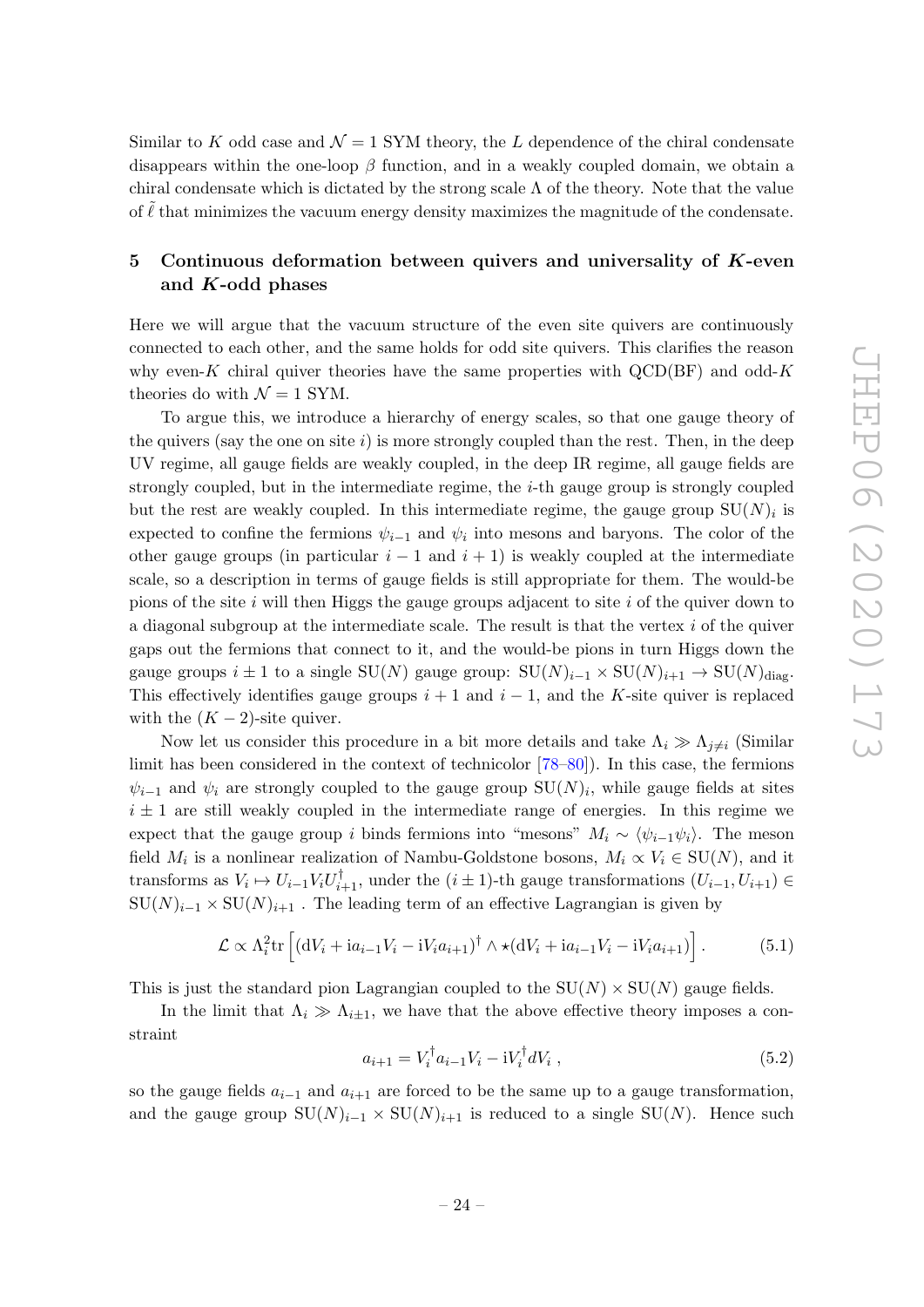Similar to $K$ odd case and $\mathcal{N}=1$ SYM theory, the $L$ dependence of the chiral condensate disappears within the one-loop $\beta$ function, and in a weakly coupled domain, we obtain a chiral condensate which is dictated by the strong scale $\Lambda$ of the theory. Note that the value of $\tilde{\ell}$ that minimizes the vacuum energy density maximizes the magnitude of the condensate.

## 5 Continuous deformation between quivers and universality of $K$-even and $K$-odd phases

Here we will argue that the vacuum structure of the even site quivers are continuously connected to each other, and the same holds for odd site quivers. This clarifies the reason why even-$K$ chiral quiver theories have the same properties with QCD(BF) and odd-$K$ theories do with $\mathcal{N}=1$ SYM.

To argue this, we introduce a hierarchy of energy scales, so that one gauge theory of the quivers (say the one on site $i$) is more strongly coupled than the rest. Then, in the deep UV regime, all gauge fields are weakly coupled, in the deep IR regime, all gauge fields are strongly coupled, but in the intermediate regime, the $i$-th gauge group is strongly coupled but the rest are weakly coupled. In this intermediate regime, the gauge group $\mathrm{SU}(N)_i$ is expected to confine the fermions $\psi_{i-1}$ and $\psi_i$ into mesons and baryons. The color of the other gauge groups (in particular $i-1$ and $i+1$) is weakly coupled at the intermediate scale, so a description in terms of gauge fields is still appropriate for them. The would-be pions of the site $i$ will then Higgs the gauge groups adjacent to site $i$ of the quiver down to a diagonal subgroup at the intermediate scale. The result is that the vertex $i$ of the quiver gaps out the fermions that connect to it, and the would-be pions in turn Higgs down the gauge groups $i\pm 1$ to a single $\mathrm{SU}(N)$ gauge group: $\mathrm{SU}(N)_{i-1}\times \mathrm{SU}(N)_{i+1}\to \mathrm{SU}(N)_{\mathrm{diag}}$. This effectively identifies gauge groups $i+1$ and $i-1$, and the $K$-site quiver is replaced with the $(K-2)$-site quiver.

Now let us consider this procedure in a bit more details and take $\Lambda_i \gg \Lambda_{j\neq i}$ (Similar limit has been considered in the context of technicolor [78–80]). In this case, the fermions $\psi_{i-1}$ and $\psi_i$ are strongly coupled to the gauge group $\mathrm{SU}(N)_i$, while gauge fields at sites $i\pm 1$ are still weakly coupled in the intermediate range of energies. In this regime we expect that the gauge group $i$ binds fermions into "mesons" $M_i \sim \langle \psi_{i-1}\psi_i\rangle$. The meson field $M_i$ is a nonlinear realization of Nambu-Goldstone bosons, $M_i \propto V_i \in \mathrm{SU}(N)$, and it transforms as $V_i \mapsto U_{i-1}V_i U_{i+1}^\dagger$, under the $(i\pm 1)$-th gauge transformations $(U_{i-1},U_{i+1})\in \mathrm{SU}(N)_{i-1}\times \mathrm{SU}(N)_{i+1}$ . The leading term of an effective Lagrangian is given by

$$\mathcal{L} \propto \Lambda_i^2 \mathrm{tr}\left[(\mathrm{d}V_i + \mathrm{i}a_{i-1}V_i - \mathrm{i}V_i a_{i+1})^\dagger \wedge \star(\mathrm{d}V_i + \mathrm{i}a_{i-1}V_i - \mathrm{i}V_i a_{i+1})\right]. \tag{5.1}$$

This is just the standard pion Lagrangian coupled to the $\mathrm{SU}(N)\times\mathrm{SU}(N)$ gauge fields.

In the limit that $\Lambda_i \gg \Lambda_{i\pm 1}$, we have that the above effective theory imposes a constraint

$$a_{i+1} = V_i^\dagger a_{i-1} V_i - \mathrm{i}V_i^\dagger dV_i\ , \tag{5.2}$$

so the gauge fields $a_{i-1}$ and $a_{i+1}$ are forced to be the same up to a gauge transformation, and the gauge group $\mathrm{SU}(N)_{i-1}\times\mathrm{SU}(N)_{i+1}$ is reduced to a single $\mathrm{SU}(N)$. Hence such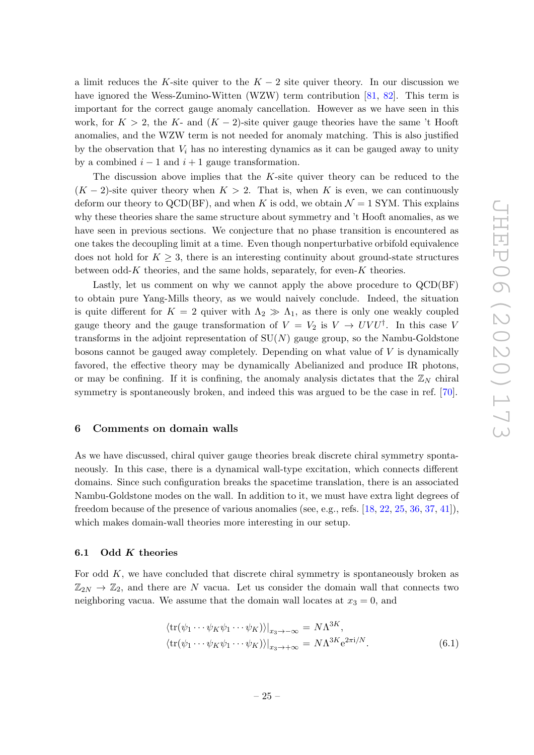a limit reduces the $K$-site quiver to the $K-2$ site quiver theory. In our discussion we have ignored the Wess-Zumino-Witten (WZW) term contribution [81, 82]. This term is important for the correct gauge anomaly cancellation. However as we have seen in this work, for $K>2$, the $K$- and $(K-2)$-site quiver gauge theories have the same 't Hooft anomalies, and the WZW term is not needed for anomaly matching. This is also justified by the observation that $V_i$ has no interesting dynamics as it can be gauged away to unity by a combined $i-1$ and $i+1$ gauge transformation.

The discussion above implies that the $K$-site quiver theory can be reduced to the $(K-2)$-site quiver theory when $K>2$. That is, when $K$ is even, we can continuously deform our theory to QCD(BF), and when $K$ is odd, we obtain $\mathcal{N}=1$ SYM. This explains why these theories share the same structure about symmetry and 't Hooft anomalies, as we have seen in previous sections. We conjecture that no phase transition is encountered as one takes the decoupling limit at a time. Even though nonperturbative orbifold equivalence does not hold for $K\geq 3$, there is an interesting continuity about ground-state structures between odd-$K$ theories, and the same holds, separately, for even-$K$ theories.

Lastly, let us comment on why we cannot apply the above procedure to QCD(BF) to obtain pure Yang-Mills theory, as we would naively conclude. Indeed, the situation is quite different for $K=2$ quiver with $\Lambda_2 \gg \Lambda_1$, as there is only one weakly coupled gauge theory and the gauge transformation of $V=V_2$ is $V\to UVU^\dagger$. In this case $V$ transforms in the adjoint representation of $\mathrm{SU}(N)$ gauge group, so the Nambu-Goldstone bosons cannot be gauged away completely. Depending on what value of $V$ is dynamically favored, the effective theory may be dynamically Abelianized and produce IR photons, or may be confining. If it is confining, the anomaly analysis dictates that the $\mathbb{Z}_N$ chiral symmetry is spontaneously broken, and indeed this was argued to be the case in ref. [70].

## 6 Comments on domain walls

As we have discussed, chiral quiver gauge theories break discrete chiral symmetry spontaneously. In this case, there is a dynamical wall-type excitation, which connects different domains. Since such configuration breaks the spacetime translation, there is an associated Nambu-Goldstone modes on the wall. In addition to it, we must have extra light degrees of freedom because of the presence of various anomalies (see, e.g., refs. [18, 22, 25, 36, 37, 41]), which makes domain-wall theories more interesting in our setup.

### 6.1 Odd $K$ theories

For odd $K$, we have concluded that discrete chiral symmetry is spontaneously broken as $\mathbb{Z}_{2N}\to\mathbb{Z}_2$, and there are $N$ vacua. Let us consider the domain wall that connects two neighboring vacua. We assume that the domain wall locates at $x_3=0$, and

$$
\begin{aligned}
\langle \mathrm{tr}(\psi_1\cdots\psi_K\psi_1\cdots\psi_K)\rangle|_{x_3\to-\infty} &= N\Lambda^{3K},\\
\langle \mathrm{tr}(\psi_1\cdots\psi_K\psi_1\cdots\psi_K)\rangle|_{x_3\to+\infty} &= N\Lambda^{3K}\mathrm{e}^{2\pi\mathrm{i}/N}.
\end{aligned}
\tag{6.1}
$$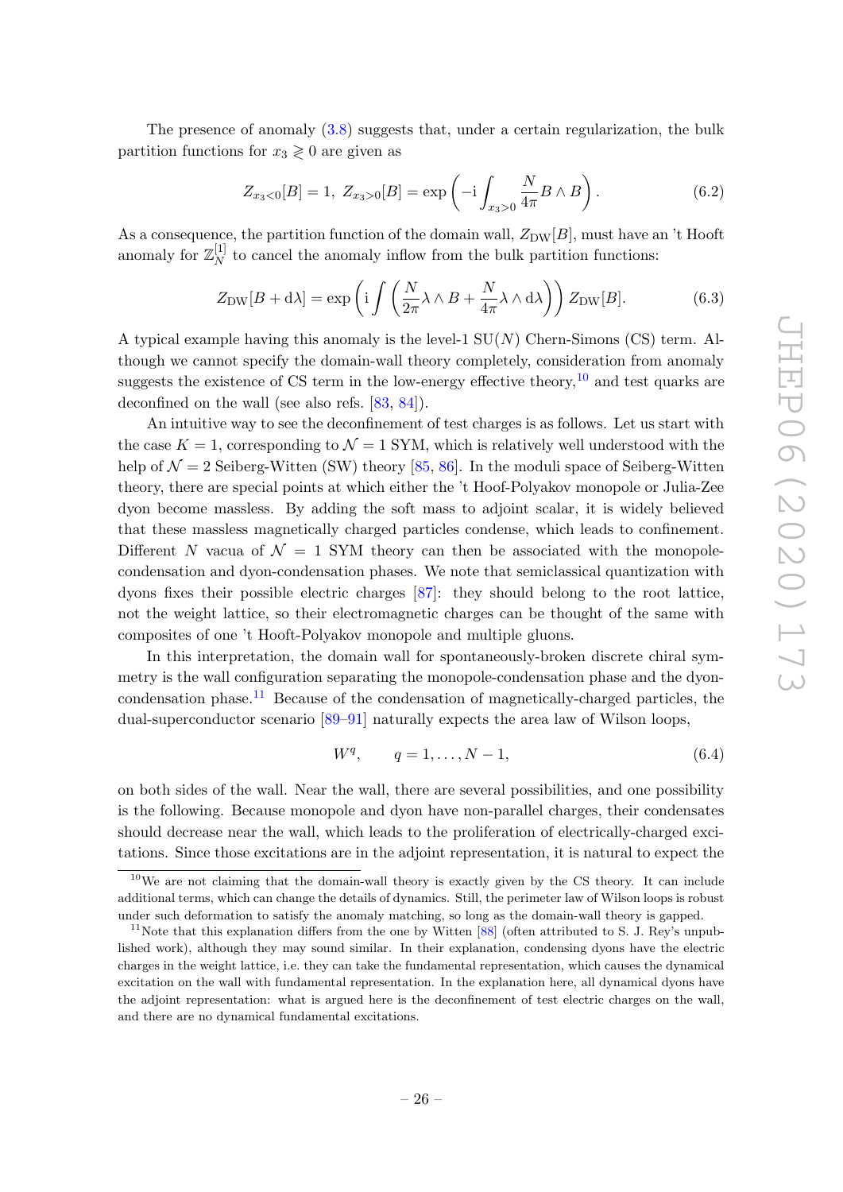The presence of anomaly (3.8) suggests that, under a certain regularization, the bulk partition functions for $x_3 \gtrless 0$ are given as

$$Z_{x_3<0}[B] = 1,\ Z_{x_3>0}[B] = \exp\left(-\mathrm{i}\int_{x_3>0} \frac{N}{4\pi} B\wedge B\right). \tag{6.2}$$

As a consequence, the partition function of the domain wall, $Z_{\mathrm{DW}}[B]$, must have an 't Hooft anomaly for $\mathbb{Z}_N^{[1]}$ to cancel the anomaly inflow from the bulk partition functions:

$$Z_{\mathrm{DW}}[B+\mathrm{d}\lambda] = \exp\left(\mathrm{i}\int\left(\frac{N}{2\pi}\lambda\wedge B + \frac{N}{4\pi}\lambda\wedge \mathrm{d}\lambda\right)\right) Z_{\mathrm{DW}}[B]. \tag{6.3}$$

A typical example having this anomaly is the level-1 $SU(N)$ Chern-Simons (CS) term. Although we cannot specify the domain-wall theory completely, consideration from anomaly suggests the existence of CS term in the low-energy effective theory,[10] and test quarks are deconfined on the wall (see also refs. [83, 84]).

An intuitive way to see the deconfinement of test charges is as follows. Let us start with the case $K=1$, corresponding to $\mathcal{N}=1$ SYM, which is relatively well understood with the help of $\mathcal{N}=2$ Seiberg-Witten (SW) theory [85, 86]. In the moduli space of Seiberg-Witten theory, there are special points at which either the 't Hoof-Polyakov monopole or Julia-Zee dyon become massless. By adding the soft mass to adjoint scalar, it is widely believed that these massless magnetically charged particles condense, which leads to confinement. Different $N$ vacua of $\mathcal{N}=1$ SYM theory can then be associated with the monopole-condensation and dyon-condensation phases. We note that semiclassical quantization with dyons fixes their possible electric charges [87]: they should belong to the root lattice, not the weight lattice, so their electromagnetic charges can be thought of the same with composites of one 't Hooft-Polyakov monopole and multiple gluons.

In this interpretation, the domain wall for spontaneously-broken discrete chiral symmetry is the wall configuration separating the monopole-condensation phase and the dyon-condensation phase.[11] Because of the condensation of magnetically-charged particles, the dual-superconductor scenario [89–91] naturally expects the area law of Wilson loops,

$$W^q, \qquad q=1,\ldots,N-1, \tag{6.4}$$

on both sides of the wall. Near the wall, there are several possibilities, and one possibility is the following. Because monopole and dyon have non-parallel charges, their condensates should decrease near the wall, which leads to the proliferation of electrically-charged excitations. Since those excitations are in the adjoint representation, it is natural to expect the

[10] We are not claiming that the domain-wall theory is exactly given by the CS theory. It can include additional terms, which can change the details of dynamics. Still, the perimeter law of Wilson loops is robust under such deformation to satisfy the anomaly matching, so long as the domain-wall theory is gapped.

[11] Note that this explanation differs from the one by Witten [88] (often attributed to S. J. Rey's unpublished work), although they may sound similar. In their explanation, condensing dyons have the electric charges in the weight lattice, i.e. they can take the fundamental representation, which causes the dynamical excitation on the wall with fundamental representation. In the explanation here, all dynamical dyons have the adjoint representation: what is argued here is the deconfinement of test electric charges on the wall, and there are no dynamical fundamental excitations.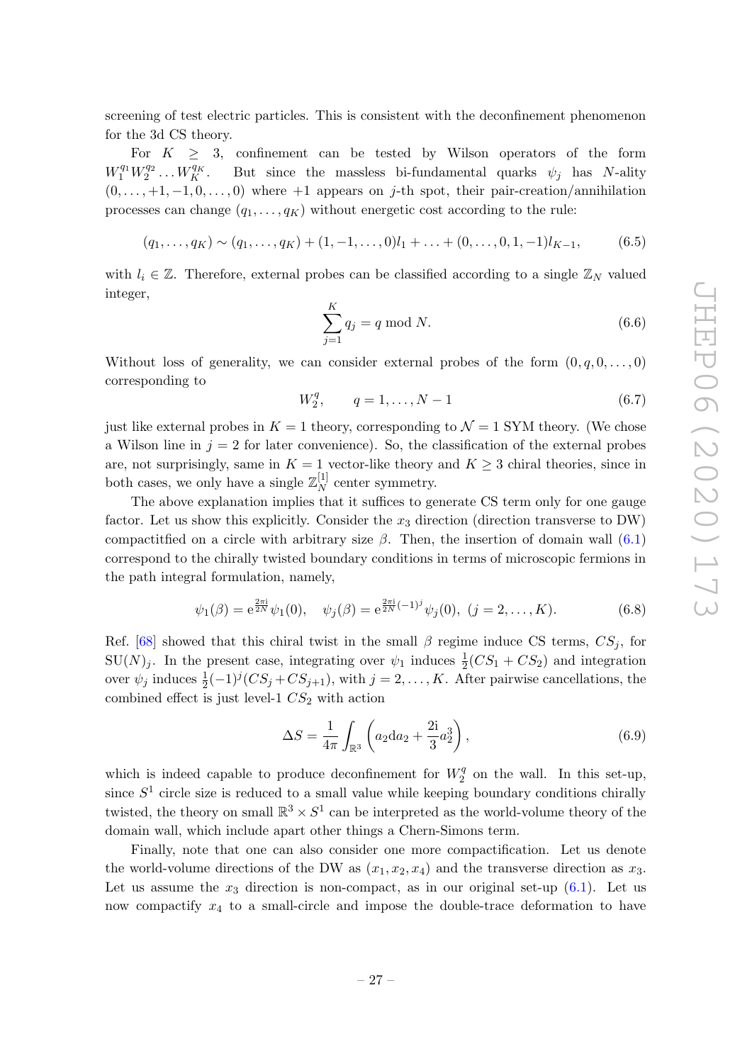screening of test electric particles. This is consistent with the deconfinement phenomenon for the 3d CS theory.

For $K \geq 3$, confinement can be tested by Wilson operators of the form $W_1^{q_1} W_2^{q_2} \dots W_K^{q_K}$. But since the massless bi-fundamental quarks $\psi_j$ has $N$-ality $(0, \dots, +1, -1, 0, \dots, 0)$ where $+1$ appears on $j$-th spot, their pair-creation/annihilation processes can change $(q_1, \dots, q_K)$ without energetic cost according to the rule:

$$(q_1, \dots, q_K) \sim (q_1, \dots, q_K) + (1, -1, \dots, 0) l_1 + \dots + (0, \dots, 0, 1, -1) l_{K-1}, \tag{6.5}$$

with $l_i \in \mathbb{Z}$. Therefore, external probes can be classified according to a single $\mathbb{Z}_N$ valued integer,

$$\sum_{j=1}^{K} q_j = q \bmod N. \tag{6.6}$$

Without loss of generality, we can consider external probes of the form $(0, q, 0, \dots, 0)$ corresponding to

$$W_2^q, \qquad q = 1, \dots, N-1 \tag{6.7}$$

just like external probes in $K = 1$ theory, corresponding to $\mathcal{N} = 1$ SYM theory. (We chose a Wilson line in $j = 2$ for later convenience). So, the classification of the external probes are, not surprisingly, same in $K = 1$ vector-like theory and $K \geq 3$ chiral theories, since in both cases, we only have a single $\mathbb{Z}_N^{[1]}$ center symmetry.

The above explanation implies that it suffices to generate CS term only for one gauge factor. Let us show this explicitly. Consider the $x_3$ direction (direction transverse to DW) compactitfied on a circle with arbitrary size $\beta$. Then, the insertion of domain wall (6.1) correspond to the chirally twisted boundary conditions in terms of microscopic fermions in the path integral formulation, namely,

$$\psi_1(\beta) = \mathrm{e}^{\frac{2\pi \mathrm{i}}{2N}} \psi_1(0), \quad \psi_j(\beta) = \mathrm{e}^{\frac{2\pi \mathrm{i}}{2N}(-1)^j} \psi_j(0), \ (j = 2, \dots, K). \tag{6.8}$$

Ref. [68] showed that this chiral twist in the small $\beta$ regime induce CS terms, $CS_j$, for $\mathrm{SU}(N)_j$. In the present case, integrating over $\psi_1$ induces $\frac{1}{2}(CS_1 + CS_2)$ and integration over $\psi_j$ induces $\frac{1}{2}(-1)^j (CS_j + CS_{j+1})$, with $j = 2, \dots, K$. After pairwise cancellations, the combined effect is just level-1 $CS_2$ with action

$$\Delta S = \frac{1}{4\pi} \int_{\mathbb{R}^3} \left( a_2 \mathrm{d} a_2 + \frac{2\mathrm{i}}{3} a_2^3 \right), \tag{6.9}$$

which is indeed capable to produce deconfinement for $W_2^q$ on the wall. In this set-up, since $S^1$ circle size is reduced to a small value while keeping boundary conditions chirally twisted, the theory on small $\mathbb{R}^3 \times S^1$ can be interpreted as the world-volume theory of the domain wall, which include apart other things a Chern-Simons term.

Finally, note that one can also consider one more compactification. Let us denote the world-volume directions of the DW as $(x_1, x_2, x_4)$ and the transverse direction as $x_3$. Let us assume the $x_3$ direction is non-compact, as in our original set-up (6.1). Let us now compactify $x_4$ to a small-circle and impose the double-trace deformation to have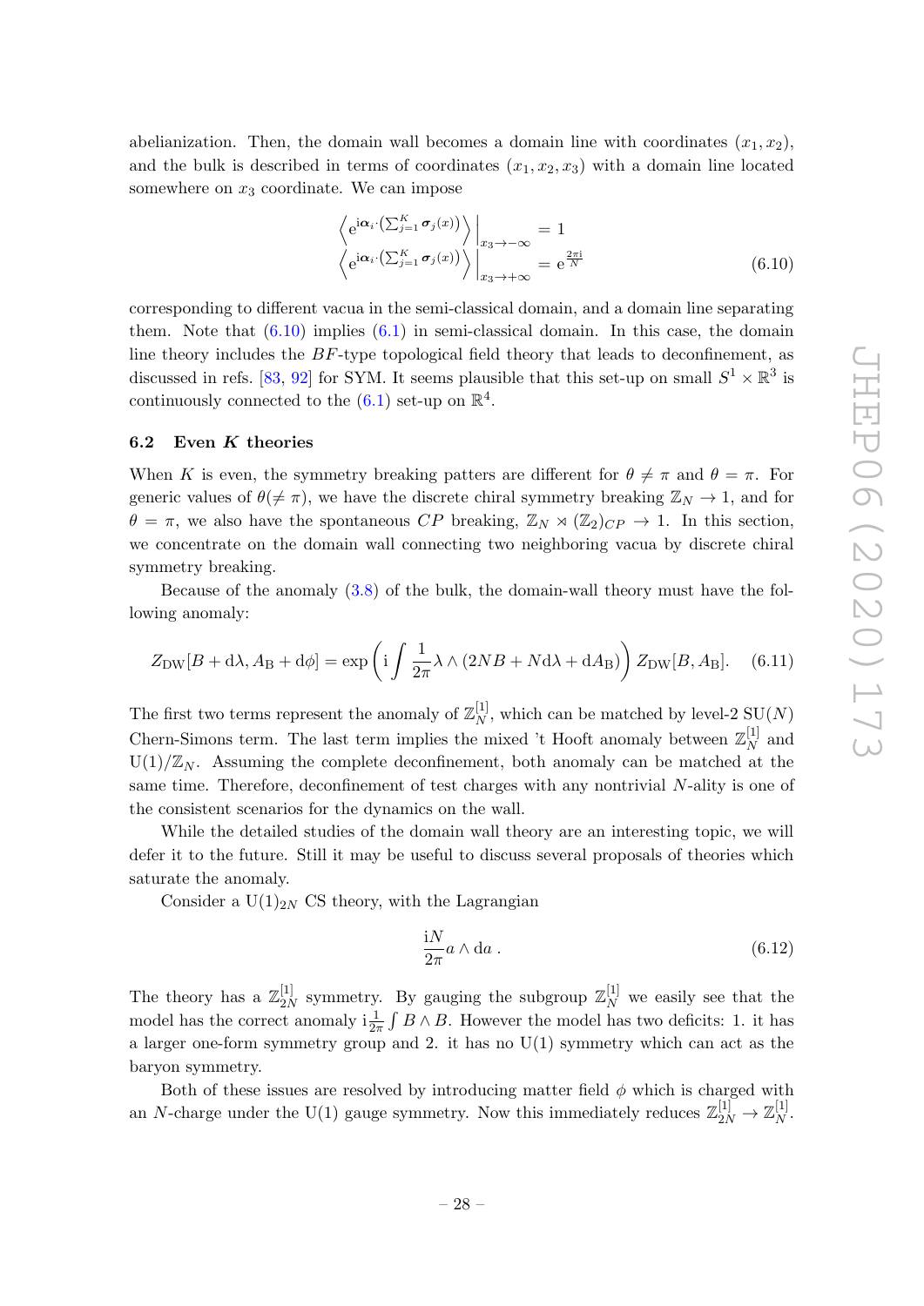abelianization. Then, the domain wall becomes a domain line with coordinates $(x_1, x_2)$, and the bulk is described in terms of coordinates $(x_1, x_2, x_3)$ with a domain line located somewhere on $x_3$ coordinate. We can impose

$$
\begin{aligned}
\left\langle \mathrm{e}^{\mathrm{i}\boldsymbol{\alpha}_i\cdot\left(\sum_{j=1}^{K}\boldsymbol{\sigma}_j(x)\right)}\right\rangle\Big|_{x_3\to-\infty} &= 1 \\
\left\langle \mathrm{e}^{\mathrm{i}\boldsymbol{\alpha}_i\cdot\left(\sum_{j=1}^{K}\boldsymbol{\sigma}_j(x)\right)}\right\rangle\Big|_{x_3\to+\infty} &= \mathrm{e}^{\frac{2\pi\mathrm{i}}{N}}
\end{aligned}
\tag{6.10}
$$

corresponding to different vacua in the semi-classical domain, and a domain line separating them. Note that (6.10) implies (6.1) in semi-classical domain. In this case, the domain line theory includes the $BF$-type topological field theory that leads to deconfinement, as discussed in refs. [83, 92] for SYM. It seems plausible that this set-up on small $S^1\times\mathbb{R}^3$ is continuously connected to the (6.1) set-up on $\mathbb{R}^4$.

### 6.2 Even $K$ theories

When $K$ is even, the symmetry breaking patters are different for $\theta\neq\pi$ and $\theta=\pi$. For generic values of $\theta(\neq\pi)$, we have the discrete chiral symmetry breaking $\mathbb{Z}_N\to 1$, and for $\theta=\pi$, we also have the spontaneous $CP$ breaking, $\mathbb{Z}_N\rtimes(\mathbb{Z}_2)_{CP}\to 1$. In this section, we concentrate on the domain wall connecting two neighboring vacua by discrete chiral symmetry breaking.

Because of the anomaly (3.8) of the bulk, the domain-wall theory must have the following anomaly:

$$
Z_{\mathrm{DW}}[B+\mathrm{d}\lambda, A_{\mathrm{B}}+\mathrm{d}\phi]=\exp\left(\mathrm{i}\int\frac{1}{2\pi}\lambda\wedge(2NB+N\mathrm{d}\lambda+\mathrm{d}A_{\mathrm{B}})\right)Z_{\mathrm{DW}}[B,A_{\mathrm{B}}]. \tag{6.11}
$$

The first two terms represent the anomaly of $\mathbb{Z}_N^{[1]}$, which can be matched by level-2 $\mathrm{SU}(N)$ Chern-Simons term. The last term implies the mixed 't Hooft anomaly between $\mathbb{Z}_N^{[1]}$ and $\mathrm{U}(1)/\mathbb{Z}_N$. Assuming the complete deconfinement, both anomaly can be matched at the same time. Therefore, deconfinement of test charges with any nontrivial $N$-ality is one of the consistent scenarios for the dynamics on the wall.

While the detailed studies of the domain wall theory are an interesting topic, we will defer it to the future. Still it may be useful to discuss several proposals of theories which saturate the anomaly.

Consider a $\mathrm{U}(1)_{2N}$ CS theory, with the Lagrangian

$$
\frac{\mathrm{i}N}{2\pi}a\wedge\mathrm{d}a\,. \tag{6.12}
$$

The theory has a $\mathbb{Z}_{2N}^{[1]}$ symmetry. By gauging the subgroup $\mathbb{Z}_N^{[1]}$ we easily see that the model has the correct anomaly $\mathrm{i}\frac{1}{2\pi}\int B\wedge B$. However the model has two deficits: 1. it has a larger one-form symmetry group and 2. it has no $\mathrm{U}(1)$ symmetry which can act as the baryon symmetry.

Both of these issues are resolved by introducing matter field $\phi$ which is charged with an $N$-charge under the $\mathrm{U}(1)$ gauge symmetry. Now this immediately reduces $\mathbb{Z}_{2N}^{[1]}\to\mathbb{Z}_N^{[1]}$.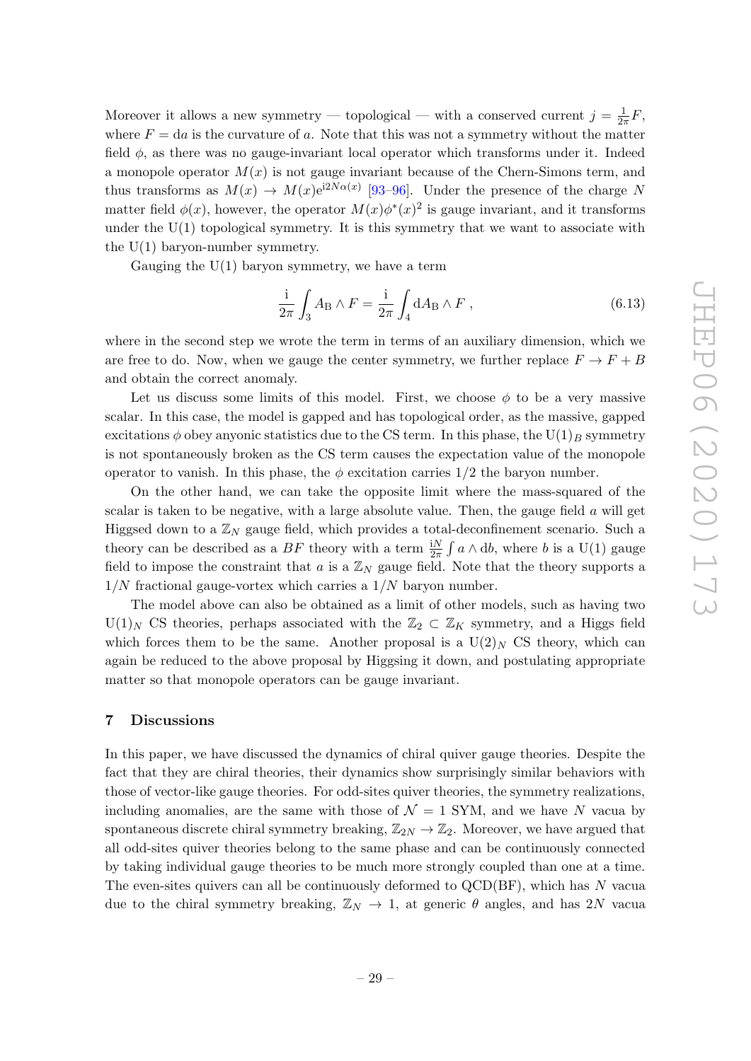Moreover it allows a new symmetry — topological — with a conserved current $j = \frac{1}{2\pi} F$, where $F = \mathrm{d}a$ is the curvature of $a$. Note that this was not a symmetry without the matter field $\phi$, as there was no gauge-invariant local operator which transforms under it. Indeed a monopole operator $M(x)$ is not gauge invariant because of the Chern-Simons term, and thus transforms as $M(x) \to M(x) \mathrm{e}^{\mathrm{i}2N\alpha(x)}$ [93–96]. Under the presence of the charge $N$ matter field $\phi(x)$, however, the operator $M(x)\phi^*(x)^2$ is gauge invariant, and it transforms under the U(1) topological symmetry. It is this symmetry that we want to associate with the U(1) baryon-number symmetry.

Gauging the U(1) baryon symmetry, we have a term

$$\frac{\mathrm{i}}{2\pi} \int_3 A_\mathrm{B} \wedge F = \frac{\mathrm{i}}{2\pi} \int_4 \mathrm{d}A_\mathrm{B} \wedge F \,, \tag{6.13}$$

where in the second step we wrote the term in terms of an auxiliary dimension, which we are free to do. Now, when we gauge the center symmetry, we further replace $F \to F + B$ and obtain the correct anomaly.

Let us discuss some limits of this model. First, we choose $\phi$ to be a very massive scalar. In this case, the model is gapped and has topological order, as the massive, gapped excitations $\phi$ obey anyonic statistics due to the CS term. In this phase, the $\mathrm{U}(1)_B$ symmetry is not spontaneously broken as the CS term causes the expectation value of the monopole operator to vanish. In this phase, the $\phi$ excitation carries $1/2$ the baryon number.

On the other hand, we can take the opposite limit where the mass-squared of the scalar is taken to be negative, with a large absolute value. Then, the gauge field $a$ will get Higgsed down to a $\mathbb{Z}_N$ gauge field, which provides a total-deconfinement scenario. Such a theory can be described as a $BF$ theory with a term $\frac{\mathrm{i}N}{2\pi} \int a \wedge \mathrm{d}b$, where $b$ is a U(1) gauge field to impose the constraint that $a$ is a $\mathbb{Z}_N$ gauge field. Note that the theory supports a $1/N$ fractional gauge-vortex which carries a $1/N$ baryon number.

The model above can also be obtained as a limit of other models, such as having two $\mathrm{U}(1)_N$ CS theories, perhaps associated with the $\mathbb{Z}_2 \subset \mathbb{Z}_K$ symmetry, and a Higgs field which forces them to be the same. Another proposal is a $\mathrm{U}(2)_N$ CS theory, which can again be reduced to the above proposal by Higgsing it down, and postulating appropriate matter so that monopole operators can be gauge invariant.

## 7 Discussions

In this paper, we have discussed the dynamics of chiral quiver gauge theories. Despite the fact that they are chiral theories, their dynamics show surprisingly similar behaviors with those of vector-like gauge theories. For odd-sites quiver theories, the symmetry realizations, including anomalies, are the same with those of $\mathcal{N} = 1$ SYM, and we have $N$ vacua by spontaneous discrete chiral symmetry breaking, $\mathbb{Z}_{2N} \to \mathbb{Z}_2$. Moreover, we have argued that all odd-sites quiver theories belong to the same phase and can be continuously connected by taking individual gauge theories to be much more strongly coupled than one at a time. The even-sites quivers can all be continuously deformed to QCD(BF), which has $N$ vacua due to the chiral symmetry breaking, $\mathbb{Z}_N \to 1$, at generic $\theta$ angles, and has $2N$ vacua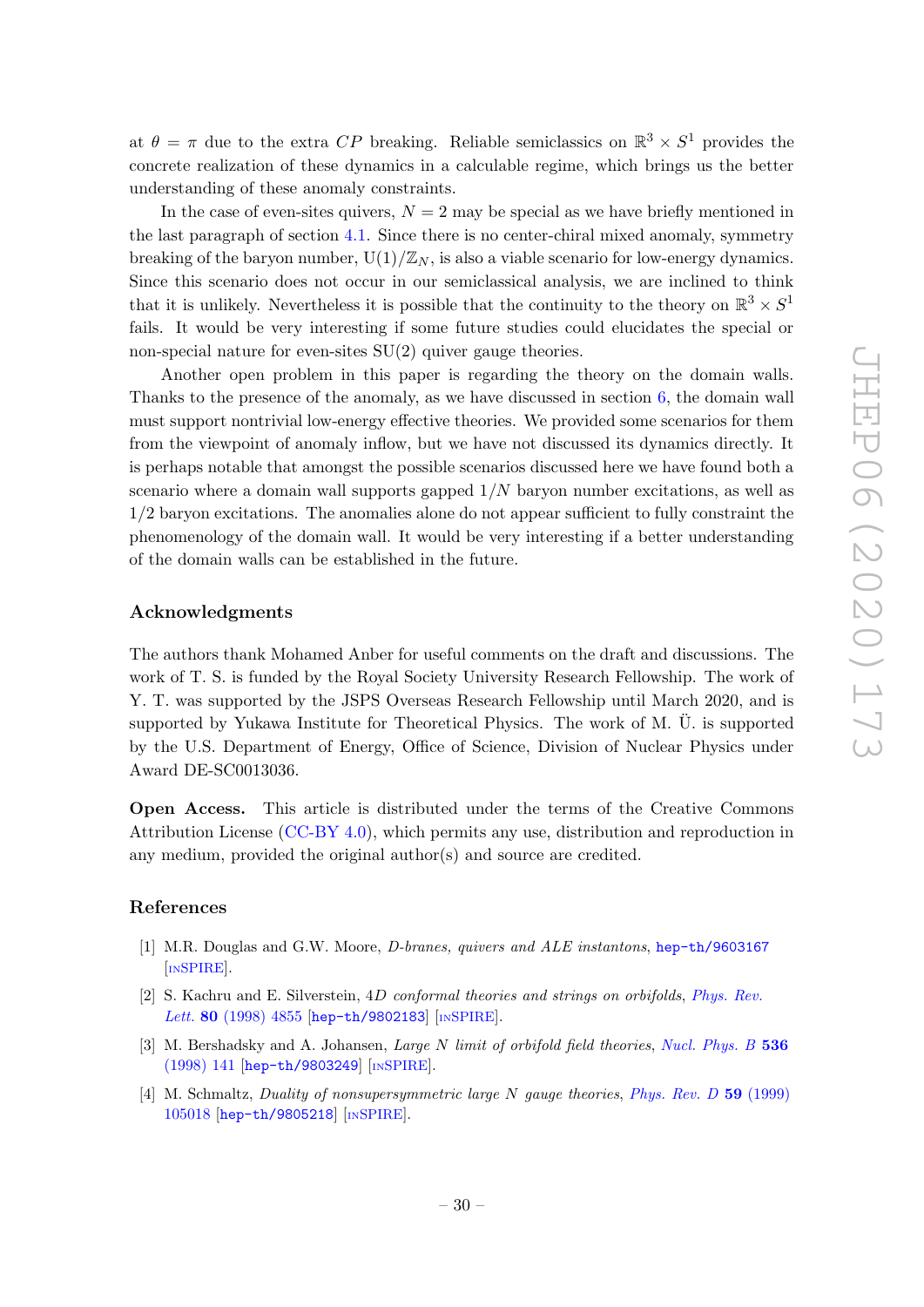at $\theta = \pi$ due to the extra $CP$ breaking. Reliable semiclassics on $\mathbb{R}^3 \times S^1$ provides the concrete realization of these dynamics in a calculable regime, which brings us the better understanding of these anomaly constraints.

In the case of even-sites quivers, $N = 2$ may be special as we have briefly mentioned in the last paragraph of section 4.1. Since there is no center-chiral mixed anomaly, symmetry breaking of the baryon number, $\mathrm{U}(1)/\mathbb{Z}_N$, is also a viable scenario for low-energy dynamics. Since this scenario does not occur in our semiclassical analysis, we are inclined to think that it is unlikely. Nevertheless it is possible that the continuity to the theory on $\mathbb{R}^3 \times S^1$ fails. It would be very interesting if some future studies could elucidates the special or non-special nature for even-sites SU(2) quiver gauge theories.

Another open problem in this paper is regarding the theory on the domain walls. Thanks to the presence of the anomaly, as we have discussed in section 6, the domain wall must support nontrivial low-energy effective theories. We provided some scenarios for them from the viewpoint of anomaly inflow, but we have not discussed its dynamics directly. It is perhaps notable that amongst the possible scenarios discussed here we have found both a scenario where a domain wall supports gapped $1/N$ baryon number excitations, as well as $1/2$ baryon excitations. The anomalies alone do not appear sufficient to fully constraint the phenomenology of the domain wall. It would be very interesting if a better understanding of the domain walls can be established in the future.

## Acknowledgments

The authors thank Mohamed Anber for useful comments on the draft and discussions. The work of T. S. is funded by the Royal Society University Research Fellowship. The work of Y. T. was supported by the JSPS Overseas Research Fellowship until March 2020, and is supported by Yukawa Institute for Theoretical Physics. The work of M. Ü. is supported by the U.S. Department of Energy, Office of Science, Division of Nuclear Physics under Award DE-SC0013036.

**Open Access.** This article is distributed under the terms of the Creative Commons Attribution License (CC-BY 4.0), which permits any use, distribution and reproduction in any medium, provided the original author(s) and source are credited.

## References

[1] M.R. Douglas and G.W. Moore, *D-branes, quivers and ALE instantons*, hep-th/9603167 [INSPIRE].

[2] S. Kachru and E. Silverstein, *4D conformal theories and strings on orbifolds*, *Phys. Rev. Lett.* **80** (1998) 4855 [hep-th/9802183] [INSPIRE].

[3] M. Bershadsky and A. Johansen, *Large N limit of orbifold field theories*, *Nucl. Phys. B* **536** (1998) 141 [hep-th/9803249] [INSPIRE].

[4] M. Schmaltz, *Duality of nonsupersymmetric large N gauge theories*, *Phys. Rev. D* **59** (1999) 105018 [hep-th/9805218] [INSPIRE].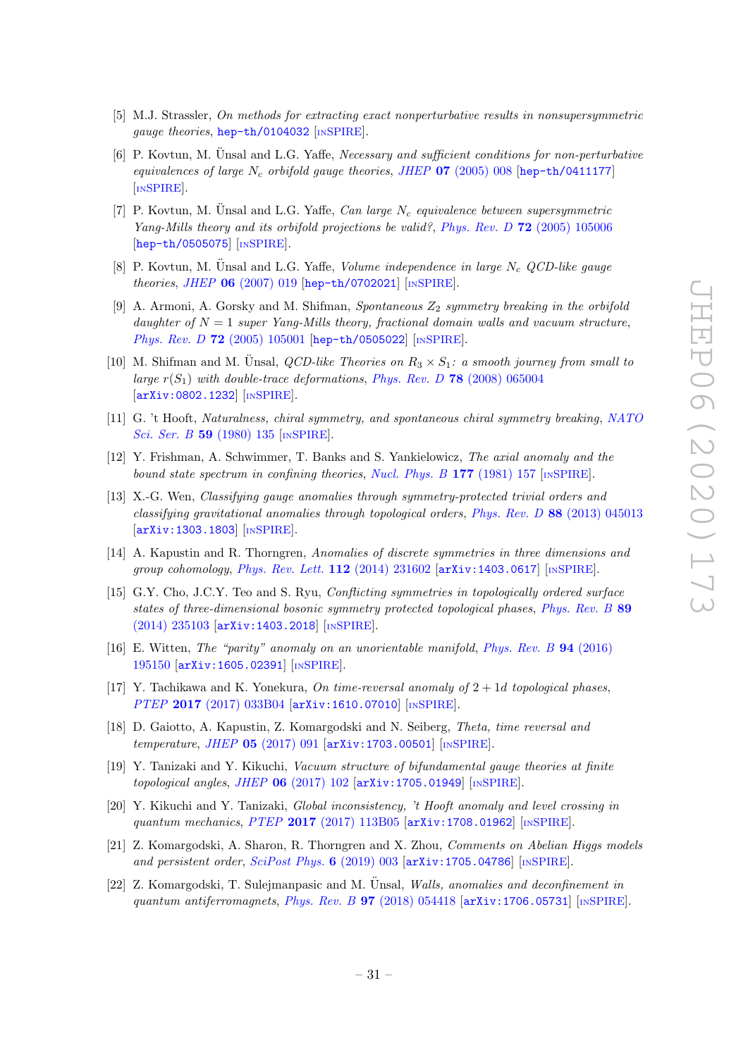[5] M.J. Strassler, *On methods for extracting exact nonperturbative results in nonsupersymmetric gauge theories*, hep-th/0104032 [INSPIRE].

[6] P. Kovtun, M. Ünsal and L.G. Yaffe, *Necessary and sufficient conditions for non-perturbative equivalences of large $N_c$ orbifold gauge theories*, *JHEP* **07** (2005) 008 [hep-th/0411177] [INSPIRE].

[7] P. Kovtun, M. Ünsal and L.G. Yaffe, *Can large $N_c$ equivalence between supersymmetric Yang-Mills theory and its orbifold projections be valid?*, *Phys. Rev. D* **72** (2005) 105006 [hep-th/0505075] [INSPIRE].

[8] P. Kovtun, M. Ünsal and L.G. Yaffe, *Volume independence in large $N_c$ QCD-like gauge theories*, *JHEP* **06** (2007) 019 [hep-th/0702021] [INSPIRE].

[9] A. Armoni, A. Gorsky and M. Shifman, *Spontaneous $Z_2$ symmetry breaking in the orbifold daughter of $N = 1$ super Yang-Mills theory, fractional domain walls and vacuum structure*, *Phys. Rev. D* **72** (2005) 105001 [hep-th/0505022] [INSPIRE].

[10] M. Shifman and M. Ünsal, *QCD-like Theories on $R_3 \times S_1$: a smooth journey from small to large $r(S_1)$ with double-trace deformations*, *Phys. Rev. D* **78** (2008) 065004 [arXiv:0802.1232] [INSPIRE].

[11] G. 't Hooft, *Naturalness, chiral symmetry, and spontaneous chiral symmetry breaking*, *NATO Sci. Ser. B* **59** (1980) 135 [INSPIRE].

[12] Y. Frishman, A. Schwimmer, T. Banks and S. Yankielowicz, *The axial anomaly and the bound state spectrum in confining theories*, *Nucl. Phys. B* **177** (1981) 157 [INSPIRE].

[13] X.-G. Wen, *Classifying gauge anomalies through symmetry-protected trivial orders and classifying gravitational anomalies through topological orders*, *Phys. Rev. D* **88** (2013) 045013 [arXiv:1303.1803] [INSPIRE].

[14] A. Kapustin and R. Thorngren, *Anomalies of discrete symmetries in three dimensions and group cohomology*, *Phys. Rev. Lett.* **112** (2014) 231602 [arXiv:1403.0617] [INSPIRE].

[15] G.Y. Cho, J.C.Y. Teo and S. Ryu, *Conflicting symmetries in topologically ordered surface states of three-dimensional bosonic symmetry protected topological phases*, *Phys. Rev. B* **89** (2014) 235103 [arXiv:1403.2018] [INSPIRE].

[16] E. Witten, *The "parity" anomaly on an unorientable manifold*, *Phys. Rev. B* **94** (2016) 195150 [arXiv:1605.02391] [INSPIRE].

[17] Y. Tachikawa and K. Yonekura, *On time-reversal anomaly of 2 + 1d topological phases*, *PTEP* **2017** (2017) 033B04 [arXiv:1610.07010] [INSPIRE].

[18] D. Gaiotto, A. Kapustin, Z. Komargodski and N. Seiberg, *Theta, time reversal and temperature*, *JHEP* **05** (2017) 091 [arXiv:1703.00501] [INSPIRE].

[19] Y. Tanizaki and Y. Kikuchi, *Vacuum structure of bifundamental gauge theories at finite topological angles*, *JHEP* **06** (2017) 102 [arXiv:1705.01949] [INSPIRE].

[20] Y. Kikuchi and Y. Tanizaki, *Global inconsistency, 't Hooft anomaly and level crossing in quantum mechanics*, *PTEP* **2017** (2017) 113B05 [arXiv:1708.01962] [INSPIRE].

[21] Z. Komargodski, A. Sharon, R. Thorngren and X. Zhou, *Comments on Abelian Higgs models and persistent order*, *SciPost Phys.* **6** (2019) 003 [arXiv:1705.04786] [INSPIRE].

[22] Z. Komargodski, T. Sulejmanpasic and M. Ünsal, *Walls, anomalies and deconfinement in quantum antiferromagnets*, *Phys. Rev. B* **97** (2018) 054418 [arXiv:1706.05731] [INSPIRE].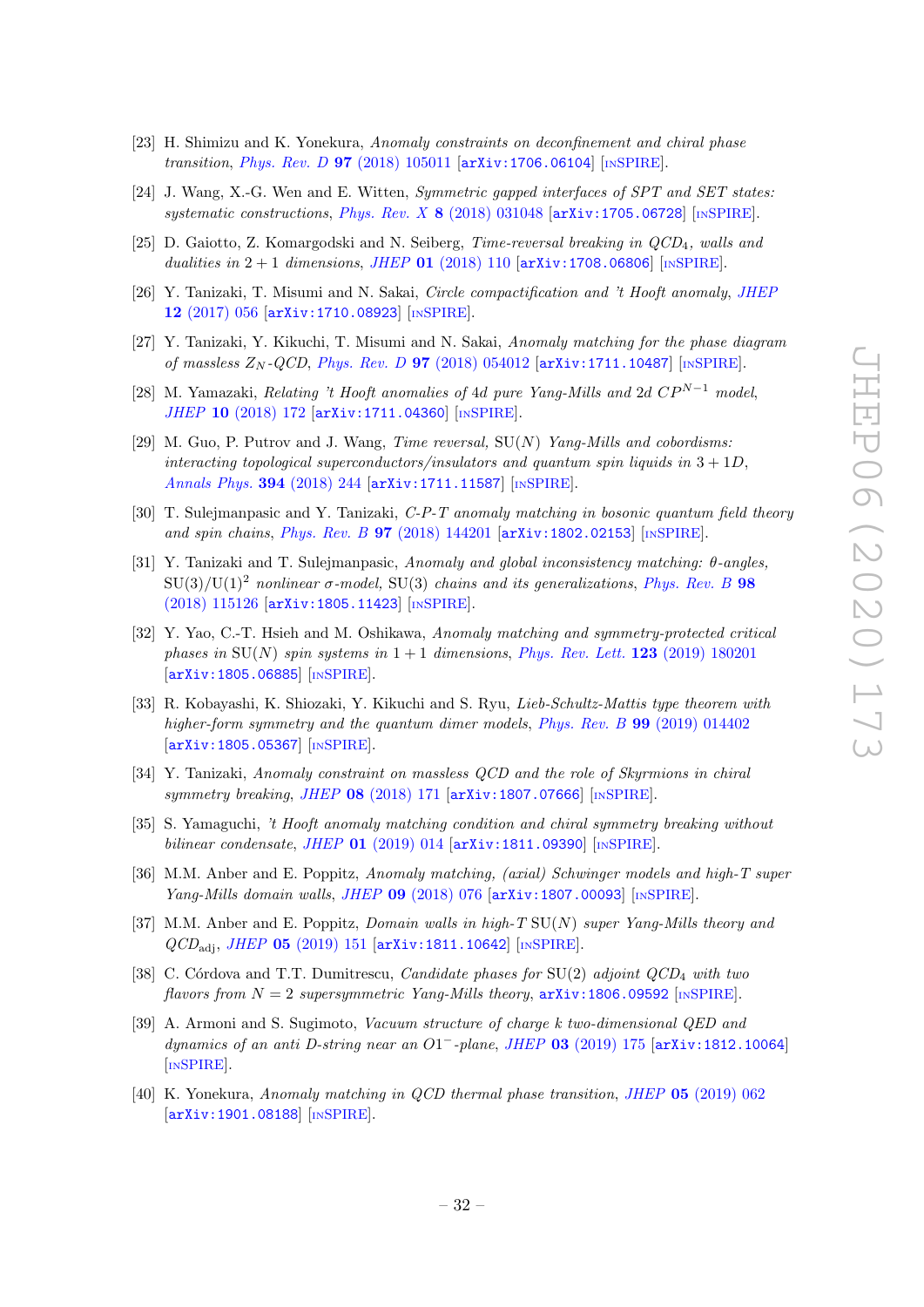[23] H. Shimizu and K. Yonekura, *Anomaly constraints on deconfinement and chiral phase transition*, *Phys. Rev. D* **97** (2018) 105011 [arXiv:1706.06104] [INSPIRE].

[24] J. Wang, X.-G. Wen and E. Witten, *Symmetric gapped interfaces of SPT and SET states: systematic constructions*, *Phys. Rev. X* **8** (2018) 031048 [arXiv:1705.06728] [INSPIRE].

[25] D. Gaiotto, Z. Komargodski and N. Seiberg, *Time-reversal breaking in QCD$_4$, walls and dualities in $2+1$ dimensions*, *JHEP* **01** (2018) 110 [arXiv:1708.06806] [INSPIRE].

[26] Y. Tanizaki, T. Misumi and N. Sakai, *Circle compactification and 't Hooft anomaly*, *JHEP* **12** (2017) 056 [arXiv:1710.08923] [INSPIRE].

[27] Y. Tanizaki, Y. Kikuchi, T. Misumi and N. Sakai, *Anomaly matching for the phase diagram of massless $Z_N$-QCD*, *Phys. Rev. D* **97** (2018) 054012 [arXiv:1711.10487] [INSPIRE].

[28] M. Yamazaki, *Relating 't Hooft anomalies of 4d pure Yang-Mills and 2d $CP^{N-1}$ model*, *JHEP* **10** (2018) 172 [arXiv:1711.04360] [INSPIRE].

[29] M. Guo, P. Putrov and J. Wang, *Time reversal,* SU($N$) *Yang-Mills and cobordisms: interacting topological superconductors/insulators and quantum spin liquids in $3+1D$*, *Annals Phys.* **394** (2018) 244 [arXiv:1711.11587] [INSPIRE].

[30] T. Sulejmanpasic and Y. Tanizaki, *C-P-T anomaly matching in bosonic quantum field theory and spin chains*, *Phys. Rev. B* **97** (2018) 144201 [arXiv:1802.02153] [INSPIRE].

[31] Y. Tanizaki and T. Sulejmanpasic, *Anomaly and global inconsistency matching: θ-angles,* $\mathrm{SU}(3)/\mathrm{U}(1)^2$ *nonlinear σ-model,* SU(3) *chains and its generalizations*, *Phys. Rev. B* **98** (2018) 115126 [arXiv:1805.11423] [INSPIRE].

[32] Y. Yao, C.-T. Hsieh and M. Oshikawa, *Anomaly matching and symmetry-protected critical phases in* SU($N$) *spin systems in $1+1$ dimensions*, *Phys. Rev. Lett.* **123** (2019) 180201 [arXiv:1805.06885] [INSPIRE].

[33] R. Kobayashi, K. Shiozaki, Y. Kikuchi and S. Ryu, *Lieb-Schultz-Mattis type theorem with higher-form symmetry and the quantum dimer models*, *Phys. Rev. B* **99** (2019) 014402 [arXiv:1805.05367] [INSPIRE].

[34] Y. Tanizaki, *Anomaly constraint on massless QCD and the role of Skyrmions in chiral symmetry breaking*, *JHEP* **08** (2018) 171 [arXiv:1807.07666] [INSPIRE].

[35] S. Yamaguchi, *'t Hooft anomaly matching condition and chiral symmetry breaking without bilinear condensate*, *JHEP* **01** (2019) 014 [arXiv:1811.09390] [INSPIRE].

[36] M.M. Anber and E. Poppitz, *Anomaly matching, (axial) Schwinger models and high-T super Yang-Mills domain walls*, *JHEP* **09** (2018) 076 [arXiv:1807.00093] [INSPIRE].

[37] M.M. Anber and E. Poppitz, *Domain walls in high-T* SU($N$) *super Yang-Mills theory and QCD$_{\rm adj}$*, *JHEP* **05** (2019) 151 [arXiv:1811.10642] [INSPIRE].

[38] C. Córdova and T.T. Dumitrescu, *Candidate phases for* SU(2) *adjoint QCD$_4$ with two flavors from $N=2$ supersymmetric Yang-Mills theory*, arXiv:1806.09592 [INSPIRE].

[39] A. Armoni and S. Sugimoto, *Vacuum structure of charge k two-dimensional QED and dynamics of an anti D-string near an O1$^-$-plane*, *JHEP* **03** (2019) 175 [arXiv:1812.10064] [INSPIRE].

[40] K. Yonekura, *Anomaly matching in QCD thermal phase transition*, *JHEP* **05** (2019) 062 [arXiv:1901.08188] [INSPIRE].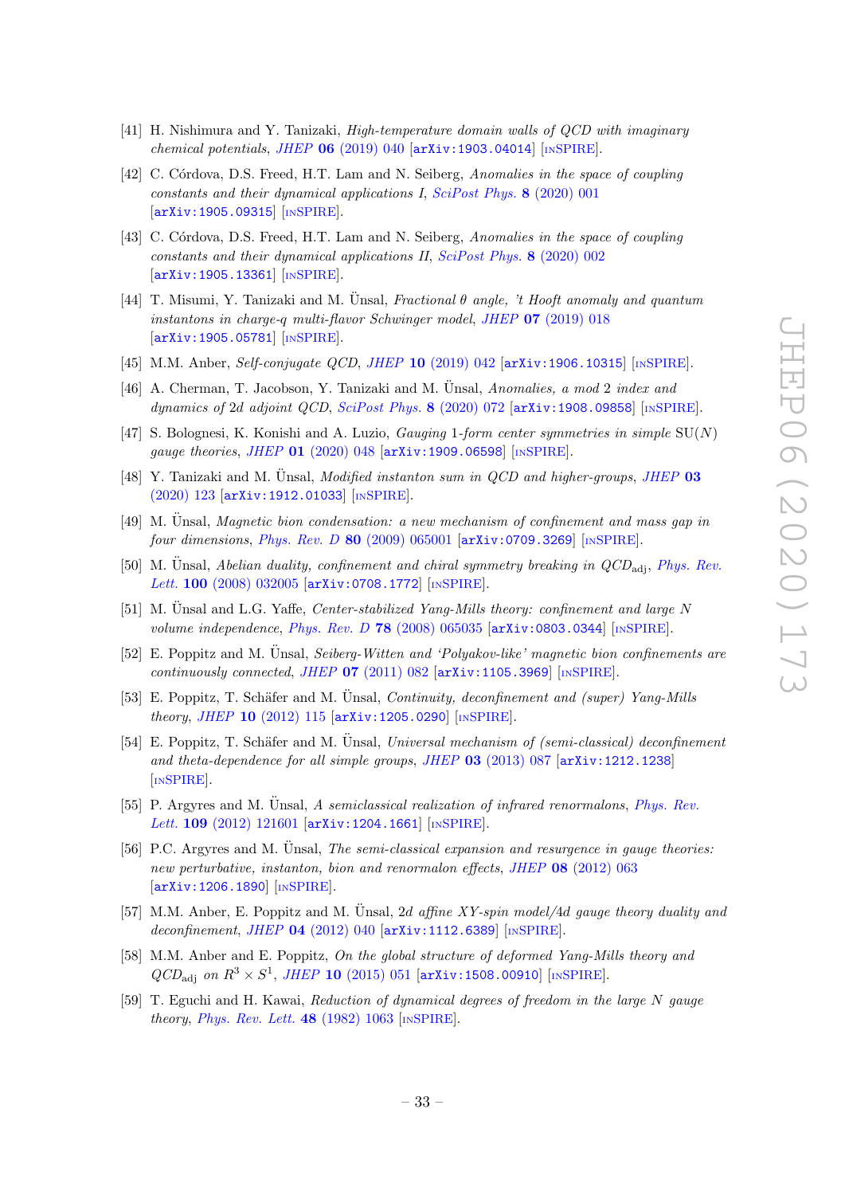[41] H. Nishimura and Y. Tanizaki, *High-temperature domain walls of QCD with imaginary chemical potentials*, *JHEP* **06** (2019) 040 [arXiv:1903.04014] [INSPIRE].

[42] C. Córdova, D.S. Freed, H.T. Lam and N. Seiberg, *Anomalies in the space of coupling constants and their dynamical applications I*, *SciPost Phys.* **8** (2020) 001 [arXiv:1905.09315] [INSPIRE].

[43] C. Córdova, D.S. Freed, H.T. Lam and N. Seiberg, *Anomalies in the space of coupling constants and their dynamical applications II*, *SciPost Phys.* **8** (2020) 002 [arXiv:1905.13361] [INSPIRE].

[44] T. Misumi, Y. Tanizaki and M. Ünsal, *Fractional θ angle, 't Hooft anomaly and quantum instantons in charge-q multi-flavor Schwinger model*, *JHEP* **07** (2019) 018 [arXiv:1905.05781] [INSPIRE].

[45] M.M. Anber, *Self-conjugate QCD*, *JHEP* **10** (2019) 042 [arXiv:1906.10315] [INSPIRE].

[46] A. Cherman, T. Jacobson, Y. Tanizaki and M. Ünsal, *Anomalies, a mod 2 index and dynamics of 2d adjoint QCD*, *SciPost Phys.* **8** (2020) 072 [arXiv:1908.09858] [INSPIRE].

[47] S. Bolognesi, K. Konishi and A. Luzio, *Gauging 1-form center symmetries in simple SU(N) gauge theories*, *JHEP* **01** (2020) 048 [arXiv:1909.06598] [INSPIRE].

[48] Y. Tanizaki and M. Ünsal, *Modified instanton sum in QCD and higher-groups*, *JHEP* **03** (2020) 123 [arXiv:1912.01033] [INSPIRE].

[49] M. Ünsal, *Magnetic bion condensation: a new mechanism of confinement and mass gap in four dimensions*, *Phys. Rev. D* **80** (2009) 065001 [arXiv:0709.3269] [INSPIRE].

[50] M. Ünsal, *Abelian duality, confinement and chiral symmetry breaking in QCD*$_{\text{adj}}$, *Phys. Rev. Lett.* **100** (2008) 032005 [arXiv:0708.1772] [INSPIRE].

[51] M. Ünsal and L.G. Yaffe, *Center-stabilized Yang-Mills theory: confinement and large N volume independence*, *Phys. Rev. D* **78** (2008) 065035 [arXiv:0803.0344] [INSPIRE].

[52] E. Poppitz and M. Ünsal, *Seiberg-Witten and 'Polyakov-like' magnetic bion confinements are continuously connected*, *JHEP* **07** (2011) 082 [arXiv:1105.3969] [INSPIRE].

[53] E. Poppitz, T. Schäfer and M. Ünsal, *Continuity, deconfinement and (super) Yang-Mills theory*, *JHEP* **10** (2012) 115 [arXiv:1205.0290] [INSPIRE].

[54] E. Poppitz, T. Schäfer and M. Ünsal, *Universal mechanism of (semi-classical) deconfinement and theta-dependence for all simple groups*, *JHEP* **03** (2013) 087 [arXiv:1212.1238] [INSPIRE].

[55] P. Argyres and M. Ünsal, *A semiclassical realization of infrared renormalons*, *Phys. Rev. Lett.* **109** (2012) 121601 [arXiv:1204.1661] [INSPIRE].

[56] P.C. Argyres and M. Ünsal, *The semi-classical expansion and resurgence in gauge theories: new perturbative, instanton, bion and renormalon effects*, *JHEP* **08** (2012) 063 [arXiv:1206.1890] [INSPIRE].

[57] M.M. Anber, E. Poppitz and M. Ünsal, *2d affine XY-spin model/4d gauge theory duality and deconfinement*, *JHEP* **04** (2012) 040 [arXiv:1112.6389] [INSPIRE].

[58] M.M. Anber and E. Poppitz, *On the global structure of deformed Yang-Mills theory and QCD*$_{\text{adj}}$ *on* $R^3 \times S^1$, *JHEP* **10** (2015) 051 [arXiv:1508.00910] [INSPIRE].

[59] T. Eguchi and H. Kawai, *Reduction of dynamical degrees of freedom in the large N gauge theory*, *Phys. Rev. Lett.* **48** (1982) 1063 [INSPIRE].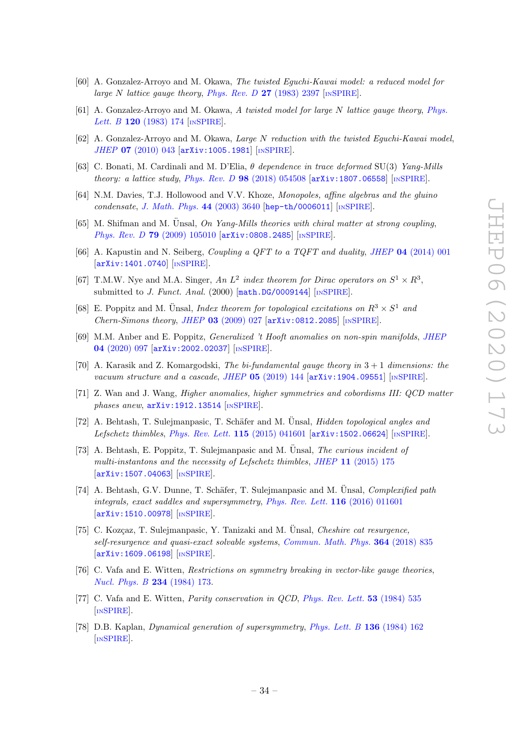[60] A. Gonzalez-Arroyo and M. Okawa, *The twisted Eguchi-Kawai model: a reduced model for large N lattice gauge theory*, *Phys. Rev. D* **27** (1983) 2397 [INSPIRE].

[61] A. Gonzalez-Arroyo and M. Okawa, *A twisted model for large N lattice gauge theory*, *Phys. Lett. B* **120** (1983) 174 [INSPIRE].

[62] A. Gonzalez-Arroyo and M. Okawa, *Large N reduction with the twisted Eguchi-Kawai model*, *JHEP* **07** (2010) 043 [arXiv:1005.1981] [INSPIRE].

[63] C. Bonati, M. Cardinali and M. D'Elia, *θ dependence in trace deformed* SU(3) *Yang-Mills theory: a lattice study*, *Phys. Rev. D* **98** (2018) 054508 [arXiv:1807.06558] [INSPIRE].

[64] N.M. Davies, T.J. Hollowood and V.V. Khoze, *Monopoles, affine algebras and the gluino condensate*, *J. Math. Phys.* **44** (2003) 3640 [hep-th/0006011] [INSPIRE].

[65] M. Shifman and M. Ünsal, *On Yang-Mills theories with chiral matter at strong coupling*, *Phys. Rev. D* **79** (2009) 105010 [arXiv:0808.2485] [INSPIRE].

[66] A. Kapustin and N. Seiberg, *Coupling a QFT to a TQFT and duality*, *JHEP* **04** (2014) 001 [arXiv:1401.0740] [INSPIRE].

[67] T.M.W. Nye and M.A. Singer, *An $L^2$ index theorem for Dirac operators on $S^1 \times R^3$*, submitted to *J. Funct. Anal.* (2000) [math.DG/0009144] [INSPIRE].

[68] E. Poppitz and M. Ünsal, *Index theorem for topological excitations on $R^3 \times S^1$ and Chern-Simons theory*, *JHEP* **03** (2009) 027 [arXiv:0812.2085] [INSPIRE].

[69] M.M. Anber and E. Poppitz, *Generalized 't Hooft anomalies on non-spin manifolds*, *JHEP* **04** (2020) 097 [arXiv:2002.02037] [INSPIRE].

[70] A. Karasik and Z. Komargodski, *The bi-fundamental gauge theory in 3 + 1 dimensions: the vacuum structure and a cascade*, *JHEP* **05** (2019) 144 [arXiv:1904.09551] [INSPIRE].

[71] Z. Wan and J. Wang, *Higher anomalies, higher symmetries and cobordisms III: QCD matter phases anew*, arXiv:1912.13514 [INSPIRE].

[72] A. Behtash, T. Sulejmanpasic, T. Schäfer and M. Ünsal, *Hidden topological angles and Lefschetz thimbles*, *Phys. Rev. Lett.* **115** (2015) 041601 [arXiv:1502.06624] [INSPIRE].

[73] A. Behtash, E. Poppitz, T. Sulejmanpasic and M. Ünsal, *The curious incident of multi-instantons and the necessity of Lefschetz thimbles*, *JHEP* **11** (2015) 175 [arXiv:1507.04063] [INSPIRE].

[74] A. Behtash, G.V. Dunne, T. Schäfer, T. Sulejmanpasic and M. Ünsal, *Complexified path integrals, exact saddles and supersymmetry*, *Phys. Rev. Lett.* **116** (2016) 011601 [arXiv:1510.00978] [INSPIRE].

[75] C. Kozçaz, T. Sulejmanpasic, Y. Tanizaki and M. Ünsal, *Cheshire cat resurgence, self-resurgence and quasi-exact solvable systems*, *Commun. Math. Phys.* **364** (2018) 835 [arXiv:1609.06198] [INSPIRE].

[76] C. Vafa and E. Witten, *Restrictions on symmetry breaking in vector-like gauge theories*, *Nucl. Phys. B* **234** (1984) 173.

[77] C. Vafa and E. Witten, *Parity conservation in QCD*, *Phys. Rev. Lett.* **53** (1984) 535 [INSPIRE].

[78] D.B. Kaplan, *Dynamical generation of supersymmetry*, *Phys. Lett. B* **136** (1984) 162 [INSPIRE].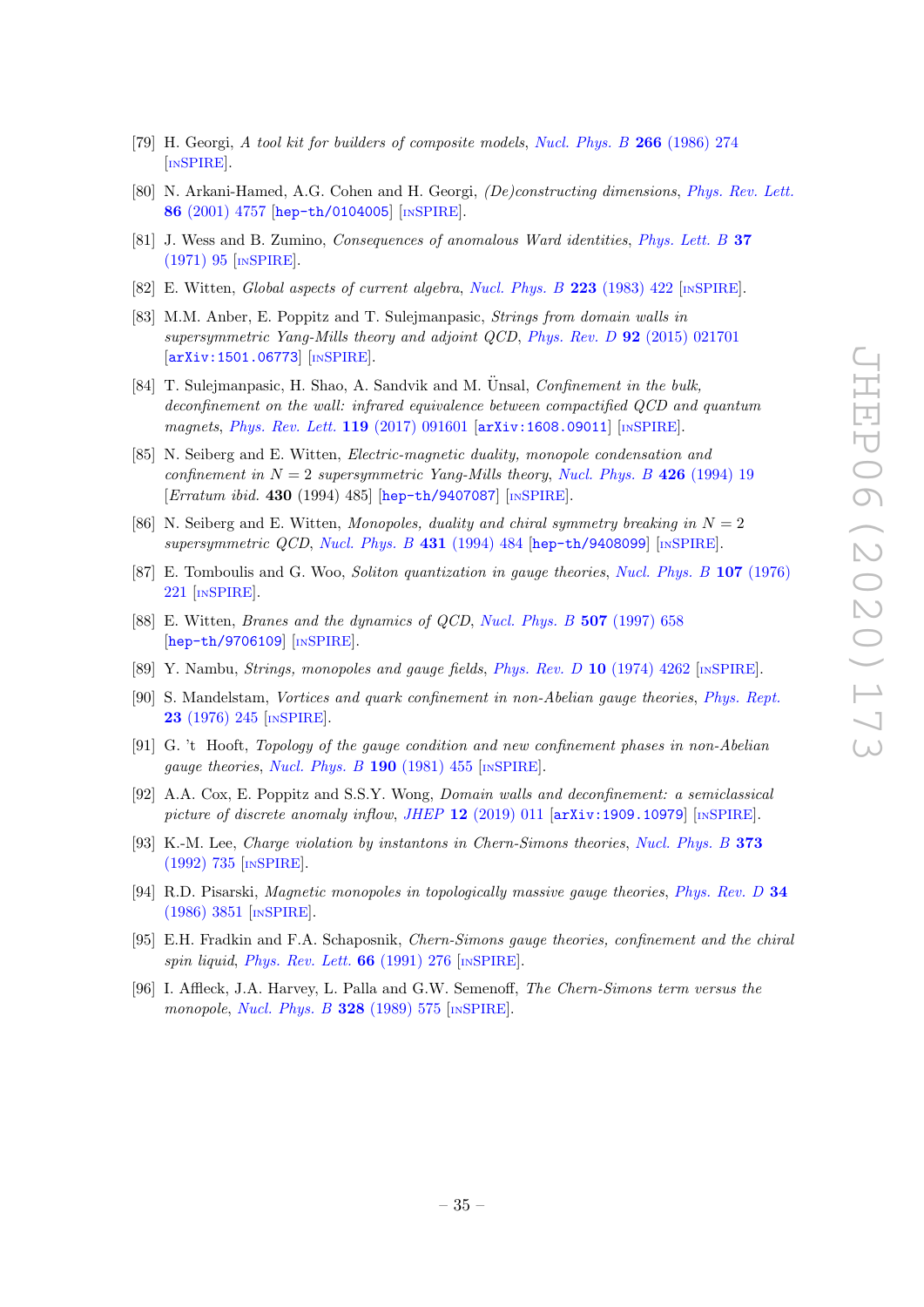[79] H. Georgi, *A tool kit for builders of composite models*, *Nucl. Phys. B* **266** (1986) 274 [INSPIRE].

[80] N. Arkani-Hamed, A.G. Cohen and H. Georgi, *(De)constructing dimensions*, *Phys. Rev. Lett.* **86** (2001) 4757 [hep-th/0104005] [INSPIRE].

[81] J. Wess and B. Zumino, *Consequences of anomalous Ward identities*, *Phys. Lett. B* **37** (1971) 95 [INSPIRE].

[82] E. Witten, *Global aspects of current algebra*, *Nucl. Phys. B* **223** (1983) 422 [INSPIRE].

[83] M.M. Anber, E. Poppitz and T. Sulejmanpasic, *Strings from domain walls in supersymmetric Yang-Mills theory and adjoint QCD*, *Phys. Rev. D* **92** (2015) 021701 [arXiv:1501.06773] [INSPIRE].

[84] T. Sulejmanpasic, H. Shao, A. Sandvik and M. Ünsal, *Confinement in the bulk, deconfinement on the wall: infrared equivalence between compactified QCD and quantum magnets*, *Phys. Rev. Lett.* **119** (2017) 091601 [arXiv:1608.09011] [INSPIRE].

[85] N. Seiberg and E. Witten, *Electric-magnetic duality, monopole condensation and confinement in $N = 2$ supersymmetric Yang-Mills theory*, *Nucl. Phys. B* **426** (1994) 19 [*Erratum ibid.* **430** (1994) 485] [hep-th/9407087] [INSPIRE].

[86] N. Seiberg and E. Witten, *Monopoles, duality and chiral symmetry breaking in $N = 2$ supersymmetric QCD*, *Nucl. Phys. B* **431** (1994) 484 [hep-th/9408099] [INSPIRE].

[87] E. Tomboulis and G. Woo, *Soliton quantization in gauge theories*, *Nucl. Phys. B* **107** (1976) 221 [INSPIRE].

[88] E. Witten, *Branes and the dynamics of QCD*, *Nucl. Phys. B* **507** (1997) 658 [hep-th/9706109] [INSPIRE].

[89] Y. Nambu, *Strings, monopoles and gauge fields*, *Phys. Rev. D* **10** (1974) 4262 [INSPIRE].

[90] S. Mandelstam, *Vortices and quark confinement in non-Abelian gauge theories*, *Phys. Rept.* **23** (1976) 245 [INSPIRE].

[91] G. 't Hooft, *Topology of the gauge condition and new confinement phases in non-Abelian gauge theories*, *Nucl. Phys. B* **190** (1981) 455 [INSPIRE].

[92] A.A. Cox, E. Poppitz and S.S.Y. Wong, *Domain walls and deconfinement: a semiclassical picture of discrete anomaly inflow*, *JHEP* **12** (2019) 011 [arXiv:1909.10979] [INSPIRE].

[93] K.-M. Lee, *Charge violation by instantons in Chern-Simons theories*, *Nucl. Phys. B* **373** (1992) 735 [INSPIRE].

[94] R.D. Pisarski, *Magnetic monopoles in topologically massive gauge theories*, *Phys. Rev. D* **34** (1986) 3851 [INSPIRE].

[95] E.H. Fradkin and F.A. Schaposnik, *Chern-Simons gauge theories, confinement and the chiral spin liquid*, *Phys. Rev. Lett.* **66** (1991) 276 [INSPIRE].

[96] I. Affleck, J.A. Harvey, L. Palla and G.W. Semenoff, *The Chern-Simons term versus the monopole*, *Nucl. Phys. B* **328** (1989) 575 [INSPIRE].